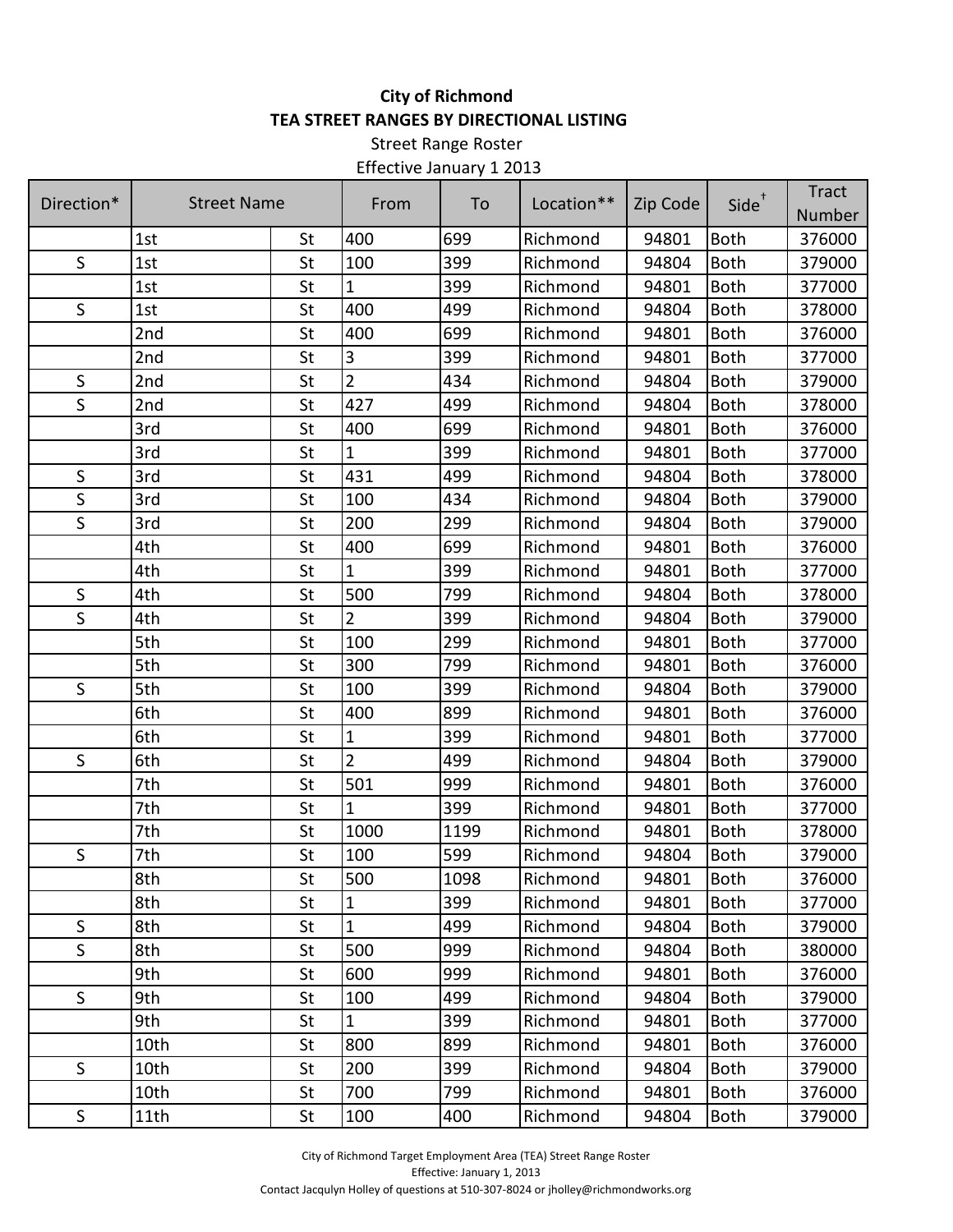**City of Richmond**

**TEA STREET RANGES BY DIRECTIONAL LISTING**

Street Range Roster

Effective January 1 2013

| Direction* | Street Name | | From | To | Location** | Zip Code | Side† | Tract Number |
|---|---|---|---|---|---|---|---|---|
| | 1st | St | 400 | 699 | Richmond | 94801 | Both | 376000 |
| S | 1st | St | 100 | 399 | Richmond | 94804 | Both | 379000 |
| | 1st | St | 1 | 399 | Richmond | 94801 | Both | 377000 |
| S | 1st | St | 400 | 499 | Richmond | 94804 | Both | 378000 |
| | 2nd | St | 400 | 699 | Richmond | 94801 | Both | 376000 |
| | 2nd | St | 3 | 399 | Richmond | 94801 | Both | 377000 |
| S | 2nd | St | 2 | 434 | Richmond | 94804 | Both | 379000 |
| S | 2nd | St | 427 | 499 | Richmond | 94804 | Both | 378000 |
| | 3rd | St | 400 | 699 | Richmond | 94801 | Both | 376000 |
| | 3rd | St | 1 | 399 | Richmond | 94801 | Both | 377000 |
| S | 3rd | St | 431 | 499 | Richmond | 94804 | Both | 378000 |
| S | 3rd | St | 100 | 434 | Richmond | 94804 | Both | 379000 |
| S | 3rd | St | 200 | 299 | Richmond | 94804 | Both | 379000 |
| | 4th | St | 400 | 699 | Richmond | 94801 | Both | 376000 |
| | 4th | St | 1 | 399 | Richmond | 94801 | Both | 377000 |
| S | 4th | St | 500 | 799 | Richmond | 94804 | Both | 378000 |
| S | 4th | St | 2 | 399 | Richmond | 94804 | Both | 379000 |
| | 5th | St | 100 | 299 | Richmond | 94801 | Both | 377000 |
| | 5th | St | 300 | 799 | Richmond | 94801 | Both | 376000 |
| S | 5th | St | 100 | 399 | Richmond | 94804 | Both | 379000 |
| | 6th | St | 400 | 899 | Richmond | 94801 | Both | 376000 |
| | 6th | St | 1 | 399 | Richmond | 94801 | Both | 377000 |
| S | 6th | St | 2 | 499 | Richmond | 94804 | Both | 379000 |
| | 7th | St | 501 | 999 | Richmond | 94801 | Both | 376000 |
| | 7th | St | 1 | 399 | Richmond | 94801 | Both | 377000 |
| | 7th | St | 1000 | 1199 | Richmond | 94801 | Both | 378000 |
| S | 7th | St | 100 | 599 | Richmond | 94804 | Both | 379000 |
| | 8th | St | 500 | 1098 | Richmond | 94801 | Both | 376000 |
| | 8th | St | 1 | 399 | Richmond | 94801 | Both | 377000 |
| S | 8th | St | 1 | 499 | Richmond | 94804 | Both | 379000 |
| S | 8th | St | 500 | 999 | Richmond | 94804 | Both | 380000 |
| | 9th | St | 600 | 999 | Richmond | 94801 | Both | 376000 |
| S | 9th | St | 100 | 499 | Richmond | 94804 | Both | 379000 |
| | 9th | St | 1 | 399 | Richmond | 94801 | Both | 377000 |
| | 10th | St | 800 | 899 | Richmond | 94801 | Both | 376000 |
| S | 10th | St | 200 | 399 | Richmond | 94804 | Both | 379000 |
| | 10th | St | 700 | 799 | Richmond | 94801 | Both | 376000 |
| S | 11th | St | 100 | 400 | Richmond | 94804 | Both | 379000 |

City of Richmond Target Employment Area (TEA) Street Range Roster
Effective: January 1, 2013
Contact Jacqulyn Holley of questions at 510-307-8024 or jholley@richmondworks.org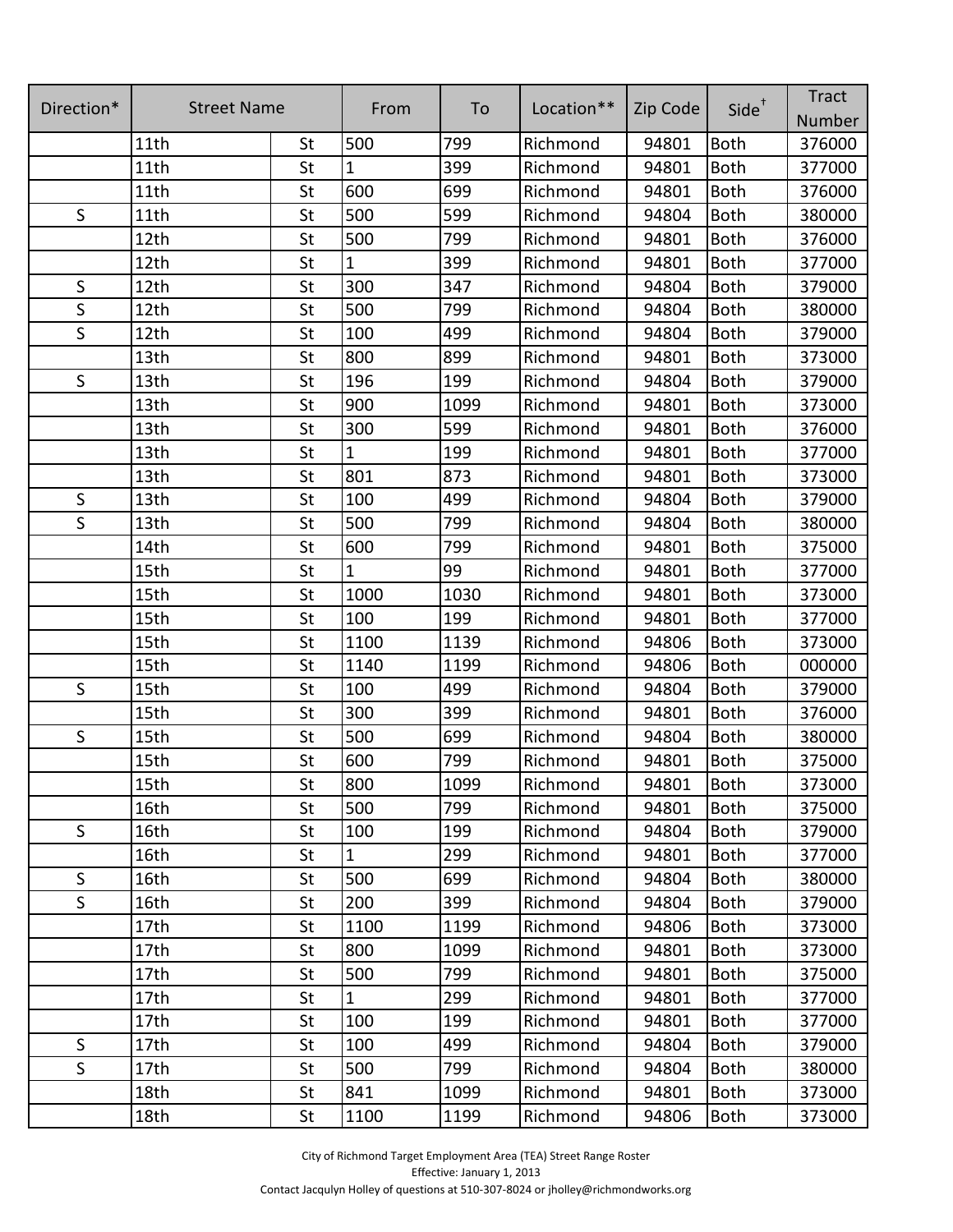| Direction* | Street Name | | From | To | Location** | Zip Code | Side† | Tract Number |
|---|---|---|---|---|---|---|---|---|
| | 11th | St | 500 | 799 | Richmond | 94801 | Both | 376000 |
| | 11th | St | 1 | 399 | Richmond | 94801 | Both | 377000 |
| | 11th | St | 600 | 699 | Richmond | 94801 | Both | 376000 |
| S | 11th | St | 500 | 599 | Richmond | 94804 | Both | 380000 |
| | 12th | St | 500 | 799 | Richmond | 94801 | Both | 376000 |
| | 12th | St | 1 | 399 | Richmond | 94801 | Both | 377000 |
| S | 12th | St | 300 | 347 | Richmond | 94804 | Both | 379000 |
| S | 12th | St | 500 | 799 | Richmond | 94804 | Both | 380000 |
| S | 12th | St | 100 | 499 | Richmond | 94804 | Both | 379000 |
| | 13th | St | 800 | 899 | Richmond | 94801 | Both | 373000 |
| S | 13th | St | 196 | 199 | Richmond | 94804 | Both | 379000 |
| | 13th | St | 900 | 1099 | Richmond | 94801 | Both | 373000 |
| | 13th | St | 300 | 599 | Richmond | 94801 | Both | 376000 |
| | 13th | St | 1 | 199 | Richmond | 94801 | Both | 377000 |
| | 13th | St | 801 | 873 | Richmond | 94801 | Both | 373000 |
| S | 13th | St | 100 | 499 | Richmond | 94804 | Both | 379000 |
| S | 13th | St | 500 | 799 | Richmond | 94804 | Both | 380000 |
| | 14th | St | 600 | 799 | Richmond | 94801 | Both | 375000 |
| | 15th | St | 1 | 99 | Richmond | 94801 | Both | 377000 |
| | 15th | St | 1000 | 1030 | Richmond | 94801 | Both | 373000 |
| | 15th | St | 100 | 199 | Richmond | 94801 | Both | 377000 |
| | 15th | St | 1100 | 1139 | Richmond | 94806 | Both | 373000 |
| | 15th | St | 1140 | 1199 | Richmond | 94806 | Both | 000000 |
| S | 15th | St | 100 | 499 | Richmond | 94804 | Both | 379000 |
| | 15th | St | 300 | 399 | Richmond | 94801 | Both | 376000 |
| S | 15th | St | 500 | 699 | Richmond | 94804 | Both | 380000 |
| | 15th | St | 600 | 799 | Richmond | 94801 | Both | 375000 |
| | 15th | St | 800 | 1099 | Richmond | 94801 | Both | 373000 |
| | 16th | St | 500 | 799 | Richmond | 94801 | Both | 375000 |
| S | 16th | St | 100 | 199 | Richmond | 94804 | Both | 379000 |
| | 16th | St | 1 | 299 | Richmond | 94801 | Both | 377000 |
| S | 16th | St | 500 | 699 | Richmond | 94804 | Both | 380000 |
| S | 16th | St | 200 | 399 | Richmond | 94804 | Both | 379000 |
| | 17th | St | 1100 | 1199 | Richmond | 94806 | Both | 373000 |
| | 17th | St | 800 | 1099 | Richmond | 94801 | Both | 373000 |
| | 17th | St | 500 | 799 | Richmond | 94801 | Both | 375000 |
| | 17th | St | 1 | 299 | Richmond | 94801 | Both | 377000 |
| | 17th | St | 100 | 199 | Richmond | 94801 | Both | 377000 |
| S | 17th | St | 100 | 499 | Richmond | 94804 | Both | 379000 |
| S | 17th | St | 500 | 799 | Richmond | 94804 | Both | 380000 |
| | 18th | St | 841 | 1099 | Richmond | 94801 | Both | 373000 |
| | 18th | St | 1100 | 1199 | Richmond | 94806 | Both | 373000 |

City of Richmond Target Employment Area (TEA) Street Range Roster
Effective: January 1, 2013
Contact Jacqulyn Holley of questions at 510-307-8024 or jholley@richmondworks.org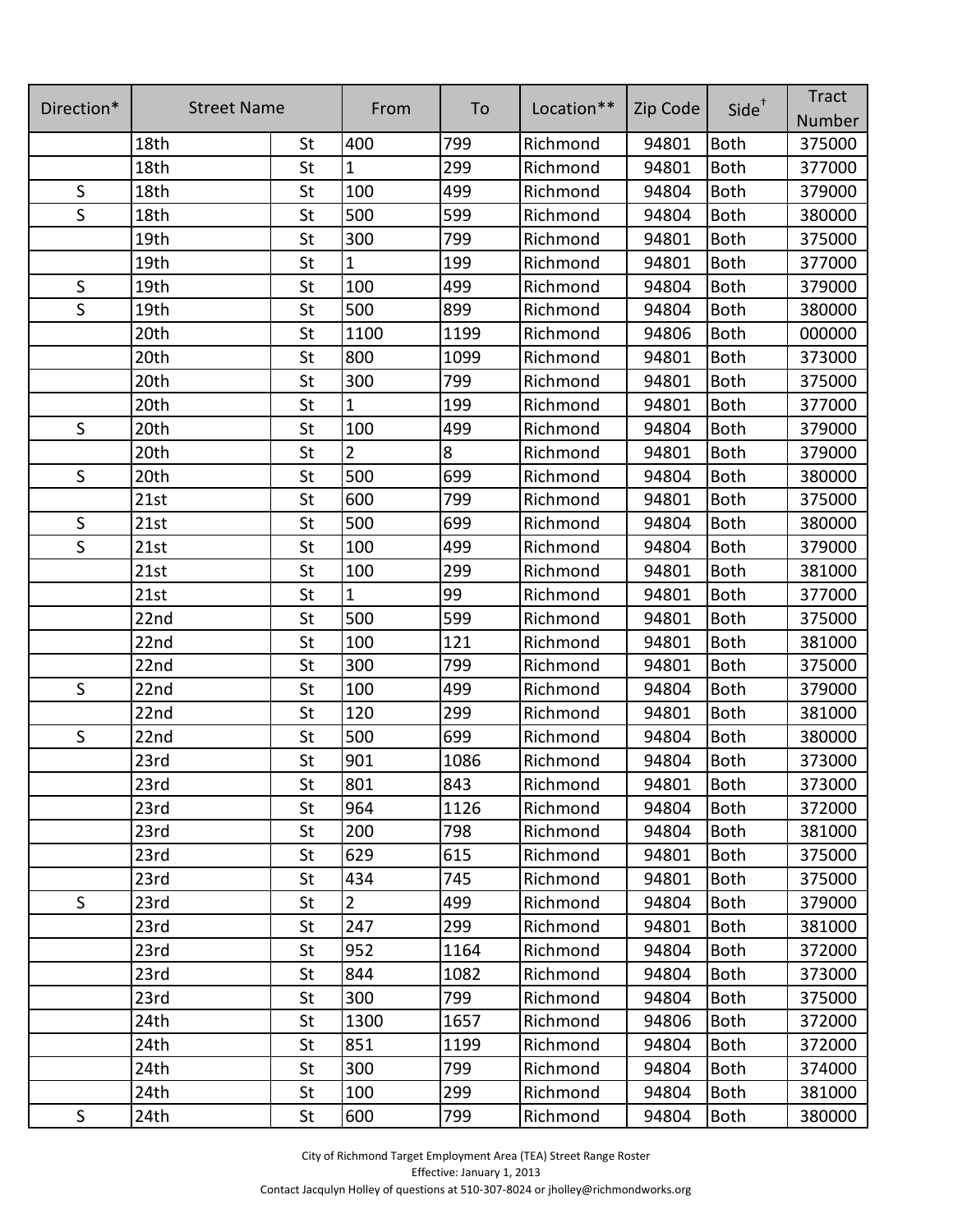| Direction* | Street Name | | From | To | Location** | Zip Code | Side† | Tract Number |
|---|---|---|---|---|---|---|---|---|
| | 18th | St | 400 | 799 | Richmond | 94801 | Both | 375000 |
| | 18th | St | 1 | 299 | Richmond | 94801 | Both | 377000 |
| S | 18th | St | 100 | 499 | Richmond | 94804 | Both | 379000 |
| S | 18th | St | 500 | 599 | Richmond | 94804 | Both | 380000 |
| | 19th | St | 300 | 799 | Richmond | 94801 | Both | 375000 |
| | 19th | St | 1 | 199 | Richmond | 94801 | Both | 377000 |
| S | 19th | St | 100 | 499 | Richmond | 94804 | Both | 379000 |
| S | 19th | St | 500 | 899 | Richmond | 94804 | Both | 380000 |
| | 20th | St | 1100 | 1199 | Richmond | 94806 | Both | 000000 |
| | 20th | St | 800 | 1099 | Richmond | 94801 | Both | 373000 |
| | 20th | St | 300 | 799 | Richmond | 94801 | Both | 375000 |
| | 20th | St | 1 | 199 | Richmond | 94801 | Both | 377000 |
| S | 20th | St | 100 | 499 | Richmond | 94804 | Both | 379000 |
| | 20th | St | 2 | 8 | Richmond | 94801 | Both | 379000 |
| S | 20th | St | 500 | 699 | Richmond | 94804 | Both | 380000 |
| | 21st | St | 600 | 799 | Richmond | 94801 | Both | 375000 |
| S | 21st | St | 500 | 699 | Richmond | 94804 | Both | 380000 |
| S | 21st | St | 100 | 499 | Richmond | 94804 | Both | 379000 |
| | 21st | St | 100 | 299 | Richmond | 94801 | Both | 381000 |
| | 21st | St | 1 | 99 | Richmond | 94801 | Both | 377000 |
| | 22nd | St | 500 | 599 | Richmond | 94801 | Both | 375000 |
| | 22nd | St | 100 | 121 | Richmond | 94801 | Both | 381000 |
| | 22nd | St | 300 | 799 | Richmond | 94801 | Both | 375000 |
| S | 22nd | St | 100 | 499 | Richmond | 94804 | Both | 379000 |
| | 22nd | St | 120 | 299 | Richmond | 94801 | Both | 381000 |
| S | 22nd | St | 500 | 699 | Richmond | 94804 | Both | 380000 |
| | 23rd | St | 901 | 1086 | Richmond | 94804 | Both | 373000 |
| | 23rd | St | 801 | 843 | Richmond | 94801 | Both | 373000 |
| | 23rd | St | 964 | 1126 | Richmond | 94804 | Both | 372000 |
| | 23rd | St | 200 | 798 | Richmond | 94804 | Both | 381000 |
| | 23rd | St | 629 | 615 | Richmond | 94801 | Both | 375000 |
| | 23rd | St | 434 | 745 | Richmond | 94801 | Both | 375000 |
| S | 23rd | St | 2 | 499 | Richmond | 94804 | Both | 379000 |
| | 23rd | St | 247 | 299 | Richmond | 94801 | Both | 381000 |
| | 23rd | St | 952 | 1164 | Richmond | 94804 | Both | 372000 |
| | 23rd | St | 844 | 1082 | Richmond | 94804 | Both | 373000 |
| | 23rd | St | 300 | 799 | Richmond | 94804 | Both | 375000 |
| | 24th | St | 1300 | 1657 | Richmond | 94806 | Both | 372000 |
| | 24th | St | 851 | 1199 | Richmond | 94804 | Both | 372000 |
| | 24th | St | 300 | 799 | Richmond | 94804 | Both | 374000 |
| | 24th | St | 100 | 299 | Richmond | 94804 | Both | 381000 |
| S | 24th | St | 600 | 799 | Richmond | 94804 | Both | 380000 |

City of Richmond Target Employment Area (TEA) Street Range Roster
Effective: January 1, 2013
Contact Jacqulyn Holley of questions at 510-307-8024 or jholley@richmondworks.org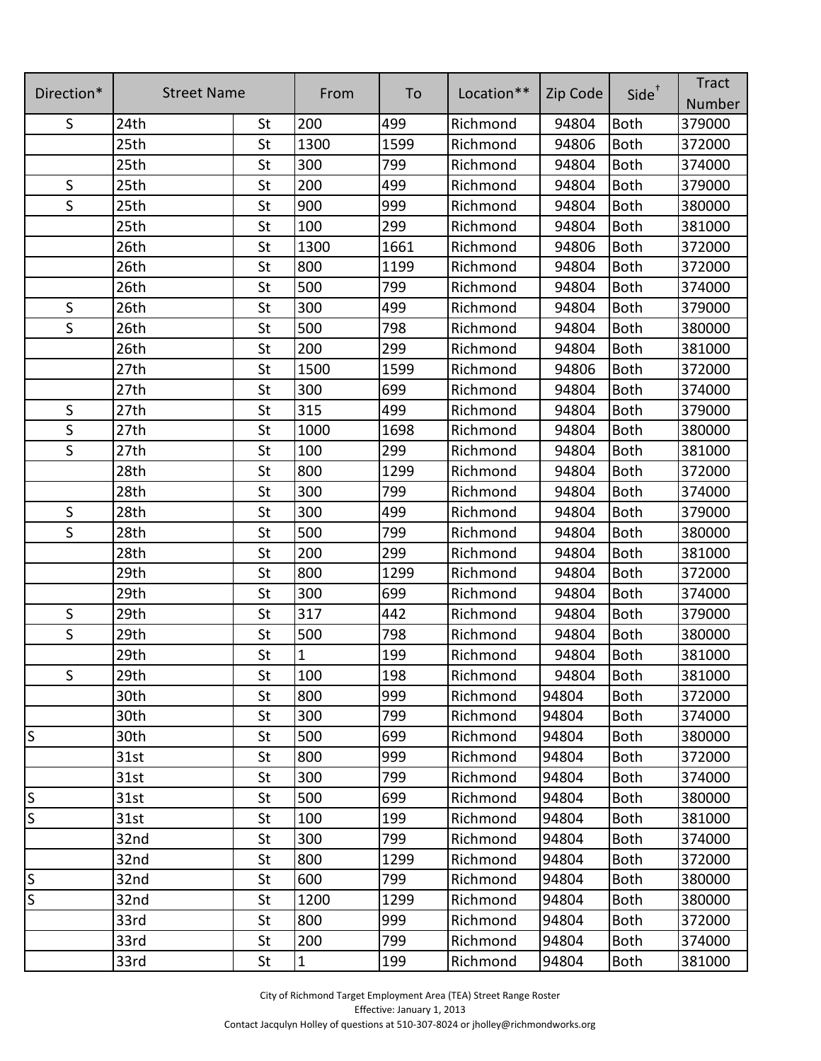| Direction* | Street Name | | From | To | Location** | Zip Code | Side† | Tract Number |
|---|---|---|---|---|---|---|---|---|
| S | 24th | St | 200 | 499 | Richmond | 94804 | Both | 379000 |
| | 25th | St | 1300 | 1599 | Richmond | 94806 | Both | 372000 |
| | 25th | St | 300 | 799 | Richmond | 94804 | Both | 374000 |
| S | 25th | St | 200 | 499 | Richmond | 94804 | Both | 379000 |
| S | 25th | St | 900 | 999 | Richmond | 94804 | Both | 380000 |
| | 25th | St | 100 | 299 | Richmond | 94804 | Both | 381000 |
| | 26th | St | 1300 | 1661 | Richmond | 94806 | Both | 372000 |
| | 26th | St | 800 | 1199 | Richmond | 94804 | Both | 372000 |
| | 26th | St | 500 | 799 | Richmond | 94804 | Both | 374000 |
| S | 26th | St | 300 | 499 | Richmond | 94804 | Both | 379000 |
| S | 26th | St | 500 | 798 | Richmond | 94804 | Both | 380000 |
| | 26th | St | 200 | 299 | Richmond | 94804 | Both | 381000 |
| | 27th | St | 1500 | 1599 | Richmond | 94806 | Both | 372000 |
| | 27th | St | 300 | 699 | Richmond | 94804 | Both | 374000 |
| S | 27th | St | 315 | 499 | Richmond | 94804 | Both | 379000 |
| S | 27th | St | 1000 | 1698 | Richmond | 94804 | Both | 380000 |
| S | 27th | St | 100 | 299 | Richmond | 94804 | Both | 381000 |
| | 28th | St | 800 | 1299 | Richmond | 94804 | Both | 372000 |
| | 28th | St | 300 | 799 | Richmond | 94804 | Both | 374000 |
| S | 28th | St | 300 | 499 | Richmond | 94804 | Both | 379000 |
| S | 28th | St | 500 | 799 | Richmond | 94804 | Both | 380000 |
| | 28th | St | 200 | 299 | Richmond | 94804 | Both | 381000 |
| | 29th | St | 800 | 1299 | Richmond | 94804 | Both | 372000 |
| | 29th | St | 300 | 699 | Richmond | 94804 | Both | 374000 |
| S | 29th | St | 317 | 442 | Richmond | 94804 | Both | 379000 |
| S | 29th | St | 500 | 798 | Richmond | 94804 | Both | 380000 |
| | 29th | St | 1 | 199 | Richmond | 94804 | Both | 381000 |
| S | 29th | St | 100 | 198 | Richmond | 94804 | Both | 381000 |
| | 30th | St | 800 | 999 | Richmond | 94804 | Both | 372000 |
| | 30th | St | 300 | 799 | Richmond | 94804 | Both | 374000 |
| S | 30th | St | 500 | 699 | Richmond | 94804 | Both | 380000 |
| | 31st | St | 800 | 999 | Richmond | 94804 | Both | 372000 |
| | 31st | St | 300 | 799 | Richmond | 94804 | Both | 374000 |
| S | 31st | St | 500 | 699 | Richmond | 94804 | Both | 380000 |
| S | 31st | St | 100 | 199 | Richmond | 94804 | Both | 381000 |
| | 32nd | St | 300 | 799 | Richmond | 94804 | Both | 374000 |
| | 32nd | St | 800 | 1299 | Richmond | 94804 | Both | 372000 |
| S | 32nd | St | 600 | 799 | Richmond | 94804 | Both | 380000 |
| S | 32nd | St | 1200 | 1299 | Richmond | 94804 | Both | 380000 |
| | 33rd | St | 800 | 999 | Richmond | 94804 | Both | 372000 |
| | 33rd | St | 200 | 799 | Richmond | 94804 | Both | 374000 |
| | 33rd | St | 1 | 199 | Richmond | 94804 | Both | 381000 |

City of Richmond Target Employment Area (TEA) Street Range Roster
Effective: January 1, 2013
Contact Jacqulyn Holley of questions at 510-307-8024 or jholley@richmondworks.org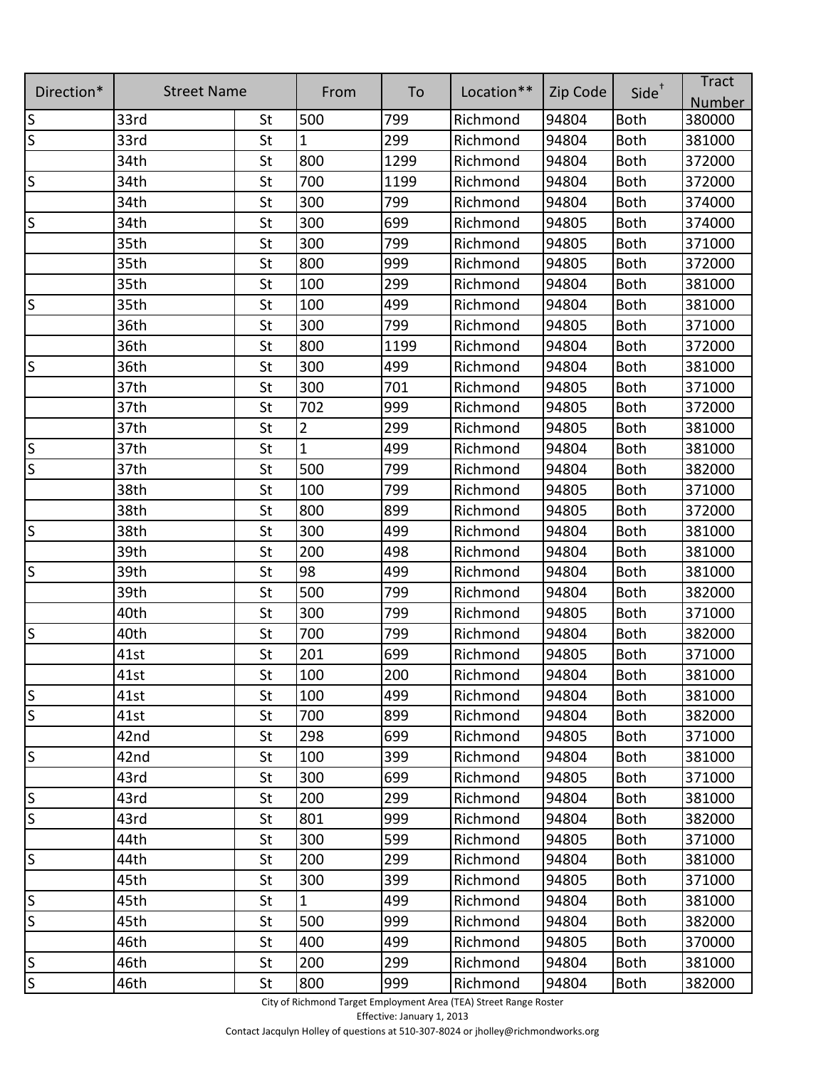| Direction* | Street Name | | From | To | Location** | Zip Code | Side† | Tract Number |
|---|---|---|---|---|---|---|---|---|
| S | 33rd | St | 500 | 799 | Richmond | 94804 | Both | 380000 |
| S | 33rd | St | 1 | 299 | Richmond | 94804 | Both | 381000 |
| | 34th | St | 800 | 1299 | Richmond | 94804 | Both | 372000 |
| S | 34th | St | 700 | 1199 | Richmond | 94804 | Both | 372000 |
| | 34th | St | 300 | 799 | Richmond | 94804 | Both | 374000 |
| S | 34th | St | 300 | 699 | Richmond | 94805 | Both | 374000 |
| | 35th | St | 300 | 799 | Richmond | 94805 | Both | 371000 |
| | 35th | St | 800 | 999 | Richmond | 94805 | Both | 372000 |
| | 35th | St | 100 | 299 | Richmond | 94804 | Both | 381000 |
| S | 35th | St | 100 | 499 | Richmond | 94804 | Both | 381000 |
| | 36th | St | 300 | 799 | Richmond | 94805 | Both | 371000 |
| | 36th | St | 800 | 1199 | Richmond | 94804 | Both | 372000 |
| S | 36th | St | 300 | 499 | Richmond | 94804 | Both | 381000 |
| | 37th | St | 300 | 701 | Richmond | 94805 | Both | 371000 |
| | 37th | St | 702 | 999 | Richmond | 94805 | Both | 372000 |
| | 37th | St | 2 | 299 | Richmond | 94805 | Both | 381000 |
| S | 37th | St | 1 | 499 | Richmond | 94804 | Both | 381000 |
| S | 37th | St | 500 | 799 | Richmond | 94804 | Both | 382000 |
| | 38th | St | 100 | 799 | Richmond | 94805 | Both | 371000 |
| | 38th | St | 800 | 899 | Richmond | 94805 | Both | 372000 |
| S | 38th | St | 300 | 499 | Richmond | 94804 | Both | 381000 |
| | 39th | St | 200 | 498 | Richmond | 94804 | Both | 381000 |
| S | 39th | St | 98 | 499 | Richmond | 94804 | Both | 381000 |
| | 39th | St | 500 | 799 | Richmond | 94804 | Both | 382000 |
| | 40th | St | 300 | 799 | Richmond | 94805 | Both | 371000 |
| S | 40th | St | 700 | 799 | Richmond | 94804 | Both | 382000 |
| | 41st | St | 201 | 699 | Richmond | 94805 | Both | 371000 |
| | 41st | St | 100 | 200 | Richmond | 94804 | Both | 381000 |
| S | 41st | St | 100 | 499 | Richmond | 94804 | Both | 381000 |
| S | 41st | St | 700 | 899 | Richmond | 94804 | Both | 382000 |
| | 42nd | St | 298 | 699 | Richmond | 94805 | Both | 371000 |
| S | 42nd | St | 100 | 399 | Richmond | 94804 | Both | 381000 |
| | 43rd | St | 300 | 699 | Richmond | 94805 | Both | 371000 |
| S | 43rd | St | 200 | 299 | Richmond | 94804 | Both | 381000 |
| S | 43rd | St | 801 | 999 | Richmond | 94804 | Both | 382000 |
| | 44th | St | 300 | 599 | Richmond | 94805 | Both | 371000 |
| S | 44th | St | 200 | 299 | Richmond | 94804 | Both | 381000 |
| | 45th | St | 300 | 399 | Richmond | 94805 | Both | 371000 |
| S | 45th | St | 1 | 499 | Richmond | 94804 | Both | 381000 |
| S | 45th | St | 500 | 999 | Richmond | 94804 | Both | 382000 |
| | 46th | St | 400 | 499 | Richmond | 94805 | Both | 370000 |
| S | 46th | St | 200 | 299 | Richmond | 94804 | Both | 381000 |
| S | 46th | St | 800 | 999 | Richmond | 94804 | Both | 382000 |

City of Richmond Target Employment Area (TEA) Street Range Roster

Effective: January 1, 2013

Contact Jacqulyn Holley of questions at 510-307-8024 or jholley@richmondworks.org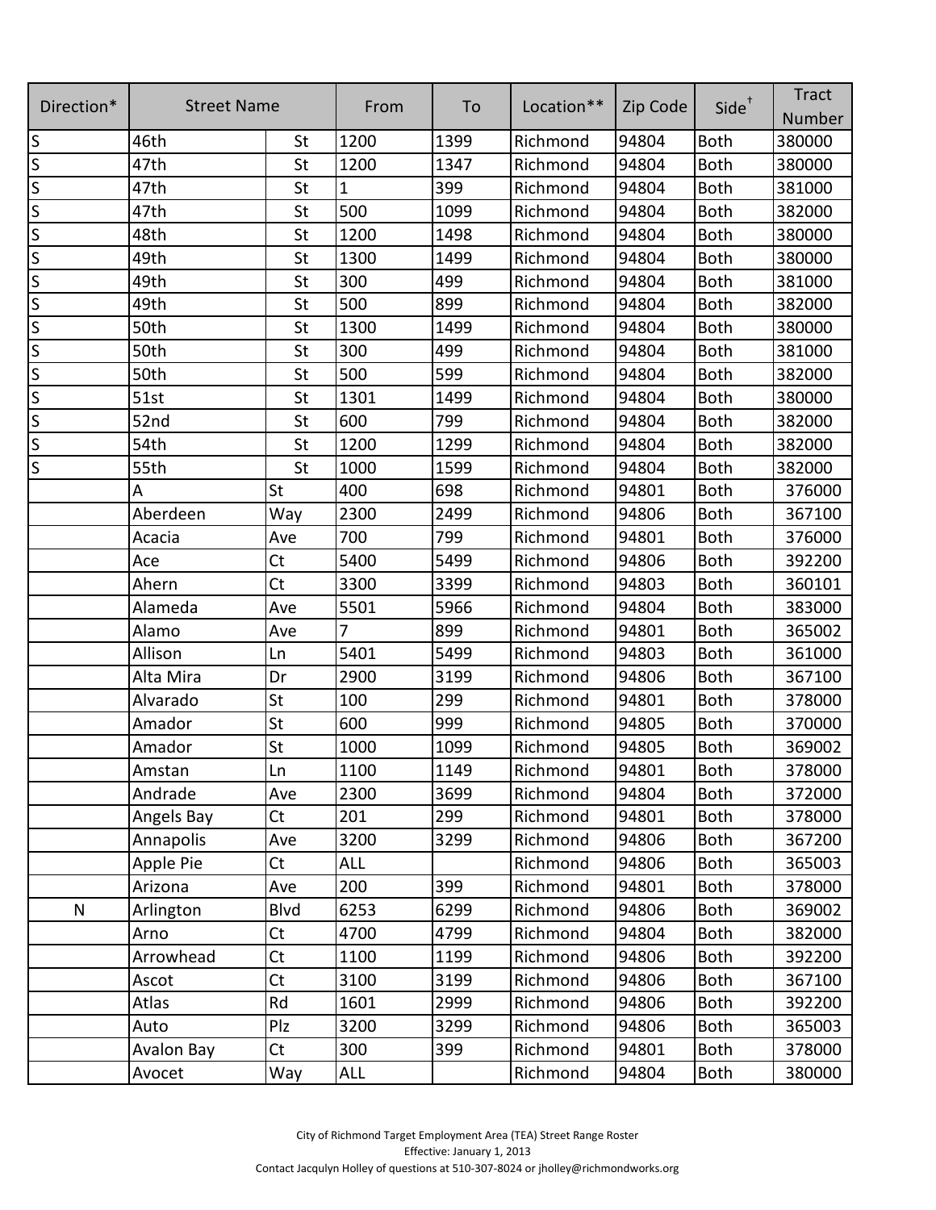| Direction* | Street Name | | From | To | Location** | Zip Code | Side† | Tract Number |
|---|---|---|---|---|---|---|---|---|
| S | 46th | St | 1200 | 1399 | Richmond | 94804 | Both | 380000 |
| S | 47th | St | 1200 | 1347 | Richmond | 94804 | Both | 380000 |
| S | 47th | St | 1 | 399 | Richmond | 94804 | Both | 381000 |
| S | 47th | St | 500 | 1099 | Richmond | 94804 | Both | 382000 |
| S | 48th | St | 1200 | 1498 | Richmond | 94804 | Both | 380000 |
| S | 49th | St | 1300 | 1499 | Richmond | 94804 | Both | 380000 |
| S | 49th | St | 300 | 499 | Richmond | 94804 | Both | 381000 |
| S | 49th | St | 500 | 899 | Richmond | 94804 | Both | 382000 |
| S | 50th | St | 1300 | 1499 | Richmond | 94804 | Both | 380000 |
| S | 50th | St | 300 | 499 | Richmond | 94804 | Both | 381000 |
| S | 50th | St | 500 | 599 | Richmond | 94804 | Both | 382000 |
| S | 51st | St | 1301 | 1499 | Richmond | 94804 | Both | 380000 |
| S | 52nd | St | 600 | 799 | Richmond | 94804 | Both | 382000 |
| S | 54th | St | 1200 | 1299 | Richmond | 94804 | Both | 382000 |
| S | 55th | St | 1000 | 1599 | Richmond | 94804 | Both | 382000 |
| | A | St | 400 | 698 | Richmond | 94801 | Both | 376000 |
| | Aberdeen | Way | 2300 | 2499 | Richmond | 94806 | Both | 367100 |
| | Acacia | Ave | 700 | 799 | Richmond | 94801 | Both | 376000 |
| | Ace | Ct | 5400 | 5499 | Richmond | 94806 | Both | 392200 |
| | Ahern | Ct | 3300 | 3399 | Richmond | 94803 | Both | 360101 |
| | Alameda | Ave | 5501 | 5966 | Richmond | 94804 | Both | 383000 |
| | Alamo | Ave | 7 | 899 | Richmond | 94801 | Both | 365002 |
| | Allison | Ln | 5401 | 5499 | Richmond | 94803 | Both | 361000 |
| | Alta Mira | Dr | 2900 | 3199 | Richmond | 94806 | Both | 367100 |
| | Alvarado | St | 100 | 299 | Richmond | 94801 | Both | 378000 |
| | Amador | St | 600 | 999 | Richmond | 94805 | Both | 370000 |
| | Amador | St | 1000 | 1099 | Richmond | 94805 | Both | 369002 |
| | Amstan | Ln | 1100 | 1149 | Richmond | 94801 | Both | 378000 |
| | Andrade | Ave | 2300 | 3699 | Richmond | 94804 | Both | 372000 |
| | Angels Bay | Ct | 201 | 299 | Richmond | 94801 | Both | 378000 |
| | Annapolis | Ave | 3200 | 3299 | Richmond | 94806 | Both | 367200 |
| | Apple Pie | Ct | ALL | | Richmond | 94806 | Both | 365003 |
| | Arizona | Ave | 200 | 399 | Richmond | 94801 | Both | 378000 |
| N | Arlington | Blvd | 6253 | 6299 | Richmond | 94806 | Both | 369002 |
| | Arno | Ct | 4700 | 4799 | Richmond | 94804 | Both | 382000 |
| | Arrowhead | Ct | 1100 | 1199 | Richmond | 94806 | Both | 392200 |
| | Ascot | Ct | 3100 | 3199 | Richmond | 94806 | Both | 367100 |
| | Atlas | Rd | 1601 | 2999 | Richmond | 94806 | Both | 392200 |
| | Auto | Plz | 3200 | 3299 | Richmond | 94806 | Both | 365003 |
| | Avalon Bay | Ct | 300 | 399 | Richmond | 94801 | Both | 378000 |
| | Avocet | Way | ALL | | Richmond | 94804 | Both | 380000 |

City of Richmond Target Employment Area (TEA) Street Range Roster
Effective: January 1, 2013
Contact Jacqulyn Holley of questions at 510-307-8024 or jholley@richmondworks.org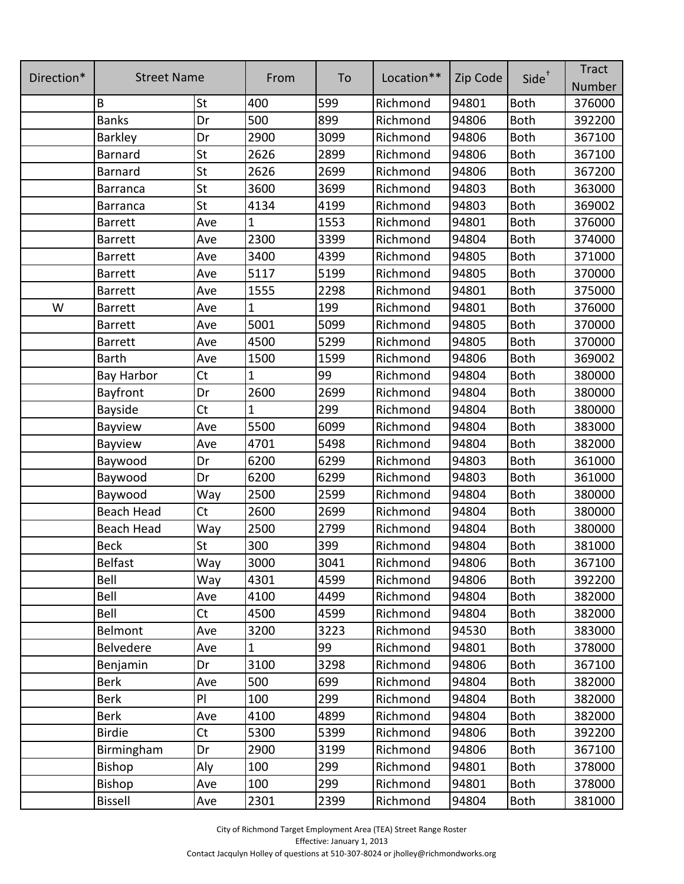| Direction* | Street Name | | From | To | Location** | Zip Code | Side† | Tract Number |
|---|---|---|---|---|---|---|---|---|
| | B | St | 400 | 599 | Richmond | 94801 | Both | 376000 |
| | Banks | Dr | 500 | 899 | Richmond | 94806 | Both | 392200 |
| | Barkley | Dr | 2900 | 3099 | Richmond | 94806 | Both | 367100 |
| | Barnard | St | 2626 | 2899 | Richmond | 94806 | Both | 367100 |
| | Barnard | St | 2626 | 2699 | Richmond | 94806 | Both | 367200 |
| | Barranca | St | 3600 | 3699 | Richmond | 94803 | Both | 363000 |
| | Barranca | St | 4134 | 4199 | Richmond | 94803 | Both | 369002 |
| | Barrett | Ave | 1 | 1553 | Richmond | 94801 | Both | 376000 |
| | Barrett | Ave | 2300 | 3399 | Richmond | 94804 | Both | 374000 |
| | Barrett | Ave | 3400 | 4399 | Richmond | 94805 | Both | 371000 |
| | Barrett | Ave | 5117 | 5199 | Richmond | 94805 | Both | 370000 |
| | Barrett | Ave | 1555 | 2298 | Richmond | 94801 | Both | 375000 |
| W | Barrett | Ave | 1 | 199 | Richmond | 94801 | Both | 376000 |
| | Barrett | Ave | 5001 | 5099 | Richmond | 94805 | Both | 370000 |
| | Barrett | Ave | 4500 | 5299 | Richmond | 94805 | Both | 370000 |
| | Barth | Ave | 1500 | 1599 | Richmond | 94806 | Both | 369002 |
| | Bay Harbor | Ct | 1 | 99 | Richmond | 94804 | Both | 380000 |
| | Bayfront | Dr | 2600 | 2699 | Richmond | 94804 | Both | 380000 |
| | Bayside | Ct | 1 | 299 | Richmond | 94804 | Both | 380000 |
| | Bayview | Ave | 5500 | 6099 | Richmond | 94804 | Both | 383000 |
| | Bayview | Ave | 4701 | 5498 | Richmond | 94804 | Both | 382000 |
| | Baywood | Dr | 6200 | 6299 | Richmond | 94803 | Both | 361000 |
| | Baywood | Dr | 6200 | 6299 | Richmond | 94803 | Both | 361000 |
| | Baywood | Way | 2500 | 2599 | Richmond | 94804 | Both | 380000 |
| | Beach Head | Ct | 2600 | 2699 | Richmond | 94804 | Both | 380000 |
| | Beach Head | Way | 2500 | 2799 | Richmond | 94804 | Both | 380000 |
| | Beck | St | 300 | 399 | Richmond | 94804 | Both | 381000 |
| | Belfast | Way | 3000 | 3041 | Richmond | 94806 | Both | 367100 |
| | Bell | Way | 4301 | 4599 | Richmond | 94806 | Both | 392200 |
| | Bell | Ave | 4100 | 4499 | Richmond | 94804 | Both | 382000 |
| | Bell | Ct | 4500 | 4599 | Richmond | 94804 | Both | 382000 |
| | Belmont | Ave | 3200 | 3223 | Richmond | 94530 | Both | 383000 |
| | Belvedere | Ave | 1 | 99 | Richmond | 94801 | Both | 378000 |
| | Benjamin | Dr | 3100 | 3298 | Richmond | 94806 | Both | 367100 |
| | Berk | Ave | 500 | 699 | Richmond | 94804 | Both | 382000 |
| | Berk | Pl | 100 | 299 | Richmond | 94804 | Both | 382000 |
| | Berk | Ave | 4100 | 4899 | Richmond | 94804 | Both | 382000 |
| | Birdie | Ct | 5300 | 5399 | Richmond | 94806 | Both | 392200 |
| | Birmingham | Dr | 2900 | 3199 | Richmond | 94806 | Both | 367100 |
| | Bishop | Aly | 100 | 299 | Richmond | 94801 | Both | 378000 |
| | Bishop | Ave | 100 | 299 | Richmond | 94801 | Both | 378000 |
| | Bissell | Ave | 2301 | 2399 | Richmond | 94804 | Both | 381000 |

City of Richmond Target Employment Area (TEA) Street Range Roster
Effective: January 1, 2013
Contact Jacqulyn Holley of questions at 510-307-8024 or jholley@richmondworks.org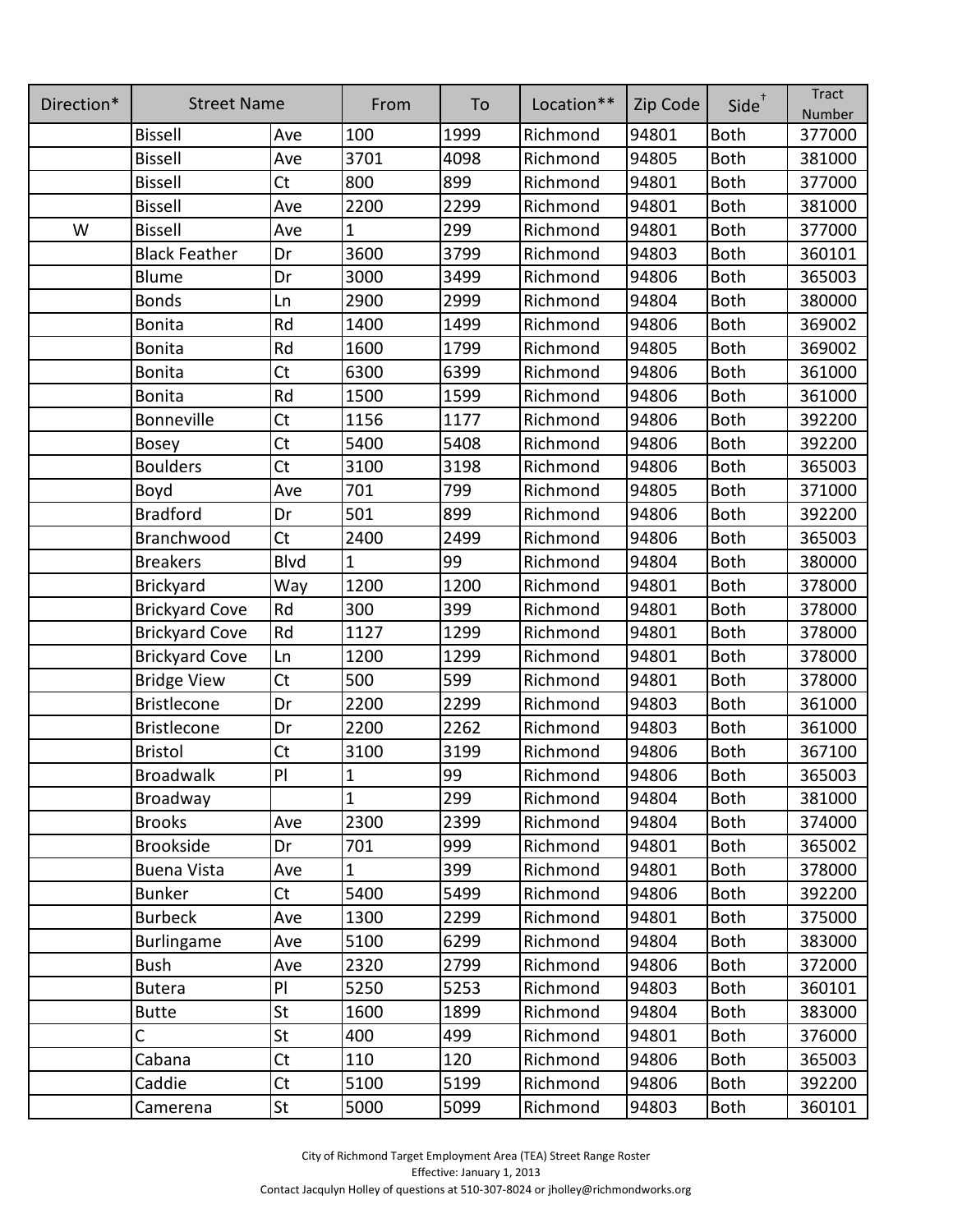| Direction* | Street Name | | From | To | Location** | Zip Code | Side† | Tract Number |
|---|---|---|---|---|---|---|---|---|
| | Bissell | Ave | 100 | 1999 | Richmond | 94801 | Both | 377000 |
| | Bissell | Ave | 3701 | 4098 | Richmond | 94805 | Both | 381000 |
| | Bissell | Ct | 800 | 899 | Richmond | 94801 | Both | 377000 |
| | Bissell | Ave | 2200 | 2299 | Richmond | 94801 | Both | 381000 |
| W | Bissell | Ave | 1 | 299 | Richmond | 94801 | Both | 377000 |
| | Black Feather | Dr | 3600 | 3799 | Richmond | 94803 | Both | 360101 |
| | Blume | Dr | 3000 | 3499 | Richmond | 94806 | Both | 365003 |
| | Bonds | Ln | 2900 | 2999 | Richmond | 94804 | Both | 380000 |
| | Bonita | Rd | 1400 | 1499 | Richmond | 94806 | Both | 369002 |
| | Bonita | Rd | 1600 | 1799 | Richmond | 94805 | Both | 369002 |
| | Bonita | Ct | 6300 | 6399 | Richmond | 94806 | Both | 361000 |
| | Bonita | Rd | 1500 | 1599 | Richmond | 94806 | Both | 361000 |
| | Bonneville | Ct | 1156 | 1177 | Richmond | 94806 | Both | 392200 |
| | Bosey | Ct | 5400 | 5408 | Richmond | 94806 | Both | 392200 |
| | Boulders | Ct | 3100 | 3198 | Richmond | 94806 | Both | 365003 |
| | Boyd | Ave | 701 | 799 | Richmond | 94805 | Both | 371000 |
| | Bradford | Dr | 501 | 899 | Richmond | 94806 | Both | 392200 |
| | Branchwood | Ct | 2400 | 2499 | Richmond | 94806 | Both | 365003 |
| | Breakers | Blvd | 1 | 99 | Richmond | 94804 | Both | 380000 |
| | Brickyard | Way | 1200 | 1200 | Richmond | 94801 | Both | 378000 |
| | Brickyard Cove | Rd | 300 | 399 | Richmond | 94801 | Both | 378000 |
| | Brickyard Cove | Rd | 1127 | 1299 | Richmond | 94801 | Both | 378000 |
| | Brickyard Cove | Ln | 1200 | 1299 | Richmond | 94801 | Both | 378000 |
| | Bridge View | Ct | 500 | 599 | Richmond | 94801 | Both | 378000 |
| | Bristlecone | Dr | 2200 | 2299 | Richmond | 94803 | Both | 361000 |
| | Bristlecone | Dr | 2200 | 2262 | Richmond | 94803 | Both | 361000 |
| | Bristol | Ct | 3100 | 3199 | Richmond | 94806 | Both | 367100 |
| | Broadwalk | Pl | 1 | 99 | Richmond | 94806 | Both | 365003 |
| | Broadway | | 1 | 299 | Richmond | 94804 | Both | 381000 |
| | Brooks | Ave | 2300 | 2399 | Richmond | 94804 | Both | 374000 |
| | Brookside | Dr | 701 | 999 | Richmond | 94801 | Both | 365002 |
| | Buena Vista | Ave | 1 | 399 | Richmond | 94801 | Both | 378000 |
| | Bunker | Ct | 5400 | 5499 | Richmond | 94806 | Both | 392200 |
| | Burbeck | Ave | 1300 | 2299 | Richmond | 94801 | Both | 375000 |
| | Burlingame | Ave | 5100 | 6299 | Richmond | 94804 | Both | 383000 |
| | Bush | Ave | 2320 | 2799 | Richmond | 94806 | Both | 372000 |
| | Butera | Pl | 5250 | 5253 | Richmond | 94803 | Both | 360101 |
| | Butte | St | 1600 | 1899 | Richmond | 94804 | Both | 383000 |
| | C | St | 400 | 499 | Richmond | 94801 | Both | 376000 |
| | Cabana | Ct | 110 | 120 | Richmond | 94806 | Both | 365003 |
| | Caddie | Ct | 5100 | 5199 | Richmond | 94806 | Both | 392200 |
| | Camerena | St | 5000 | 5099 | Richmond | 94803 | Both | 360101 |

City of Richmond Target Employment Area (TEA) Street Range Roster
Effective: January 1, 2013
Contact Jacqulyn Holley of questions at 510-307-8024 or jholley@richmondworks.org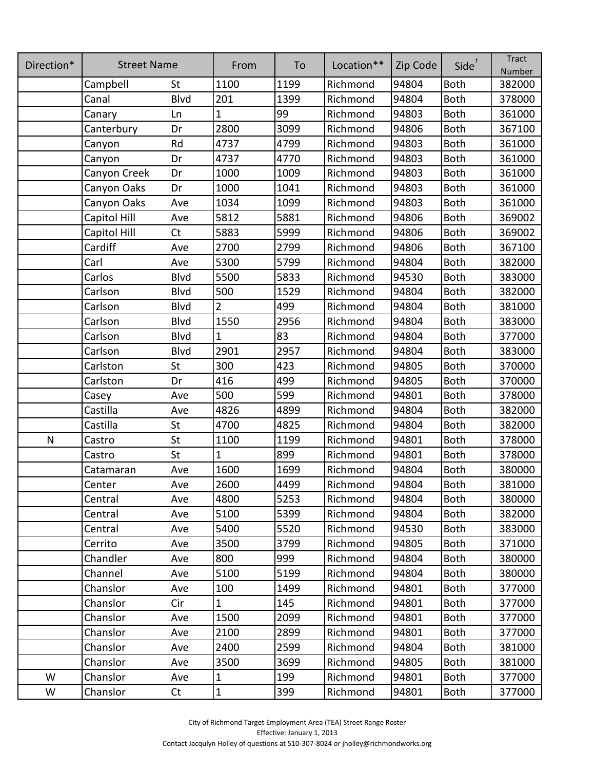| Direction* | Street Name | | From | To | Location** | Zip Code | Side† | Tract Number |
|---|---|---|---|---|---|---|---|---|
| | Campbell | St | 1100 | 1199 | Richmond | 94804 | Both | 382000 |
| | Canal | Blvd | 201 | 1399 | Richmond | 94804 | Both | 378000 |
| | Canary | Ln | 1 | 99 | Richmond | 94803 | Both | 361000 |
| | Canterbury | Dr | 2800 | 3099 | Richmond | 94806 | Both | 367100 |
| | Canyon | Rd | 4737 | 4799 | Richmond | 94803 | Both | 361000 |
| | Canyon | Dr | 4737 | 4770 | Richmond | 94803 | Both | 361000 |
| | Canyon Creek | Dr | 1000 | 1009 | Richmond | 94803 | Both | 361000 |
| | Canyon Oaks | Dr | 1000 | 1041 | Richmond | 94803 | Both | 361000 |
| | Canyon Oaks | Ave | 1034 | 1099 | Richmond | 94803 | Both | 361000 |
| | Capitol Hill | Ave | 5812 | 5881 | Richmond | 94806 | Both | 369002 |
| | Capitol Hill | Ct | 5883 | 5999 | Richmond | 94806 | Both | 369002 |
| | Cardiff | Ave | 2700 | 2799 | Richmond | 94806 | Both | 367100 |
| | Carl | Ave | 5300 | 5799 | Richmond | 94804 | Both | 382000 |
| | Carlos | Blvd | 5500 | 5833 | Richmond | 94530 | Both | 383000 |
| | Carlson | Blvd | 500 | 1529 | Richmond | 94804 | Both | 382000 |
| | Carlson | Blvd | 2 | 499 | Richmond | 94804 | Both | 381000 |
| | Carlson | Blvd | 1550 | 2956 | Richmond | 94804 | Both | 383000 |
| | Carlson | Blvd | 1 | 83 | Richmond | 94804 | Both | 377000 |
| | Carlson | Blvd | 2901 | 2957 | Richmond | 94804 | Both | 383000 |
| | Carlston | St | 300 | 423 | Richmond | 94805 | Both | 370000 |
| | Carlston | Dr | 416 | 499 | Richmond | 94805 | Both | 370000 |
| | Casey | Ave | 500 | 599 | Richmond | 94801 | Both | 378000 |
| | Castilla | Ave | 4826 | 4899 | Richmond | 94804 | Both | 382000 |
| | Castilla | St | 4700 | 4825 | Richmond | 94804 | Both | 382000 |
| N | Castro | St | 1100 | 1199 | Richmond | 94801 | Both | 378000 |
| | Castro | St | 1 | 899 | Richmond | 94801 | Both | 378000 |
| | Catamaran | Ave | 1600 | 1699 | Richmond | 94804 | Both | 380000 |
| | Center | Ave | 2600 | 4499 | Richmond | 94804 | Both | 381000 |
| | Central | Ave | 4800 | 5253 | Richmond | 94804 | Both | 380000 |
| | Central | Ave | 5100 | 5399 | Richmond | 94804 | Both | 382000 |
| | Central | Ave | 5400 | 5520 | Richmond | 94530 | Both | 383000 |
| | Cerrito | Ave | 3500 | 3799 | Richmond | 94805 | Both | 371000 |
| | Chandler | Ave | 800 | 999 | Richmond | 94804 | Both | 380000 |
| | Channel | Ave | 5100 | 5199 | Richmond | 94804 | Both | 380000 |
| | Chanslor | Ave | 100 | 1499 | Richmond | 94801 | Both | 377000 |
| | Chanslor | Cir | 1 | 145 | Richmond | 94801 | Both | 377000 |
| | Chanslor | Ave | 1500 | 2099 | Richmond | 94801 | Both | 377000 |
| | Chanslor | Ave | 2100 | 2899 | Richmond | 94801 | Both | 377000 |
| | Chanslor | Ave | 2400 | 2599 | Richmond | 94804 | Both | 381000 |
| | Chanslor | Ave | 3500 | 3699 | Richmond | 94805 | Both | 381000 |
| W | Chanslor | Ave | 1 | 199 | Richmond | 94801 | Both | 377000 |
| W | Chanslor | Ct | 1 | 399 | Richmond | 94801 | Both | 377000 |

City of Richmond Target Employment Area (TEA) Street Range Roster
Effective: January 1, 2013
Contact Jacqulyn Holley of questions at 510-307-8024 or jholley@richmondworks.org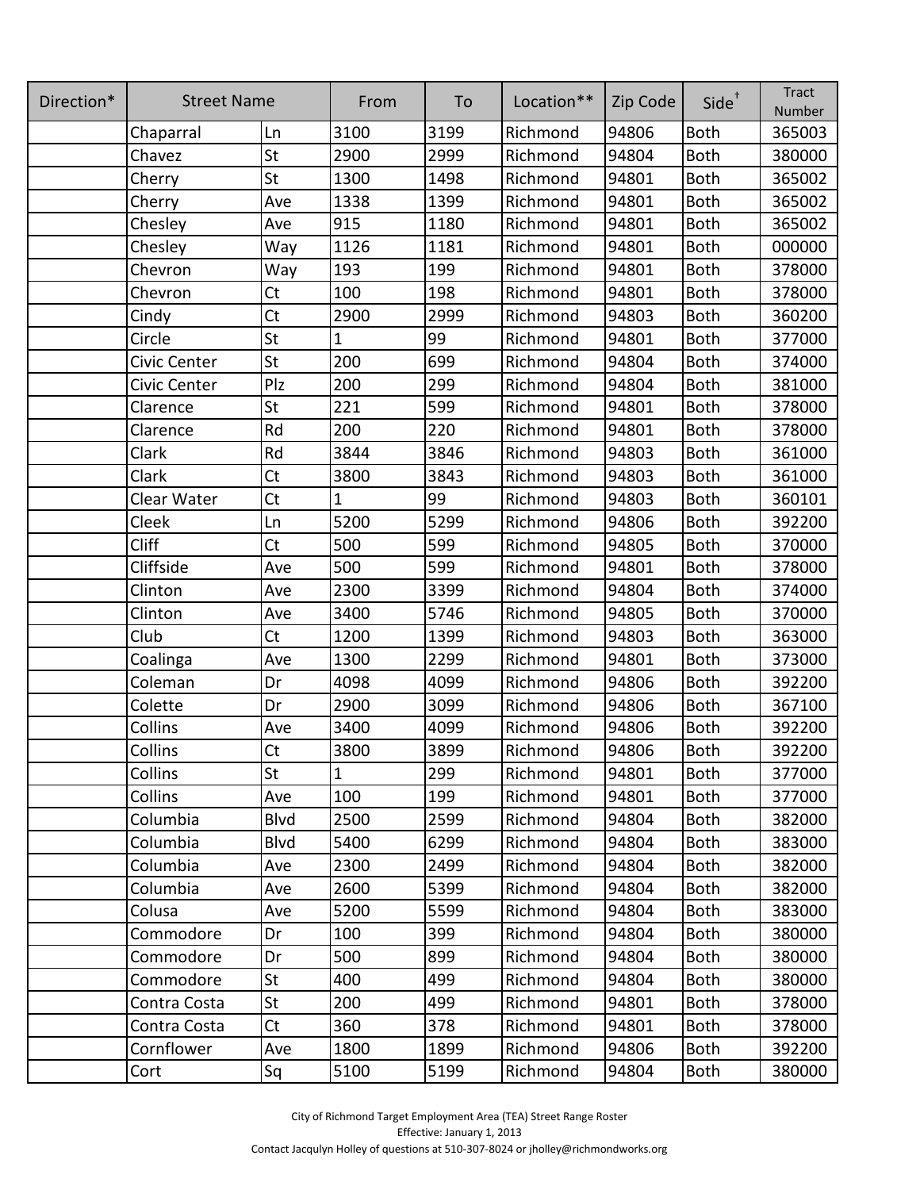| Direction* | Street Name | | From | To | Location** | Zip Code | Side† | Tract Number |
|---|---|---|---|---|---|---|---|---|
| | Chaparral | Ln | 3100 | 3199 | Richmond | 94806 | Both | 365003 |
| | Chavez | St | 2900 | 2999 | Richmond | 94804 | Both | 380000 |
| | Cherry | St | 1300 | 1498 | Richmond | 94801 | Both | 365002 |
| | Cherry | Ave | 1338 | 1399 | Richmond | 94801 | Both | 365002 |
| | Chesley | Ave | 915 | 1180 | Richmond | 94801 | Both | 365002 |
| | Chesley | Way | 1126 | 1181 | Richmond | 94801 | Both | 000000 |
| | Chevron | Way | 193 | 199 | Richmond | 94801 | Both | 378000 |
| | Chevron | Ct | 100 | 198 | Richmond | 94801 | Both | 378000 |
| | Cindy | Ct | 2900 | 2999 | Richmond | 94803 | Both | 360200 |
| | Circle | St | 1 | 99 | Richmond | 94801 | Both | 377000 |
| | Civic Center | St | 200 | 699 | Richmond | 94804 | Both | 374000 |
| | Civic Center | Plz | 200 | 299 | Richmond | 94804 | Both | 381000 |
| | Clarence | St | 221 | 599 | Richmond | 94801 | Both | 378000 |
| | Clarence | Rd | 200 | 220 | Richmond | 94801 | Both | 378000 |
| | Clark | Rd | 3844 | 3846 | Richmond | 94803 | Both | 361000 |
| | Clark | Ct | 3800 | 3843 | Richmond | 94803 | Both | 361000 |
| | Clear Water | Ct | 1 | 99 | Richmond | 94803 | Both | 360101 |
| | Cleek | Ln | 5200 | 5299 | Richmond | 94806 | Both | 392200 |
| | Cliff | Ct | 500 | 599 | Richmond | 94805 | Both | 370000 |
| | Cliffside | Ave | 500 | 599 | Richmond | 94801 | Both | 378000 |
| | Clinton | Ave | 2300 | 3399 | Richmond | 94804 | Both | 374000 |
| | Clinton | Ave | 3400 | 5746 | Richmond | 94805 | Both | 370000 |
| | Club | Ct | 1200 | 1399 | Richmond | 94803 | Both | 363000 |
| | Coalinga | Ave | 1300 | 2299 | Richmond | 94801 | Both | 373000 |
| | Coleman | Dr | 4098 | 4099 | Richmond | 94806 | Both | 392200 |
| | Colette | Dr | 2900 | 3099 | Richmond | 94806 | Both | 367100 |
| | Collins | Ave | 3400 | 4099 | Richmond | 94806 | Both | 392200 |
| | Collins | Ct | 3800 | 3899 | Richmond | 94806 | Both | 392200 |
| | Collins | St | 1 | 299 | Richmond | 94801 | Both | 377000 |
| | Collins | Ave | 100 | 199 | Richmond | 94801 | Both | 377000 |
| | Columbia | Blvd | 2500 | 2599 | Richmond | 94804 | Both | 382000 |
| | Columbia | Blvd | 5400 | 6299 | Richmond | 94804 | Both | 383000 |
| | Columbia | Ave | 2300 | 2499 | Richmond | 94804 | Both | 382000 |
| | Columbia | Ave | 2600 | 5399 | Richmond | 94804 | Both | 382000 |
| | Colusa | Ave | 5200 | 5599 | Richmond | 94804 | Both | 383000 |
| | Commodore | Dr | 100 | 399 | Richmond | 94804 | Both | 380000 |
| | Commodore | Dr | 500 | 899 | Richmond | 94804 | Both | 380000 |
| | Commodore | St | 400 | 499 | Richmond | 94804 | Both | 380000 |
| | Contra Costa | St | 200 | 499 | Richmond | 94801 | Both | 378000 |
| | Contra Costa | Ct | 360 | 378 | Richmond | 94801 | Both | 378000 |
| | Cornflower | Ave | 1800 | 1899 | Richmond | 94806 | Both | 392200 |
| | Cort | Sq | 5100 | 5199 | Richmond | 94804 | Both | 380000 |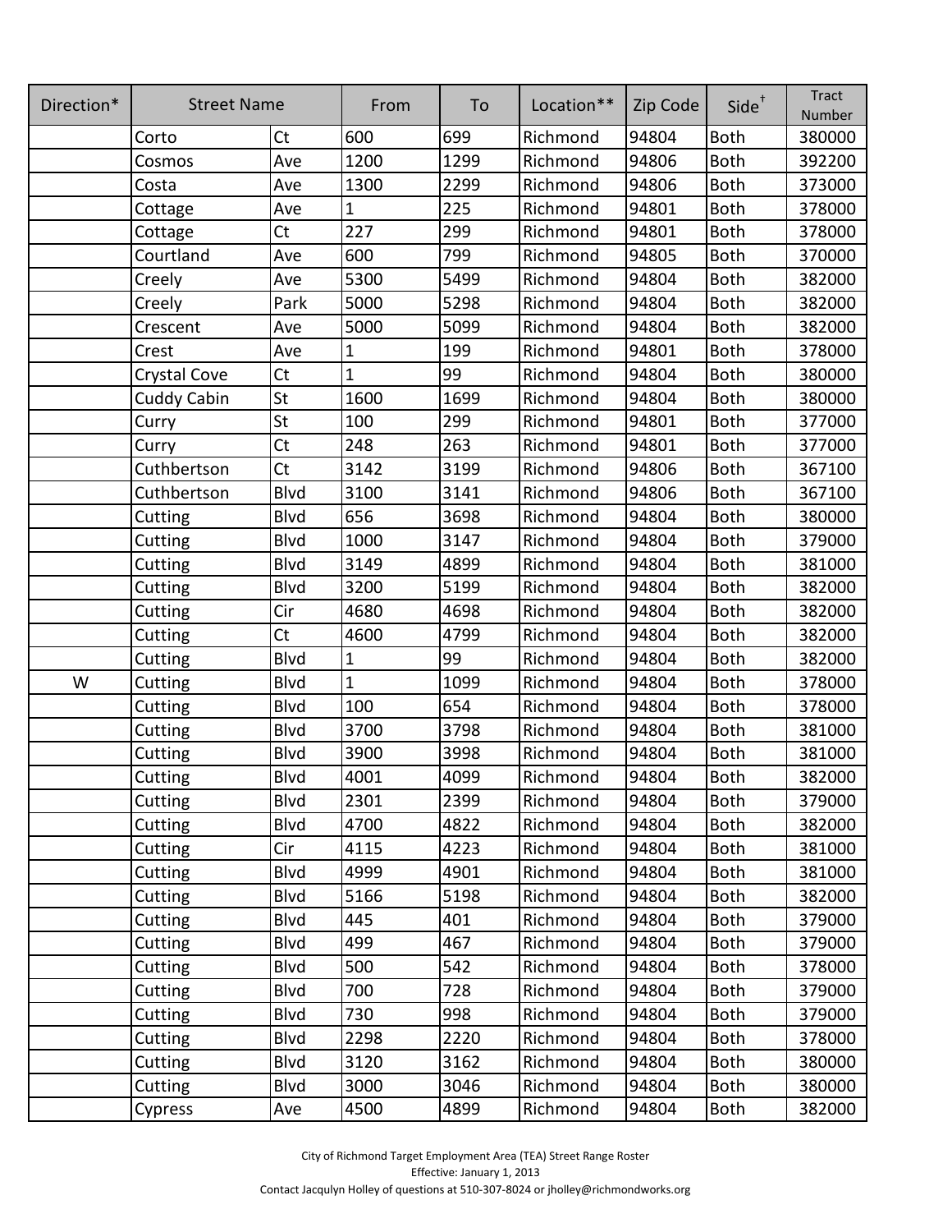| Direction* | Street Name | | From | To | Location** | Zip Code | Side† | Tract Number |
|---|---|---|---|---|---|---|---|---|
| | Corto | Ct | 600 | 699 | Richmond | 94804 | Both | 380000 |
| | Cosmos | Ave | 1200 | 1299 | Richmond | 94806 | Both | 392200 |
| | Costa | Ave | 1300 | 2299 | Richmond | 94806 | Both | 373000 |
| | Cottage | Ave | 1 | 225 | Richmond | 94801 | Both | 378000 |
| | Cottage | Ct | 227 | 299 | Richmond | 94801 | Both | 378000 |
| | Courtland | Ave | 600 | 799 | Richmond | 94805 | Both | 370000 |
| | Creely | Ave | 5300 | 5499 | Richmond | 94804 | Both | 382000 |
| | Creely | Park | 5000 | 5298 | Richmond | 94804 | Both | 382000 |
| | Crescent | Ave | 5000 | 5099 | Richmond | 94804 | Both | 382000 |
| | Crest | Ave | 1 | 199 | Richmond | 94801 | Both | 378000 |
| | Crystal Cove | Ct | 1 | 99 | Richmond | 94804 | Both | 380000 |
| | Cuddy Cabin | St | 1600 | 1699 | Richmond | 94804 | Both | 380000 |
| | Curry | St | 100 | 299 | Richmond | 94801 | Both | 377000 |
| | Curry | Ct | 248 | 263 | Richmond | 94801 | Both | 377000 |
| | Cuthbertson | Ct | 3142 | 3199 | Richmond | 94806 | Both | 367100 |
| | Cuthbertson | Blvd | 3100 | 3141 | Richmond | 94806 | Both | 367100 |
| | Cutting | Blvd | 656 | 3698 | Richmond | 94804 | Both | 380000 |
| | Cutting | Blvd | 1000 | 3147 | Richmond | 94804 | Both | 379000 |
| | Cutting | Blvd | 3149 | 4899 | Richmond | 94804 | Both | 381000 |
| | Cutting | Blvd | 3200 | 5199 | Richmond | 94804 | Both | 382000 |
| | Cutting | Cir | 4680 | 4698 | Richmond | 94804 | Both | 382000 |
| | Cutting | Ct | 4600 | 4799 | Richmond | 94804 | Both | 382000 |
| | Cutting | Blvd | 1 | 99 | Richmond | 94804 | Both | 382000 |
| W | Cutting | Blvd | 1 | 1099 | Richmond | 94804 | Both | 378000 |
| | Cutting | Blvd | 100 | 654 | Richmond | 94804 | Both | 378000 |
| | Cutting | Blvd | 3700 | 3798 | Richmond | 94804 | Both | 381000 |
| | Cutting | Blvd | 3900 | 3998 | Richmond | 94804 | Both | 381000 |
| | Cutting | Blvd | 4001 | 4099 | Richmond | 94804 | Both | 382000 |
| | Cutting | Blvd | 2301 | 2399 | Richmond | 94804 | Both | 379000 |
| | Cutting | Blvd | 4700 | 4822 | Richmond | 94804 | Both | 382000 |
| | Cutting | Cir | 4115 | 4223 | Richmond | 94804 | Both | 381000 |
| | Cutting | Blvd | 4999 | 4901 | Richmond | 94804 | Both | 381000 |
| | Cutting | Blvd | 5166 | 5198 | Richmond | 94804 | Both | 382000 |
| | Cutting | Blvd | 445 | 401 | Richmond | 94804 | Both | 379000 |
| | Cutting | Blvd | 499 | 467 | Richmond | 94804 | Both | 379000 |
| | Cutting | Blvd | 500 | 542 | Richmond | 94804 | Both | 378000 |
| | Cutting | Blvd | 700 | 728 | Richmond | 94804 | Both | 379000 |
| | Cutting | Blvd | 730 | 998 | Richmond | 94804 | Both | 379000 |
| | Cutting | Blvd | 2298 | 2220 | Richmond | 94804 | Both | 378000 |
| | Cutting | Blvd | 3120 | 3162 | Richmond | 94804 | Both | 380000 |
| | Cutting | Blvd | 3000 | 3046 | Richmond | 94804 | Both | 380000 |
| | Cypress | Ave | 4500 | 4899 | Richmond | 94804 | Both | 382000 |

City of Richmond Target Employment Area (TEA) Street Range Roster
Effective: January 1, 2013
Contact Jacqulyn Holley of questions at 510-307-8024 or jholley@richmondworks.org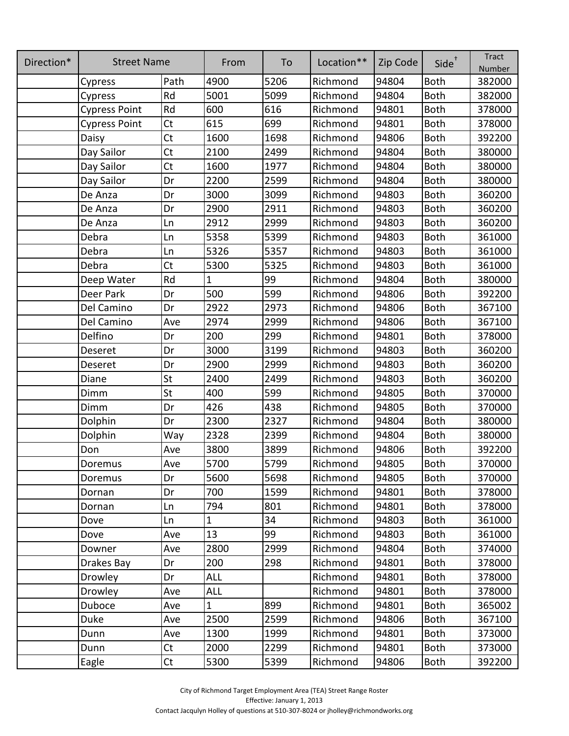| Direction* | Street Name | | From | To | Location** | Zip Code | Side† | Tract Number |
|---|---|---|---|---|---|---|---|---|
| | Cypress | Path | 4900 | 5206 | Richmond | 94804 | Both | 382000 |
| | Cypress | Rd | 5001 | 5099 | Richmond | 94804 | Both | 382000 |
| | Cypress Point | Rd | 600 | 616 | Richmond | 94801 | Both | 378000 |
| | Cypress Point | Ct | 615 | 699 | Richmond | 94801 | Both | 378000 |
| | Daisy | Ct | 1600 | 1698 | Richmond | 94806 | Both | 392200 |
| | Day Sailor | Ct | 2100 | 2499 | Richmond | 94804 | Both | 380000 |
| | Day Sailor | Ct | 1600 | 1977 | Richmond | 94804 | Both | 380000 |
| | Day Sailor | Dr | 2200 | 2599 | Richmond | 94804 | Both | 380000 |
| | De Anza | Dr | 3000 | 3099 | Richmond | 94803 | Both | 360200 |
| | De Anza | Dr | 2900 | 2911 | Richmond | 94803 | Both | 360200 |
| | De Anza | Ln | 2912 | 2999 | Richmond | 94803 | Both | 360200 |
| | Debra | Ln | 5358 | 5399 | Richmond | 94803 | Both | 361000 |
| | Debra | Ln | 5326 | 5357 | Richmond | 94803 | Both | 361000 |
| | Debra | Ct | 5300 | 5325 | Richmond | 94803 | Both | 361000 |
| | Deep Water | Rd | 1 | 99 | Richmond | 94804 | Both | 380000 |
| | Deer Park | Dr | 500 | 599 | Richmond | 94806 | Both | 392200 |
| | Del Camino | Dr | 2922 | 2973 | Richmond | 94806 | Both | 367100 |
| | Del Camino | Ave | 2974 | 2999 | Richmond | 94806 | Both | 367100 |
| | Delfino | Dr | 200 | 299 | Richmond | 94801 | Both | 378000 |
| | Deseret | Dr | 3000 | 3199 | Richmond | 94803 | Both | 360200 |
| | Deseret | Dr | 2900 | 2999 | Richmond | 94803 | Both | 360200 |
| | Diane | St | 2400 | 2499 | Richmond | 94803 | Both | 360200 |
| | Dimm | St | 400 | 599 | Richmond | 94805 | Both | 370000 |
| | Dimm | Dr | 426 | 438 | Richmond | 94805 | Both | 370000 |
| | Dolphin | Dr | 2300 | 2327 | Richmond | 94804 | Both | 380000 |
| | Dolphin | Way | 2328 | 2399 | Richmond | 94804 | Both | 380000 |
| | Don | Ave | 3800 | 3899 | Richmond | 94806 | Both | 392200 |
| | Doremus | Ave | 5700 | 5799 | Richmond | 94805 | Both | 370000 |
| | Doremus | Dr | 5600 | 5698 | Richmond | 94805 | Both | 370000 |
| | Dornan | Dr | 700 | 1599 | Richmond | 94801 | Both | 378000 |
| | Dornan | Ln | 794 | 801 | Richmond | 94801 | Both | 378000 |
| | Dove | Ln | 1 | 34 | Richmond | 94803 | Both | 361000 |
| | Dove | Ave | 13 | 99 | Richmond | 94803 | Both | 361000 |
| | Downer | Ave | 2800 | 2999 | Richmond | 94804 | Both | 374000 |
| | Drakes Bay | Dr | 200 | 298 | Richmond | 94801 | Both | 378000 |
| | Drowley | Dr | ALL | | Richmond | 94801 | Both | 378000 |
| | Drowley | Ave | ALL | | Richmond | 94801 | Both | 378000 |
| | Duboce | Ave | 1 | 899 | Richmond | 94801 | Both | 365002 |
| | Duke | Ave | 2500 | 2599 | Richmond | 94806 | Both | 367100 |
| | Dunn | Ave | 1300 | 1999 | Richmond | 94801 | Both | 373000 |
| | Dunn | Ct | 2000 | 2299 | Richmond | 94801 | Both | 373000 |
| | Eagle | Ct | 5300 | 5399 | Richmond | 94806 | Both | 392200 |

City of Richmond Target Employment Area (TEA) Street Range Roster
Effective: January 1, 2013
Contact Jacqulyn Holley of questions at 510-307-8024 or jholley@richmondworks.org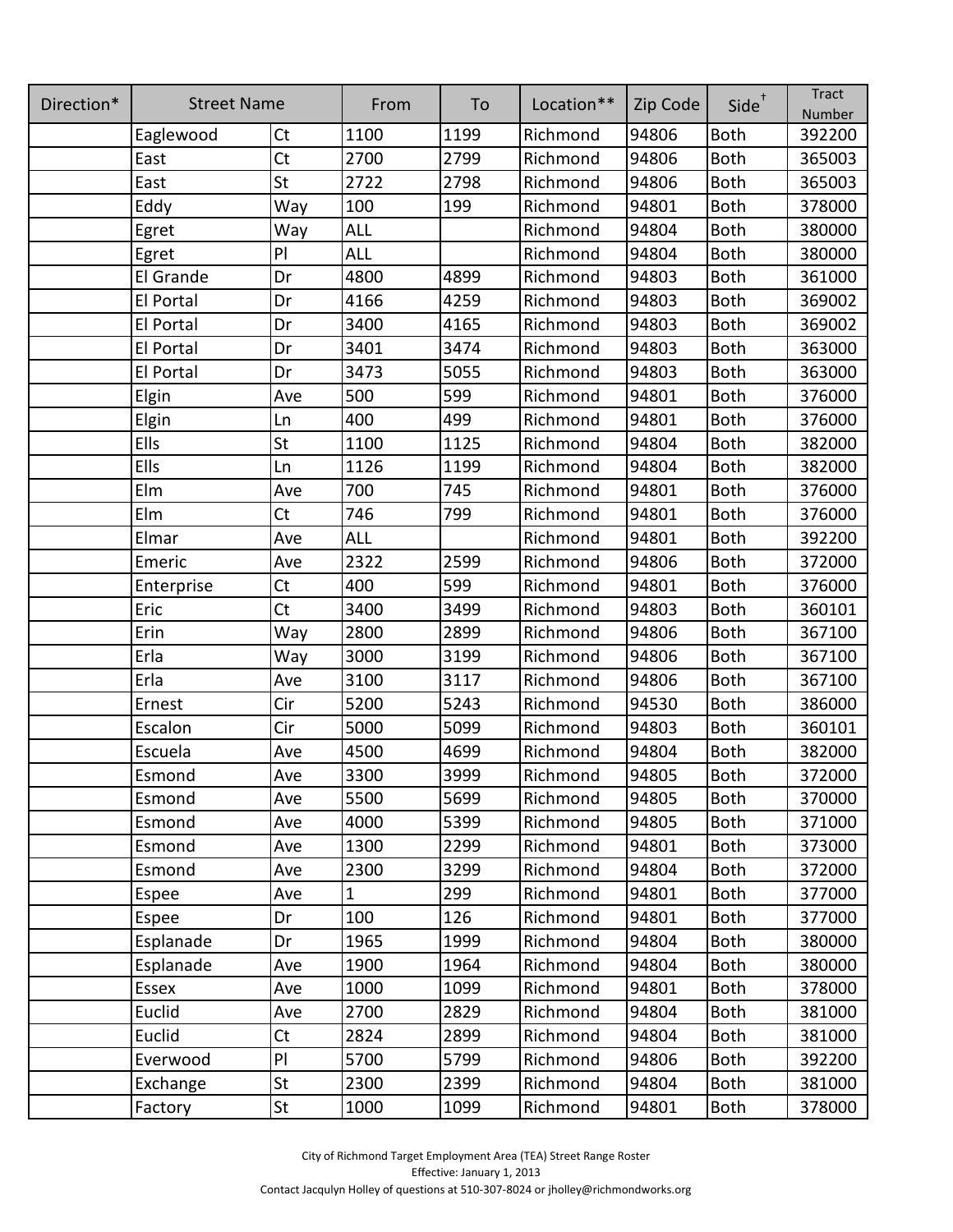| Direction* | Street Name | | From | To | Location** | Zip Code | Side† | Tract Number |
|---|---|---|---|---|---|---|---|---|
| | Eaglewood | Ct | 1100 | 1199 | Richmond | 94806 | Both | 392200 |
| | East | Ct | 2700 | 2799 | Richmond | 94806 | Both | 365003 |
| | East | St | 2722 | 2798 | Richmond | 94806 | Both | 365003 |
| | Eddy | Way | 100 | 199 | Richmond | 94801 | Both | 378000 |
| | Egret | Way | ALL | | Richmond | 94804 | Both | 380000 |
| | Egret | Pl | ALL | | Richmond | 94804 | Both | 380000 |
| | El Grande | Dr | 4800 | 4899 | Richmond | 94803 | Both | 361000 |
| | El Portal | Dr | 4166 | 4259 | Richmond | 94803 | Both | 369002 |
| | El Portal | Dr | 3400 | 4165 | Richmond | 94803 | Both | 369002 |
| | El Portal | Dr | 3401 | 3474 | Richmond | 94803 | Both | 363000 |
| | El Portal | Dr | 3473 | 5055 | Richmond | 94803 | Both | 363000 |
| | Elgin | Ave | 500 | 599 | Richmond | 94801 | Both | 376000 |
| | Elgin | Ln | 400 | 499 | Richmond | 94801 | Both | 376000 |
| | Ells | St | 1100 | 1125 | Richmond | 94804 | Both | 382000 |
| | Ells | Ln | 1126 | 1199 | Richmond | 94804 | Both | 382000 |
| | Elm | Ave | 700 | 745 | Richmond | 94801 | Both | 376000 |
| | Elm | Ct | 746 | 799 | Richmond | 94801 | Both | 376000 |
| | Elmar | Ave | ALL | | Richmond | 94801 | Both | 392200 |
| | Emeric | Ave | 2322 | 2599 | Richmond | 94806 | Both | 372000 |
| | Enterprise | Ct | 400 | 599 | Richmond | 94801 | Both | 376000 |
| | Eric | Ct | 3400 | 3499 | Richmond | 94803 | Both | 360101 |
| | Erin | Way | 2800 | 2899 | Richmond | 94806 | Both | 367100 |
| | Erla | Way | 3000 | 3199 | Richmond | 94806 | Both | 367100 |
| | Erla | Ave | 3100 | 3117 | Richmond | 94806 | Both | 367100 |
| | Ernest | Cir | 5200 | 5243 | Richmond | 94530 | Both | 386000 |
| | Escalon | Cir | 5000 | 5099 | Richmond | 94803 | Both | 360101 |
| | Escuela | Ave | 4500 | 4699 | Richmond | 94804 | Both | 382000 |
| | Esmond | Ave | 3300 | 3999 | Richmond | 94805 | Both | 372000 |
| | Esmond | Ave | 5500 | 5699 | Richmond | 94805 | Both | 370000 |
| | Esmond | Ave | 4000 | 5399 | Richmond | 94805 | Both | 371000 |
| | Esmond | Ave | 1300 | 2299 | Richmond | 94801 | Both | 373000 |
| | Esmond | Ave | 2300 | 3299 | Richmond | 94804 | Both | 372000 |
| | Espee | Ave | 1 | 299 | Richmond | 94801 | Both | 377000 |
| | Espee | Dr | 100 | 126 | Richmond | 94801 | Both | 377000 |
| | Esplanade | Dr | 1965 | 1999 | Richmond | 94804 | Both | 380000 |
| | Esplanade | Ave | 1900 | 1964 | Richmond | 94804 | Both | 380000 |
| | Essex | Ave | 1000 | 1099 | Richmond | 94801 | Both | 378000 |
| | Euclid | Ave | 2700 | 2829 | Richmond | 94804 | Both | 381000 |
| | Euclid | Ct | 2824 | 2899 | Richmond | 94804 | Both | 381000 |
| | Everwood | Pl | 5700 | 5799 | Richmond | 94806 | Both | 392200 |
| | Exchange | St | 2300 | 2399 | Richmond | 94804 | Both | 381000 |
| | Factory | St | 1000 | 1099 | Richmond | 94801 | Both | 378000 |

City of Richmond Target Employment Area (TEA) Street Range Roster
Effective: January 1, 2013
Contact Jacqulyn Holley of questions at 510-307-8024 or jholley@richmondworks.org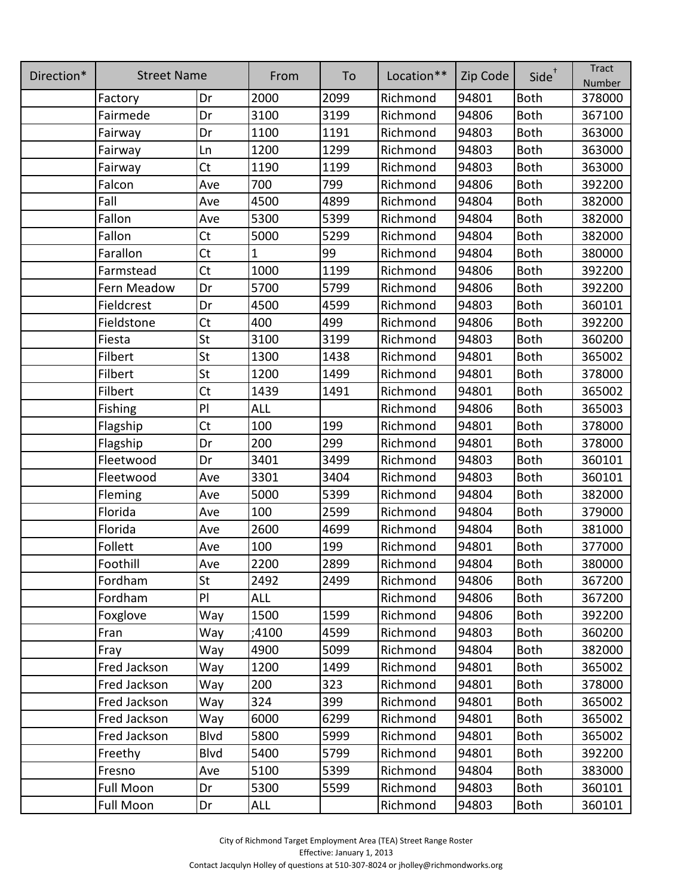| Direction* | Street Name | | From | To | Location** | Zip Code | Side† | Tract Number |
|---|---|---|---|---|---|---|---|---|
| | Factory | Dr | 2000 | 2099 | Richmond | 94801 | Both | 378000 |
| | Fairmede | Dr | 3100 | 3199 | Richmond | 94806 | Both | 367100 |
| | Fairway | Dr | 1100 | 1191 | Richmond | 94803 | Both | 363000 |
| | Fairway | Ln | 1200 | 1299 | Richmond | 94803 | Both | 363000 |
| | Fairway | Ct | 1190 | 1199 | Richmond | 94803 | Both | 363000 |
| | Falcon | Ave | 700 | 799 | Richmond | 94806 | Both | 392200 |
| | Fall | Ave | 4500 | 4899 | Richmond | 94804 | Both | 382000 |
| | Fallon | Ave | 5300 | 5399 | Richmond | 94804 | Both | 382000 |
| | Fallon | Ct | 5000 | 5299 | Richmond | 94804 | Both | 382000 |
| | Farallon | Ct | 1 | 99 | Richmond | 94804 | Both | 380000 |
| | Farmstead | Ct | 1000 | 1199 | Richmond | 94806 | Both | 392200 |
| | Fern Meadow | Dr | 5700 | 5799 | Richmond | 94806 | Both | 392200 |
| | Fieldcrest | Dr | 4500 | 4599 | Richmond | 94803 | Both | 360101 |
| | Fieldstone | Ct | 400 | 499 | Richmond | 94806 | Both | 392200 |
| | Fiesta | St | 3100 | 3199 | Richmond | 94803 | Both | 360200 |
| | Filbert | St | 1300 | 1438 | Richmond | 94801 | Both | 365002 |
| | Filbert | St | 1200 | 1499 | Richmond | 94801 | Both | 378000 |
| | Filbert | Ct | 1439 | 1491 | Richmond | 94801 | Both | 365002 |
| | Fishing | Pl | ALL | | Richmond | 94806 | Both | 365003 |
| | Flagship | Ct | 100 | 199 | Richmond | 94801 | Both | 378000 |
| | Flagship | Dr | 200 | 299 | Richmond | 94801 | Both | 378000 |
| | Fleetwood | Dr | 3401 | 3499 | Richmond | 94803 | Both | 360101 |
| | Fleetwood | Ave | 3301 | 3404 | Richmond | 94803 | Both | 360101 |
| | Fleming | Ave | 5000 | 5399 | Richmond | 94804 | Both | 382000 |
| | Florida | Ave | 100 | 2599 | Richmond | 94804 | Both | 379000 |
| | Florida | Ave | 2600 | 4699 | Richmond | 94804 | Both | 381000 |
| | Follett | Ave | 100 | 199 | Richmond | 94801 | Both | 377000 |
| | Foothill | Ave | 2200 | 2899 | Richmond | 94804 | Both | 380000 |
| | Fordham | St | 2492 | 2499 | Richmond | 94806 | Both | 367200 |
| | Fordham | Pl | ALL | | Richmond | 94806 | Both | 367200 |
| | Foxglove | Way | 1500 | 1599 | Richmond | 94806 | Both | 392200 |
| | Fran | Way | ;4100 | 4599 | Richmond | 94803 | Both | 360200 |
| | Fray | Way | 4900 | 5099 | Richmond | 94804 | Both | 382000 |
| | Fred Jackson | Way | 1200 | 1499 | Richmond | 94801 | Both | 365002 |
| | Fred Jackson | Way | 200 | 323 | Richmond | 94801 | Both | 378000 |
| | Fred Jackson | Way | 324 | 399 | Richmond | 94801 | Both | 365002 |
| | Fred Jackson | Way | 6000 | 6299 | Richmond | 94801 | Both | 365002 |
| | Fred Jackson | Blvd | 5800 | 5999 | Richmond | 94801 | Both | 365002 |
| | Freethy | Blvd | 5400 | 5799 | Richmond | 94801 | Both | 392200 |
| | Fresno | Ave | 5100 | 5399 | Richmond | 94804 | Both | 383000 |
| | Full Moon | Dr | 5300 | 5599 | Richmond | 94803 | Both | 360101 |
| | Full Moon | Dr | ALL | | Richmond | 94803 | Both | 360101 |

City of Richmond Target Employment Area (TEA) Street Range Roster
Effective: January 1, 2013
Contact Jacqulyn Holley of questions at 510-307-8024 or jholley@richmondworks.org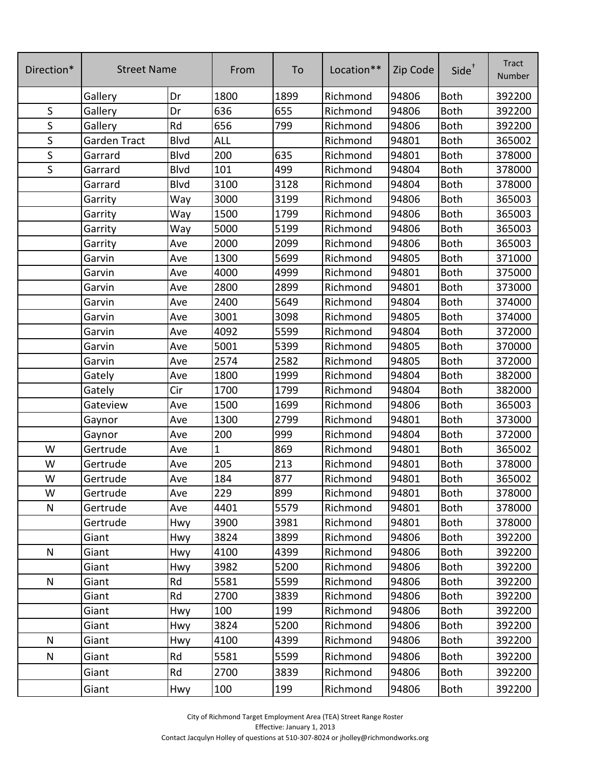| Direction* | Street Name | | From | To | Location** | Zip Code | Side† | Tract Number |
|---|---|---|---|---|---|---|---|---|
| | Gallery | Dr | 1800 | 1899 | Richmond | 94806 | Both | 392200 |
| S | Gallery | Dr | 636 | 655 | Richmond | 94806 | Both | 392200 |
| S | Gallery | Rd | 656 | 799 | Richmond | 94806 | Both | 392200 |
| S | Garden Tract | Blvd | ALL | | Richmond | 94801 | Both | 365002 |
| S | Garrard | Blvd | 200 | 635 | Richmond | 94801 | Both | 378000 |
| S | Garrard | Blvd | 101 | 499 | Richmond | 94804 | Both | 378000 |
| | Garrard | Blvd | 3100 | 3128 | Richmond | 94804 | Both | 378000 |
| | Garrity | Way | 3000 | 3199 | Richmond | 94806 | Both | 365003 |
| | Garrity | Way | 1500 | 1799 | Richmond | 94806 | Both | 365003 |
| | Garrity | Way | 5000 | 5199 | Richmond | 94806 | Both | 365003 |
| | Garrity | Ave | 2000 | 2099 | Richmond | 94806 | Both | 365003 |
| | Garvin | Ave | 1300 | 5699 | Richmond | 94805 | Both | 371000 |
| | Garvin | Ave | 4000 | 4999 | Richmond | 94801 | Both | 375000 |
| | Garvin | Ave | 2800 | 2899 | Richmond | 94801 | Both | 373000 |
| | Garvin | Ave | 2400 | 5649 | Richmond | 94804 | Both | 374000 |
| | Garvin | Ave | 3001 | 3098 | Richmond | 94805 | Both | 374000 |
| | Garvin | Ave | 4092 | 5599 | Richmond | 94804 | Both | 372000 |
| | Garvin | Ave | 5001 | 5399 | Richmond | 94805 | Both | 370000 |
| | Garvin | Ave | 2574 | 2582 | Richmond | 94805 | Both | 372000 |
| | Gately | Ave | 1800 | 1999 | Richmond | 94804 | Both | 382000 |
| | Gately | Cir | 1700 | 1799 | Richmond | 94804 | Both | 382000 |
| | Gateview | Ave | 1500 | 1699 | Richmond | 94806 | Both | 365003 |
| | Gaynor | Ave | 1300 | 2799 | Richmond | 94801 | Both | 373000 |
| | Gaynor | Ave | 200 | 999 | Richmond | 94804 | Both | 372000 |
| W | Gertrude | Ave | 1 | 869 | Richmond | 94801 | Both | 365002 |
| W | Gertrude | Ave | 205 | 213 | Richmond | 94801 | Both | 378000 |
| W | Gertrude | Ave | 184 | 877 | Richmond | 94801 | Both | 365002 |
| W | Gertrude | Ave | 229 | 899 | Richmond | 94801 | Both | 378000 |
| N | Gertrude | Ave | 4401 | 5579 | Richmond | 94801 | Both | 378000 |
| | Gertrude | Hwy | 3900 | 3981 | Richmond | 94801 | Both | 378000 |
| | Giant | Hwy | 3824 | 3899 | Richmond | 94806 | Both | 392200 |
| N | Giant | Hwy | 4100 | 4399 | Richmond | 94806 | Both | 392200 |
| | Giant | Hwy | 3982 | 5200 | Richmond | 94806 | Both | 392200 |
| N | Giant | Rd | 5581 | 5599 | Richmond | 94806 | Both | 392200 |
| | Giant | Rd | 2700 | 3839 | Richmond | 94806 | Both | 392200 |
| | Giant | Hwy | 100 | 199 | Richmond | 94806 | Both | 392200 |
| | Giant | Hwy | 3824 | 5200 | Richmond | 94806 | Both | 392200 |
| N | Giant | Hwy | 4100 | 4399 | Richmond | 94806 | Both | 392200 |
| N | Giant | Rd | 5581 | 5599 | Richmond | 94806 | Both | 392200 |
| | Giant | Rd | 2700 | 3839 | Richmond | 94806 | Both | 392200 |
| | Giant | Hwy | 100 | 199 | Richmond | 94806 | Both | 392200 |

City of Richmond Target Employment Area (TEA) Street Range Roster
Effective: January 1, 2013
Contact Jacqulyn Holley of questions at 510-307-8024 or jholley@richmondworks.org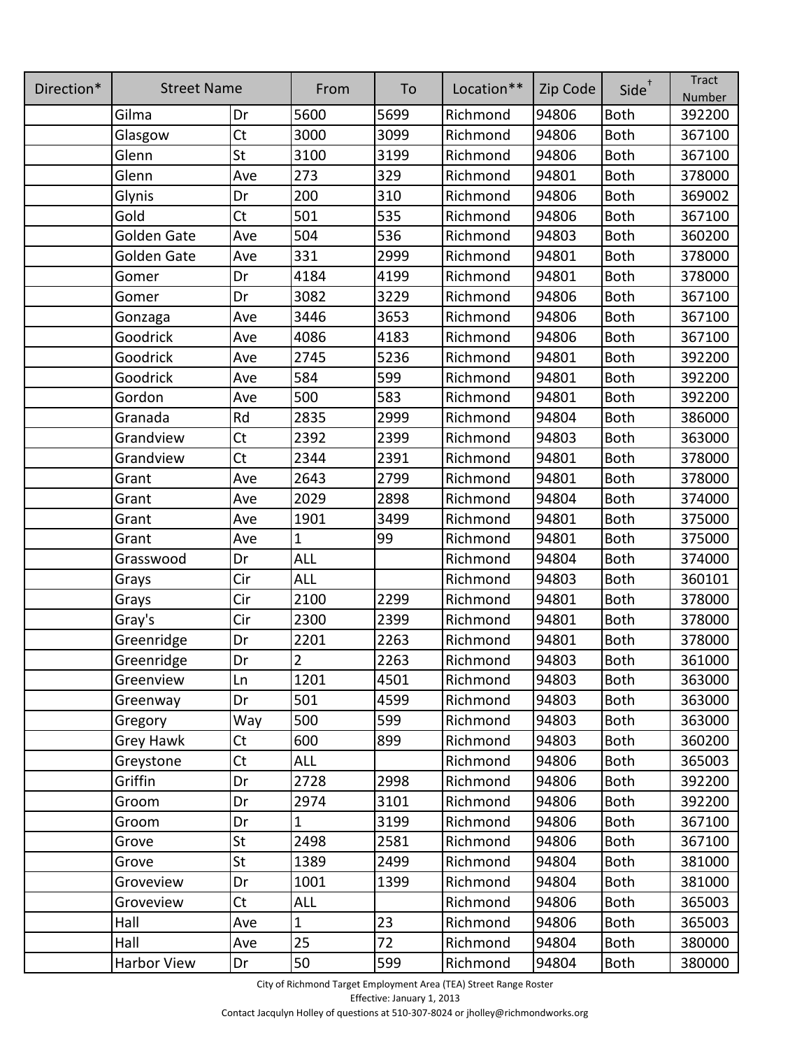| Direction* | Street Name | | From | To | Location** | Zip Code | Side† | Tract Number |
|---|---|---|---|---|---|---|---|---|
| | Gilma | Dr | 5600 | 5699 | Richmond | 94806 | Both | 392200 |
| | Glasgow | Ct | 3000 | 3099 | Richmond | 94806 | Both | 367100 |
| | Glenn | St | 3100 | 3199 | Richmond | 94806 | Both | 367100 |
| | Glenn | Ave | 273 | 329 | Richmond | 94801 | Both | 378000 |
| | Glynis | Dr | 200 | 310 | Richmond | 94806 | Both | 369002 |
| | Gold | Ct | 501 | 535 | Richmond | 94806 | Both | 367100 |
| | Golden Gate | Ave | 504 | 536 | Richmond | 94803 | Both | 360200 |
| | Golden Gate | Ave | 331 | 2999 | Richmond | 94801 | Both | 378000 |
| | Gomer | Dr | 4184 | 4199 | Richmond | 94801 | Both | 378000 |
| | Gomer | Dr | 3082 | 3229 | Richmond | 94806 | Both | 367100 |
| | Gonzaga | Ave | 3446 | 3653 | Richmond | 94806 | Both | 367100 |
| | Goodrick | Ave | 4086 | 4183 | Richmond | 94806 | Both | 367100 |
| | Goodrick | Ave | 2745 | 5236 | Richmond | 94801 | Both | 392200 |
| | Goodrick | Ave | 584 | 599 | Richmond | 94801 | Both | 392200 |
| | Gordon | Ave | 500 | 583 | Richmond | 94801 | Both | 392200 |
| | Granada | Rd | 2835 | 2999 | Richmond | 94804 | Both | 386000 |
| | Grandview | Ct | 2392 | 2399 | Richmond | 94803 | Both | 363000 |
| | Grandview | Ct | 2344 | 2391 | Richmond | 94801 | Both | 378000 |
| | Grant | Ave | 2643 | 2799 | Richmond | 94801 | Both | 378000 |
| | Grant | Ave | 2029 | 2898 | Richmond | 94804 | Both | 374000 |
| | Grant | Ave | 1901 | 3499 | Richmond | 94801 | Both | 375000 |
| | Grant | Ave | 1 | 99 | Richmond | 94801 | Both | 375000 |
| | Grasswood | Dr | ALL | | Richmond | 94804 | Both | 374000 |
| | Grays | Cir | ALL | | Richmond | 94803 | Both | 360101 |
| | Grays | Cir | 2100 | 2299 | Richmond | 94801 | Both | 378000 |
| | Gray's | Cir | 2300 | 2399 | Richmond | 94801 | Both | 378000 |
| | Greenridge | Dr | 2201 | 2263 | Richmond | 94801 | Both | 378000 |
| | Greenridge | Dr | 2 | 2263 | Richmond | 94803 | Both | 361000 |
| | Greenview | Ln | 1201 | 4501 | Richmond | 94803 | Both | 363000 |
| | Greenway | Dr | 501 | 4599 | Richmond | 94803 | Both | 363000 |
| | Gregory | Way | 500 | 599 | Richmond | 94803 | Both | 363000 |
| | Grey Hawk | Ct | 600 | 899 | Richmond | 94803 | Both | 360200 |
| | Greystone | Ct | ALL | | Richmond | 94806 | Both | 365003 |
| | Griffin | Dr | 2728 | 2998 | Richmond | 94806 | Both | 392200 |
| | Groom | Dr | 2974 | 3101 | Richmond | 94806 | Both | 392200 |
| | Groom | Dr | 1 | 3199 | Richmond | 94806 | Both | 367100 |
| | Grove | St | 2498 | 2581 | Richmond | 94806 | Both | 367100 |
| | Grove | St | 1389 | 2499 | Richmond | 94804 | Both | 381000 |
| | Groveview | Dr | 1001 | 1399 | Richmond | 94804 | Both | 381000 |
| | Groveview | Ct | ALL | | Richmond | 94806 | Both | 365003 |
| | Hall | Ave | 1 | 23 | Richmond | 94806 | Both | 365003 |
| | Hall | Ave | 25 | 72 | Richmond | 94804 | Both | 380000 |
| | Harbor View | Dr | 50 | 599 | Richmond | 94804 | Both | 380000 |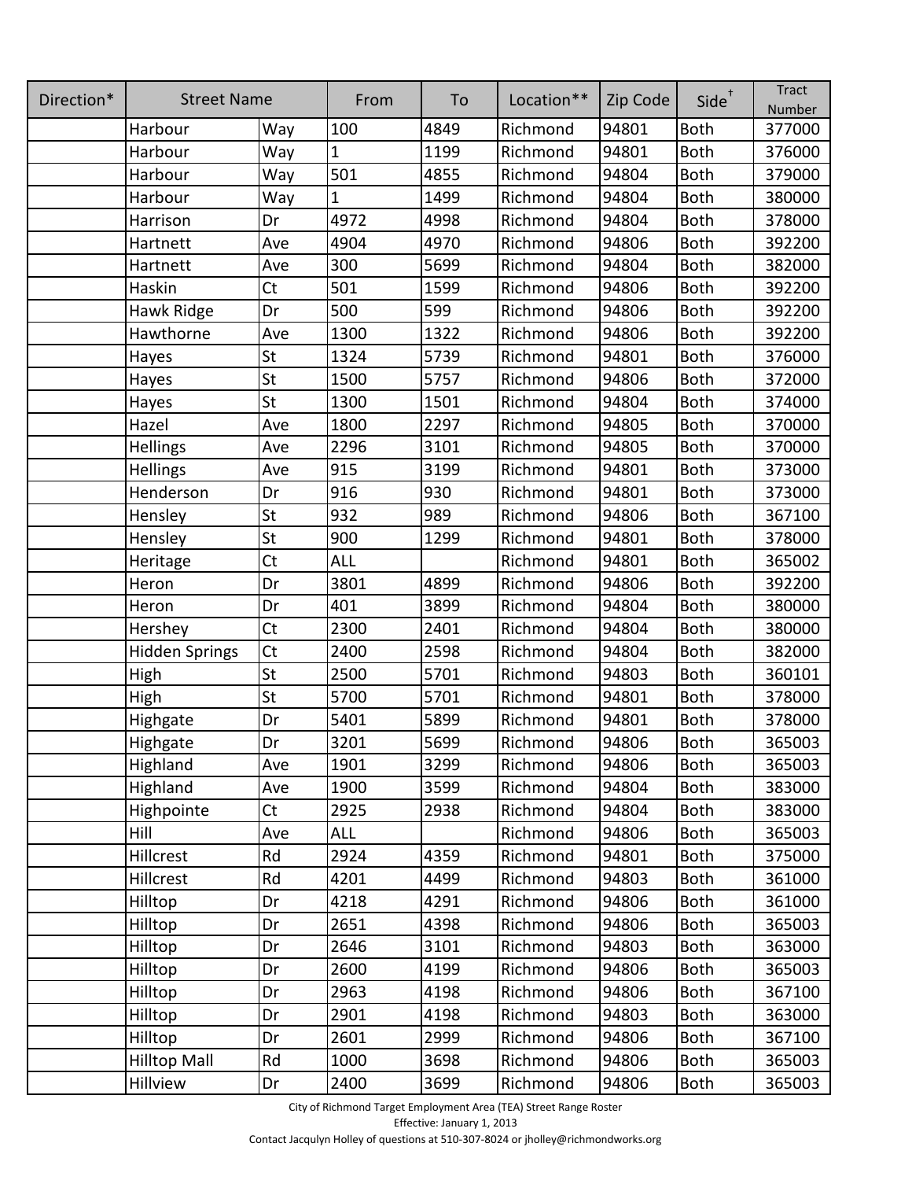| Direction* | Street Name | | From | To | Location** | Zip Code | Side† | Tract Number |
|---|---|---|---|---|---|---|---|---|
| | Harbour | Way | 100 | 4849 | Richmond | 94801 | Both | 377000 |
| | Harbour | Way | 1 | 1199 | Richmond | 94801 | Both | 376000 |
| | Harbour | Way | 501 | 4855 | Richmond | 94804 | Both | 379000 |
| | Harbour | Way | 1 | 1499 | Richmond | 94804 | Both | 380000 |
| | Harrison | Dr | 4972 | 4998 | Richmond | 94804 | Both | 378000 |
| | Hartnett | Ave | 4904 | 4970 | Richmond | 94806 | Both | 392200 |
| | Hartnett | Ave | 300 | 5699 | Richmond | 94804 | Both | 382000 |
| | Haskin | Ct | 501 | 1599 | Richmond | 94806 | Both | 392200 |
| | Hawk Ridge | Dr | 500 | 599 | Richmond | 94806 | Both | 392200 |
| | Hawthorne | Ave | 1300 | 1322 | Richmond | 94806 | Both | 392200 |
| | Hayes | St | 1324 | 5739 | Richmond | 94801 | Both | 376000 |
| | Hayes | St | 1500 | 5757 | Richmond | 94806 | Both | 372000 |
| | Hayes | St | 1300 | 1501 | Richmond | 94804 | Both | 374000 |
| | Hazel | Ave | 1800 | 2297 | Richmond | 94805 | Both | 370000 |
| | Hellings | Ave | 2296 | 3101 | Richmond | 94805 | Both | 370000 |
| | Hellings | Ave | 915 | 3199 | Richmond | 94801 | Both | 373000 |
| | Henderson | Dr | 916 | 930 | Richmond | 94801 | Both | 373000 |
| | Hensley | St | 932 | 989 | Richmond | 94806 | Both | 367100 |
| | Hensley | St | 900 | 1299 | Richmond | 94801 | Both | 378000 |
| | Heritage | Ct | ALL | | Richmond | 94801 | Both | 365002 |
| | Heron | Dr | 3801 | 4899 | Richmond | 94806 | Both | 392200 |
| | Heron | Dr | 401 | 3899 | Richmond | 94804 | Both | 380000 |
| | Hershey | Ct | 2300 | 2401 | Richmond | 94804 | Both | 380000 |
| | Hidden Springs | Ct | 2400 | 2598 | Richmond | 94804 | Both | 382000 |
| | High | St | 2500 | 5701 | Richmond | 94803 | Both | 360101 |
| | High | St | 5700 | 5701 | Richmond | 94801 | Both | 378000 |
| | Highgate | Dr | 5401 | 5899 | Richmond | 94801 | Both | 378000 |
| | Highgate | Dr | 3201 | 5699 | Richmond | 94806 | Both | 365003 |
| | Highland | Ave | 1901 | 3299 | Richmond | 94806 | Both | 365003 |
| | Highland | Ave | 1900 | 3599 | Richmond | 94804 | Both | 383000 |
| | Highpointe | Ct | 2925 | 2938 | Richmond | 94804 | Both | 383000 |
| | Hill | Ave | ALL | | Richmond | 94806 | Both | 365003 |
| | Hillcrest | Rd | 2924 | 4359 | Richmond | 94801 | Both | 375000 |
| | Hillcrest | Rd | 4201 | 4499 | Richmond | 94803 | Both | 361000 |
| | Hilltop | Dr | 4218 | 4291 | Richmond | 94806 | Both | 361000 |
| | Hilltop | Dr | 2651 | 4398 | Richmond | 94806 | Both | 365003 |
| | Hilltop | Dr | 2646 | 3101 | Richmond | 94803 | Both | 363000 |
| | Hilltop | Dr | 2600 | 4199 | Richmond | 94806 | Both | 365003 |
| | Hilltop | Dr | 2963 | 4198 | Richmond | 94806 | Both | 367100 |
| | Hilltop | Dr | 2901 | 4198 | Richmond | 94803 | Both | 363000 |
| | Hilltop | Dr | 2601 | 2999 | Richmond | 94806 | Both | 367100 |
| | Hilltop Mall | Rd | 1000 | 3698 | Richmond | 94806 | Both | 365003 |
| | Hillview | Dr | 2400 | 3699 | Richmond | 94806 | Both | 365003 |

City of Richmond Target Employment Area (TEA) Street Range Roster
Effective: January 1, 2013
Contact Jacqulyn Holley of questions at 510-307-8024 or jholley@richmondworks.org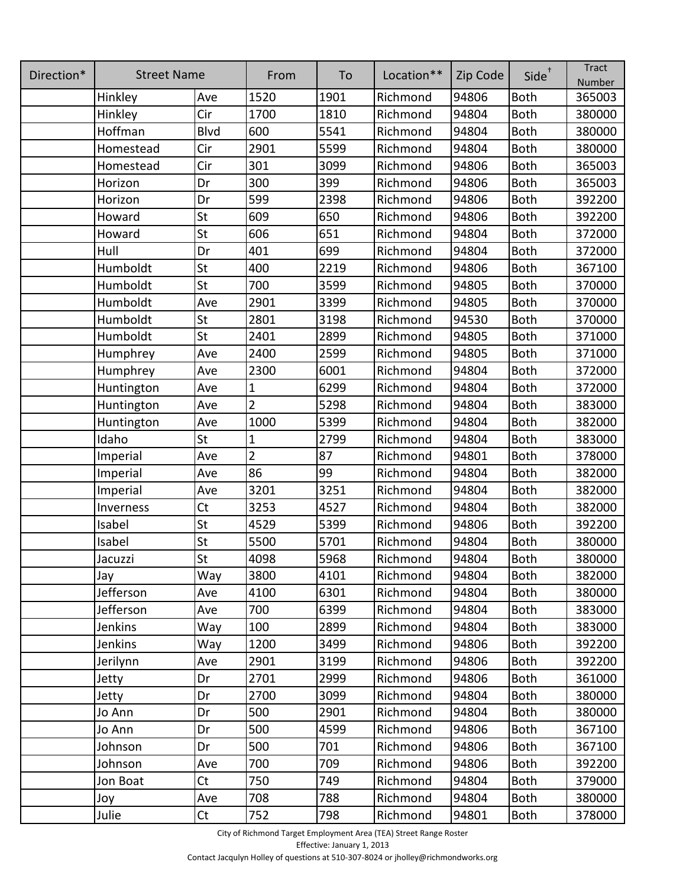| Direction* | Street Name | | From | To | Location** | Zip Code | Side† | Tract Number |
|---|---|---|---|---|---|---|---|---|
| | Hinkley | Ave | 1520 | 1901 | Richmond | 94806 | Both | 365003 |
| | Hinkley | Cir | 1700 | 1810 | Richmond | 94804 | Both | 380000 |
| | Hoffman | Blvd | 600 | 5541 | Richmond | 94804 | Both | 380000 |
| | Homestead | Cir | 2901 | 5599 | Richmond | 94804 | Both | 380000 |
| | Homestead | Cir | 301 | 3099 | Richmond | 94806 | Both | 365003 |
| | Horizon | Dr | 300 | 399 | Richmond | 94806 | Both | 365003 |
| | Horizon | Dr | 599 | 2398 | Richmond | 94806 | Both | 392200 |
| | Howard | St | 609 | 650 | Richmond | 94806 | Both | 392200 |
| | Howard | St | 606 | 651 | Richmond | 94804 | Both | 372000 |
| | Hull | Dr | 401 | 699 | Richmond | 94804 | Both | 372000 |
| | Humboldt | St | 400 | 2219 | Richmond | 94806 | Both | 367100 |
| | Humboldt | St | 700 | 3599 | Richmond | 94805 | Both | 370000 |
| | Humboldt | Ave | 2901 | 3399 | Richmond | 94805 | Both | 370000 |
| | Humboldt | St | 2801 | 3198 | Richmond | 94530 | Both | 370000 |
| | Humboldt | St | 2401 | 2899 | Richmond | 94805 | Both | 371000 |
| | Humphrey | Ave | 2400 | 2599 | Richmond | 94805 | Both | 371000 |
| | Humphrey | Ave | 2300 | 6001 | Richmond | 94804 | Both | 372000 |
| | Huntington | Ave | 1 | 6299 | Richmond | 94804 | Both | 372000 |
| | Huntington | Ave | 2 | 5298 | Richmond | 94804 | Both | 383000 |
| | Huntington | Ave | 1000 | 5399 | Richmond | 94804 | Both | 382000 |
| | Idaho | St | 1 | 2799 | Richmond | 94804 | Both | 383000 |
| | Imperial | Ave | 2 | 87 | Richmond | 94801 | Both | 378000 |
| | Imperial | Ave | 86 | 99 | Richmond | 94804 | Both | 382000 |
| | Imperial | Ave | 3201 | 3251 | Richmond | 94804 | Both | 382000 |
| | Inverness | Ct | 3253 | 4527 | Richmond | 94804 | Both | 382000 |
| | Isabel | St | 4529 | 5399 | Richmond | 94806 | Both | 392200 |
| | Isabel | St | 5500 | 5701 | Richmond | 94804 | Both | 380000 |
| | Jacuzzi | St | 4098 | 5968 | Richmond | 94804 | Both | 380000 |
| | Jay | Way | 3800 | 4101 | Richmond | 94804 | Both | 382000 |
| | Jefferson | Ave | 4100 | 6301 | Richmond | 94804 | Both | 380000 |
| | Jefferson | Ave | 700 | 6399 | Richmond | 94804 | Both | 383000 |
| | Jenkins | Way | 100 | 2899 | Richmond | 94804 | Both | 383000 |
| | Jenkins | Way | 1200 | 3499 | Richmond | 94806 | Both | 392200 |
| | Jerilynn | Ave | 2901 | 3199 | Richmond | 94806 | Both | 392200 |
| | Jetty | Dr | 2701 | 2999 | Richmond | 94806 | Both | 361000 |
| | Jetty | Dr | 2700 | 3099 | Richmond | 94804 | Both | 380000 |
| | Jo Ann | Dr | 500 | 2901 | Richmond | 94804 | Both | 380000 |
| | Jo Ann | Dr | 500 | 4599 | Richmond | 94806 | Both | 367100 |
| | Johnson | Dr | 500 | 701 | Richmond | 94806 | Both | 367100 |
| | Johnson | Ave | 700 | 709 | Richmond | 94806 | Both | 392200 |
| | Jon Boat | Ct | 750 | 749 | Richmond | 94804 | Both | 379000 |
| | Joy | Ave | 708 | 788 | Richmond | 94804 | Both | 380000 |
| | Julie | Ct | 752 | 798 | Richmond | 94801 | Both | 378000 |

City of Richmond Target Employment Area (TEA) Street Range Roster
Effective: January 1, 2013
Contact Jacqulyn Holley of questions at 510-307-8024 or jholley@richmondworks.org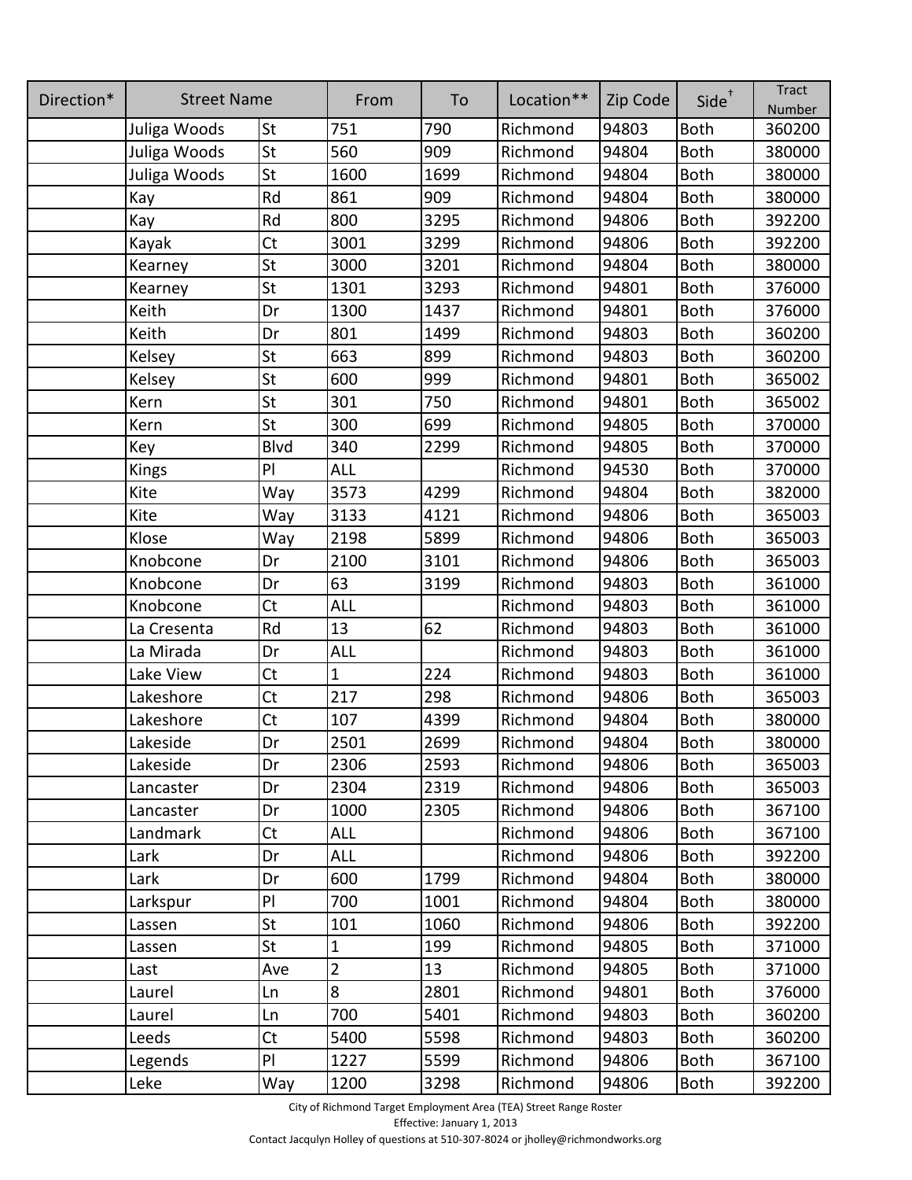| Direction* | Street Name | | From | To | Location** | Zip Code | Side† | Tract Number |
|---|---|---|---|---|---|---|---|---|
| | Juliga Woods | St | 751 | 790 | Richmond | 94803 | Both | 360200 |
| | Juliga Woods | St | 560 | 909 | Richmond | 94804 | Both | 380000 |
| | Juliga Woods | St | 1600 | 1699 | Richmond | 94804 | Both | 380000 |
| | Kay | Rd | 861 | 909 | Richmond | 94804 | Both | 380000 |
| | Kay | Rd | 800 | 3295 | Richmond | 94806 | Both | 392200 |
| | Kayak | Ct | 3001 | 3299 | Richmond | 94806 | Both | 392200 |
| | Kearney | St | 3000 | 3201 | Richmond | 94804 | Both | 380000 |
| | Kearney | St | 1301 | 3293 | Richmond | 94801 | Both | 376000 |
| | Keith | Dr | 1300 | 1437 | Richmond | 94801 | Both | 376000 |
| | Keith | Dr | 801 | 1499 | Richmond | 94803 | Both | 360200 |
| | Kelsey | St | 663 | 899 | Richmond | 94803 | Both | 360200 |
| | Kelsey | St | 600 | 999 | Richmond | 94801 | Both | 365002 |
| | Kern | St | 301 | 750 | Richmond | 94801 | Both | 365002 |
| | Kern | St | 300 | 699 | Richmond | 94805 | Both | 370000 |
| | Key | Blvd | 340 | 2299 | Richmond | 94805 | Both | 370000 |
| | Kings | Pl | ALL | | Richmond | 94530 | Both | 370000 |
| | Kite | Way | 3573 | 4299 | Richmond | 94804 | Both | 382000 |
| | Kite | Way | 3133 | 4121 | Richmond | 94806 | Both | 365003 |
| | Klose | Way | 2198 | 5899 | Richmond | 94806 | Both | 365003 |
| | Knobcone | Dr | 2100 | 3101 | Richmond | 94806 | Both | 365003 |
| | Knobcone | Dr | 63 | 3199 | Richmond | 94803 | Both | 361000 |
| | Knobcone | Ct | ALL | | Richmond | 94803 | Both | 361000 |
| | La Cresenta | Rd | 13 | 62 | Richmond | 94803 | Both | 361000 |
| | La Mirada | Dr | ALL | | Richmond | 94803 | Both | 361000 |
| | Lake View | Ct | 1 | 224 | Richmond | 94803 | Both | 361000 |
| | Lakeshore | Ct | 217 | 298 | Richmond | 94806 | Both | 365003 |
| | Lakeshore | Ct | 107 | 4399 | Richmond | 94804 | Both | 380000 |
| | Lakeside | Dr | 2501 | 2699 | Richmond | 94804 | Both | 380000 |
| | Lakeside | Dr | 2306 | 2593 | Richmond | 94806 | Both | 365003 |
| | Lancaster | Dr | 2304 | 2319 | Richmond | 94806 | Both | 365003 |
| | Lancaster | Dr | 1000 | 2305 | Richmond | 94806 | Both | 367100 |
| | Landmark | Ct | ALL | | Richmond | 94806 | Both | 367100 |
| | Lark | Dr | ALL | | Richmond | 94806 | Both | 392200 |
| | Lark | Dr | 600 | 1799 | Richmond | 94804 | Both | 380000 |
| | Larkspur | Pl | 700 | 1001 | Richmond | 94804 | Both | 380000 |
| | Lassen | St | 101 | 1060 | Richmond | 94806 | Both | 392200 |
| | Lassen | St | 1 | 199 | Richmond | 94805 | Both | 371000 |
| | Last | Ave | 2 | 13 | Richmond | 94805 | Both | 371000 |
| | Laurel | Ln | 8 | 2801 | Richmond | 94801 | Both | 376000 |
| | Laurel | Ln | 700 | 5401 | Richmond | 94803 | Both | 360200 |
| | Leeds | Ct | 5400 | 5598 | Richmond | 94803 | Both | 360200 |
| | Legends | Pl | 1227 | 5599 | Richmond | 94806 | Both | 367100 |
| | Leke | Way | 1200 | 3298 | Richmond | 94806 | Both | 392200 |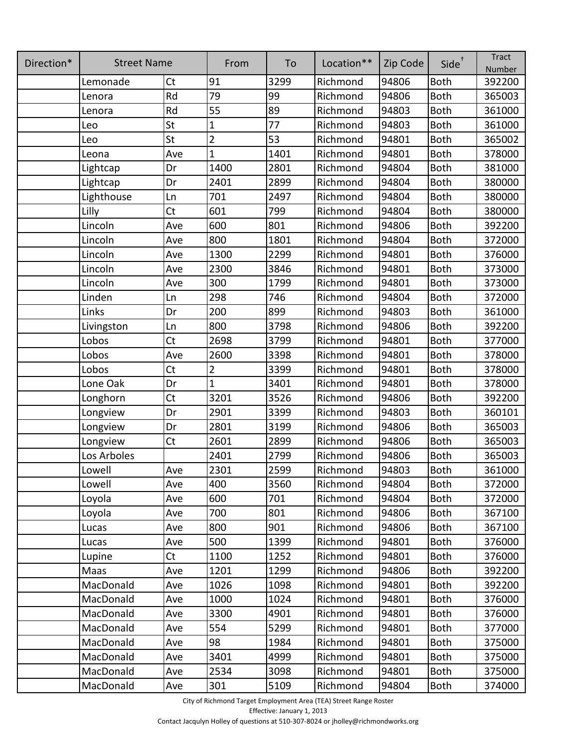| Direction* | Street Name | | From | To | Location** | Zip Code | Side† | Tract Number |
|---|---|---|---|---|---|---|---|---|
| | Lemonade | Ct | 91 | 3299 | Richmond | 94806 | Both | 392200 |
| | Lenora | Rd | 79 | 99 | Richmond | 94806 | Both | 365003 |
| | Lenora | Rd | 55 | 89 | Richmond | 94803 | Both | 361000 |
| | Leo | St | 1 | 77 | Richmond | 94803 | Both | 361000 |
| | Leo | St | 2 | 53 | Richmond | 94801 | Both | 365002 |
| | Leona | Ave | 1 | 1401 | Richmond | 94801 | Both | 378000 |
| | Lightcap | Dr | 1400 | 2801 | Richmond | 94804 | Both | 381000 |
| | Lightcap | Dr | 2401 | 2899 | Richmond | 94804 | Both | 380000 |
| | Lighthouse | Ln | 701 | 2497 | Richmond | 94804 | Both | 380000 |
| | Lilly | Ct | 601 | 799 | Richmond | 94804 | Both | 380000 |
| | Lincoln | Ave | 600 | 801 | Richmond | 94806 | Both | 392200 |
| | Lincoln | Ave | 800 | 1801 | Richmond | 94804 | Both | 372000 |
| | Lincoln | Ave | 1300 | 2299 | Richmond | 94801 | Both | 376000 |
| | Lincoln | Ave | 2300 | 3846 | Richmond | 94801 | Both | 373000 |
| | Lincoln | Ave | 300 | 1799 | Richmond | 94801 | Both | 373000 |
| | Linden | Ln | 298 | 746 | Richmond | 94804 | Both | 372000 |
| | Links | Dr | 200 | 899 | Richmond | 94803 | Both | 361000 |
| | Livingston | Ln | 800 | 3798 | Richmond | 94806 | Both | 392200 |
| | Lobos | Ct | 2698 | 3799 | Richmond | 94801 | Both | 377000 |
| | Lobos | Ave | 2600 | 3398 | Richmond | 94801 | Both | 378000 |
| | Lobos | Ct | 2 | 3399 | Richmond | 94801 | Both | 378000 |
| | Lone Oak | Dr | 1 | 3401 | Richmond | 94801 | Both | 378000 |
| | Longhorn | Ct | 3201 | 3526 | Richmond | 94806 | Both | 392200 |
| | Longview | Dr | 2901 | 3399 | Richmond | 94803 | Both | 360101 |
| | Longview | Dr | 2801 | 3199 | Richmond | 94806 | Both | 365003 |
| | Longview | Ct | 2601 | 2899 | Richmond | 94806 | Both | 365003 |
| | Los Arboles | | 2401 | 2799 | Richmond | 94806 | Both | 365003 |
| | Lowell | Ave | 2301 | 2599 | Richmond | 94803 | Both | 361000 |
| | Lowell | Ave | 400 | 3560 | Richmond | 94804 | Both | 372000 |
| | Loyola | Ave | 600 | 701 | Richmond | 94804 | Both | 372000 |
| | Loyola | Ave | 700 | 801 | Richmond | 94806 | Both | 367100 |
| | Lucas | Ave | 800 | 901 | Richmond | 94806 | Both | 367100 |
| | Lucas | Ave | 500 | 1399 | Richmond | 94801 | Both | 376000 |
| | Lupine | Ct | 1100 | 1252 | Richmond | 94801 | Both | 376000 |
| | Maas | Ave | 1201 | 1299 | Richmond | 94806 | Both | 392200 |
| | MacDonald | Ave | 1026 | 1098 | Richmond | 94801 | Both | 392200 |
| | MacDonald | Ave | 1000 | 1024 | Richmond | 94801 | Both | 376000 |
| | MacDonald | Ave | 3300 | 4901 | Richmond | 94801 | Both | 376000 |
| | MacDonald | Ave | 554 | 5299 | Richmond | 94801 | Both | 377000 |
| | MacDonald | Ave | 98 | 1984 | Richmond | 94801 | Both | 375000 |
| | MacDonald | Ave | 3401 | 4999 | Richmond | 94801 | Both | 375000 |
| | MacDonald | Ave | 2534 | 3098 | Richmond | 94801 | Both | 375000 |
| | MacDonald | Ave | 301 | 5109 | Richmond | 94804 | Both | 374000 |

City of Richmond Target Employment Area (TEA) Street Range Roster
Effective: January 1, 2013
Contact Jacqulyn Holley of questions at 510-307-8024 or jholley@richmondworks.org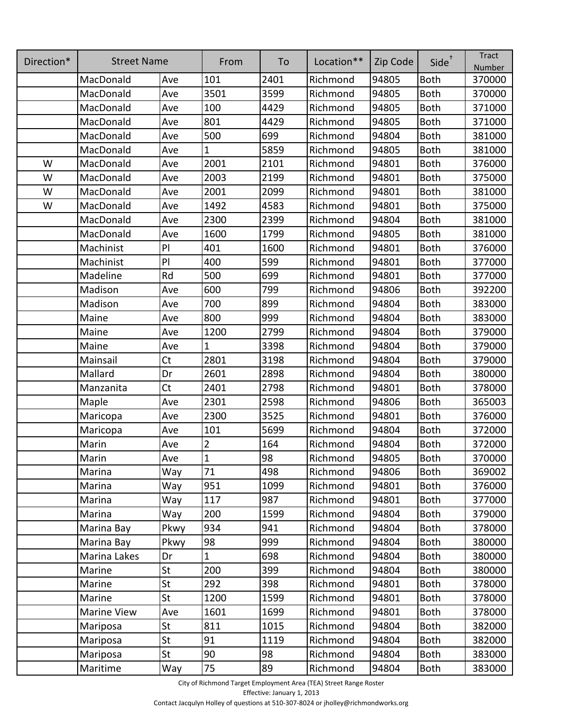| Direction* | Street Name | | From | To | Location** | Zip Code | Side† | Tract Number |
|---|---|---|---|---|---|---|---|---|
| | MacDonald | Ave | 101 | 2401 | Richmond | 94805 | Both | 370000 |
| | MacDonald | Ave | 3501 | 3599 | Richmond | 94805 | Both | 370000 |
| | MacDonald | Ave | 100 | 4429 | Richmond | 94805 | Both | 371000 |
| | MacDonald | Ave | 801 | 4429 | Richmond | 94805 | Both | 371000 |
| | MacDonald | Ave | 500 | 699 | Richmond | 94804 | Both | 381000 |
| | MacDonald | Ave | 1 | 5859 | Richmond | 94805 | Both | 381000 |
| W | MacDonald | Ave | 2001 | 2101 | Richmond | 94801 | Both | 376000 |
| W | MacDonald | Ave | 2003 | 2199 | Richmond | 94801 | Both | 375000 |
| W | MacDonald | Ave | 2001 | 2099 | Richmond | 94801 | Both | 381000 |
| W | MacDonald | Ave | 1492 | 4583 | Richmond | 94801 | Both | 375000 |
| | MacDonald | Ave | 2300 | 2399 | Richmond | 94804 | Both | 381000 |
| | MacDonald | Ave | 1600 | 1799 | Richmond | 94805 | Both | 381000 |
| | Machinist | Pl | 401 | 1600 | Richmond | 94801 | Both | 376000 |
| | Machinist | Pl | 400 | 599 | Richmond | 94801 | Both | 377000 |
| | Madeline | Rd | 500 | 699 | Richmond | 94801 | Both | 377000 |
| | Madison | Ave | 600 | 799 | Richmond | 94806 | Both | 392200 |
| | Madison | Ave | 700 | 899 | Richmond | 94804 | Both | 383000 |
| | Maine | Ave | 800 | 999 | Richmond | 94804 | Both | 383000 |
| | Maine | Ave | 1200 | 2799 | Richmond | 94804 | Both | 379000 |
| | Maine | Ave | 1 | 3398 | Richmond | 94804 | Both | 379000 |
| | Mainsail | Ct | 2801 | 3198 | Richmond | 94804 | Both | 379000 |
| | Mallard | Dr | 2601 | 2898 | Richmond | 94804 | Both | 380000 |
| | Manzanita | Ct | 2401 | 2798 | Richmond | 94801 | Both | 378000 |
| | Maple | Ave | 2301 | 2598 | Richmond | 94806 | Both | 365003 |
| | Maricopa | Ave | 2300 | 3525 | Richmond | 94801 | Both | 376000 |
| | Maricopa | Ave | 101 | 5699 | Richmond | 94804 | Both | 372000 |
| | Marin | Ave | 2 | 164 | Richmond | 94804 | Both | 372000 |
| | Marin | Ave | 1 | 98 | Richmond | 94805 | Both | 370000 |
| | Marina | Way | 71 | 498 | Richmond | 94806 | Both | 369002 |
| | Marina | Way | 951 | 1099 | Richmond | 94801 | Both | 376000 |
| | Marina | Way | 117 | 987 | Richmond | 94801 | Both | 377000 |
| | Marina | Way | 200 | 1599 | Richmond | 94804 | Both | 379000 |
| | Marina Bay | Pkwy | 934 | 941 | Richmond | 94804 | Both | 378000 |
| | Marina Bay | Pkwy | 98 | 999 | Richmond | 94804 | Both | 380000 |
| | Marina Lakes | Dr | 1 | 698 | Richmond | 94804 | Both | 380000 |
| | Marine | St | 200 | 399 | Richmond | 94804 | Both | 380000 |
| | Marine | St | 292 | 398 | Richmond | 94801 | Both | 378000 |
| | Marine | St | 1200 | 1599 | Richmond | 94801 | Both | 378000 |
| | Marine View | Ave | 1601 | 1699 | Richmond | 94801 | Both | 378000 |
| | Mariposa | St | 811 | 1015 | Richmond | 94804 | Both | 382000 |
| | Mariposa | St | 91 | 1119 | Richmond | 94804 | Both | 382000 |
| | Mariposa | St | 90 | 98 | Richmond | 94804 | Both | 383000 |
| | Maritime | Way | 75 | 89 | Richmond | 94804 | Both | 383000 |

City of Richmond Target Employment Area (TEA) Street Range Roster
Effective: January 1, 2013
Contact Jacqulyn Holley of questions at 510-307-8024 or jholley@richmondworks.org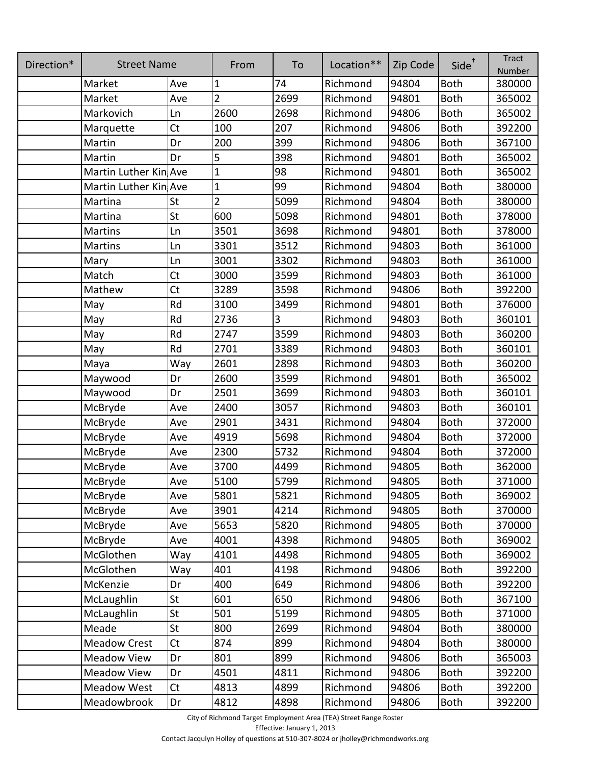| Direction* | Street Name | | From | To | Location** | Zip Code | Side† | Tract Number |
|---|---|---|---|---|---|---|---|---|
| | Market | Ave | 1 | 74 | Richmond | 94804 | Both | 380000 |
| | Market | Ave | 2 | 2699 | Richmond | 94801 | Both | 365002 |
| | Markovich | Ln | 2600 | 2698 | Richmond | 94806 | Both | 365002 |
| | Marquette | Ct | 100 | 207 | Richmond | 94806 | Both | 392200 |
| | Martin | Dr | 200 | 399 | Richmond | 94806 | Both | 367100 |
| | Martin | Dr | 5 | 398 | Richmond | 94801 | Both | 365002 |
| | Martin Luther Kin | Ave | 1 | 98 | Richmond | 94801 | Both | 365002 |
| | Martin Luther Kin | Ave | 1 | 99 | Richmond | 94804 | Both | 380000 |
| | Martina | St | 2 | 5099 | Richmond | 94804 | Both | 380000 |
| | Martina | St | 600 | 5098 | Richmond | 94801 | Both | 378000 |
| | Martins | Ln | 3501 | 3698 | Richmond | 94801 | Both | 378000 |
| | Martins | Ln | 3301 | 3512 | Richmond | 94803 | Both | 361000 |
| | Mary | Ln | 3001 | 3302 | Richmond | 94803 | Both | 361000 |
| | Match | Ct | 3000 | 3599 | Richmond | 94803 | Both | 361000 |
| | Mathew | Ct | 3289 | 3598 | Richmond | 94806 | Both | 392200 |
| | May | Rd | 3100 | 3499 | Richmond | 94801 | Both | 376000 |
| | May | Rd | 2736 | 3 | Richmond | 94803 | Both | 360101 |
| | May | Rd | 2747 | 3599 | Richmond | 94803 | Both | 360200 |
| | May | Rd | 2701 | 3389 | Richmond | 94803 | Both | 360101 |
| | Maya | Way | 2601 | 2898 | Richmond | 94803 | Both | 360200 |
| | Maywood | Dr | 2600 | 3599 | Richmond | 94801 | Both | 365002 |
| | Maywood | Dr | 2501 | 3699 | Richmond | 94803 | Both | 360101 |
| | McBryde | Ave | 2400 | 3057 | Richmond | 94803 | Both | 360101 |
| | McBryde | Ave | 2901 | 3431 | Richmond | 94804 | Both | 372000 |
| | McBryde | Ave | 4919 | 5698 | Richmond | 94804 | Both | 372000 |
| | McBryde | Ave | 2300 | 5732 | Richmond | 94804 | Both | 372000 |
| | McBryde | Ave | 3700 | 4499 | Richmond | 94805 | Both | 362000 |
| | McBryde | Ave | 5100 | 5799 | Richmond | 94805 | Both | 371000 |
| | McBryde | Ave | 5801 | 5821 | Richmond | 94805 | Both | 369002 |
| | McBryde | Ave | 3901 | 4214 | Richmond | 94805 | Both | 370000 |
| | McBryde | Ave | 5653 | 5820 | Richmond | 94805 | Both | 370000 |
| | McBryde | Ave | 4001 | 4398 | Richmond | 94805 | Both | 369002 |
| | McGlothen | Way | 4101 | 4498 | Richmond | 94805 | Both | 369002 |
| | McGlothen | Way | 401 | 4198 | Richmond | 94806 | Both | 392200 |
| | McKenzie | Dr | 400 | 649 | Richmond | 94806 | Both | 392200 |
| | McLaughlin | St | 601 | 650 | Richmond | 94806 | Both | 367100 |
| | McLaughlin | St | 501 | 5199 | Richmond | 94805 | Both | 371000 |
| | Meade | St | 800 | 2699 | Richmond | 94804 | Both | 380000 |
| | Meadow Crest | Ct | 874 | 899 | Richmond | 94804 | Both | 380000 |
| | Meadow View | Dr | 801 | 899 | Richmond | 94806 | Both | 365003 |
| | Meadow View | Dr | 4501 | 4811 | Richmond | 94806 | Both | 392200 |
| | Meadow West | Ct | 4813 | 4899 | Richmond | 94806 | Both | 392200 |
| | Meadowbrook | Dr | 4812 | 4898 | Richmond | 94806 | Both | 392200 |

City of Richmond Target Employment Area (TEA) Street Range Roster
Effective: January 1, 2013
Contact Jacqulyn Holley of questions at 510-307-8024 or jholley@richmondworks.org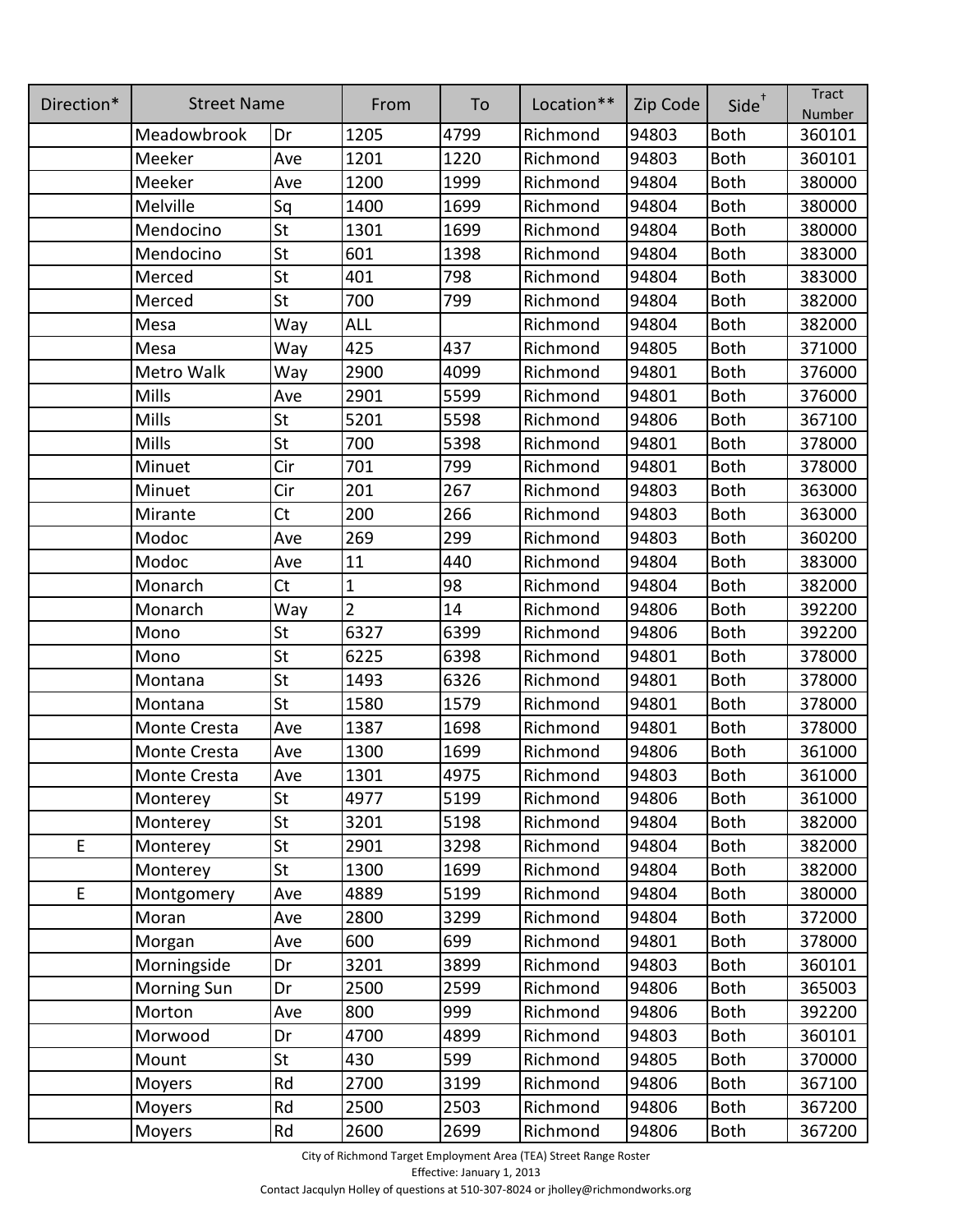| Direction* | Street Name | | From | To | Location** | Zip Code | Side† | Tract Number |
|---|---|---|---|---|---|---|---|---|
| | Meadowbrook | Dr | 1205 | 4799 | Richmond | 94803 | Both | 360101 |
| | Meeker | Ave | 1201 | 1220 | Richmond | 94803 | Both | 360101 |
| | Meeker | Ave | 1200 | 1999 | Richmond | 94804 | Both | 380000 |
| | Melville | Sq | 1400 | 1699 | Richmond | 94804 | Both | 380000 |
| | Mendocino | St | 1301 | 1699 | Richmond | 94804 | Both | 380000 |
| | Mendocino | St | 601 | 1398 | Richmond | 94804 | Both | 383000 |
| | Merced | St | 401 | 798 | Richmond | 94804 | Both | 383000 |
| | Merced | St | 700 | 799 | Richmond | 94804 | Both | 382000 |
| | Mesa | Way | ALL | | Richmond | 94804 | Both | 382000 |
| | Mesa | Way | 425 | 437 | Richmond | 94805 | Both | 371000 |
| | Metro Walk | Way | 2900 | 4099 | Richmond | 94801 | Both | 376000 |
| | Mills | Ave | 2901 | 5599 | Richmond | 94801 | Both | 376000 |
| | Mills | St | 5201 | 5598 | Richmond | 94806 | Both | 367100 |
| | Mills | St | 700 | 5398 | Richmond | 94801 | Both | 378000 |
| | Minuet | Cir | 701 | 799 | Richmond | 94801 | Both | 378000 |
| | Minuet | Cir | 201 | 267 | Richmond | 94803 | Both | 363000 |
| | Mirante | Ct | 200 | 266 | Richmond | 94803 | Both | 363000 |
| | Modoc | Ave | 269 | 299 | Richmond | 94803 | Both | 360200 |
| | Modoc | Ave | 11 | 440 | Richmond | 94804 | Both | 383000 |
| | Monarch | Ct | 1 | 98 | Richmond | 94804 | Both | 382000 |
| | Monarch | Way | 2 | 14 | Richmond | 94806 | Both | 392200 |
| | Mono | St | 6327 | 6399 | Richmond | 94806 | Both | 392200 |
| | Mono | St | 6225 | 6398 | Richmond | 94801 | Both | 378000 |
| | Montana | St | 1493 | 6326 | Richmond | 94801 | Both | 378000 |
| | Montana | St | 1580 | 1579 | Richmond | 94801 | Both | 378000 |
| | Monte Cresta | Ave | 1387 | 1698 | Richmond | 94801 | Both | 378000 |
| | Monte Cresta | Ave | 1300 | 1699 | Richmond | 94806 | Both | 361000 |
| | Monte Cresta | Ave | 1301 | 4975 | Richmond | 94803 | Both | 361000 |
| | Monterey | St | 4977 | 5199 | Richmond | 94806 | Both | 361000 |
| | Monterey | St | 3201 | 5198 | Richmond | 94804 | Both | 382000 |
| E | Monterey | St | 2901 | 3298 | Richmond | 94804 | Both | 382000 |
| | Monterey | St | 1300 | 1699 | Richmond | 94804 | Both | 382000 |
| E | Montgomery | Ave | 4889 | 5199 | Richmond | 94804 | Both | 380000 |
| | Moran | Ave | 2800 | 3299 | Richmond | 94804 | Both | 372000 |
| | Morgan | Ave | 600 | 699 | Richmond | 94801 | Both | 378000 |
| | Morningside | Dr | 3201 | 3899 | Richmond | 94803 | Both | 360101 |
| | Morning Sun | Dr | 2500 | 2599 | Richmond | 94806 | Both | 365003 |
| | Morton | Ave | 800 | 999 | Richmond | 94806 | Both | 392200 |
| | Morwood | Dr | 4700 | 4899 | Richmond | 94803 | Both | 360101 |
| | Mount | St | 430 | 599 | Richmond | 94805 | Both | 370000 |
| | Moyers | Rd | 2700 | 3199 | Richmond | 94806 | Both | 367100 |
| | Moyers | Rd | 2500 | 2503 | Richmond | 94806 | Both | 367200 |
| | Moyers | Rd | 2600 | 2699 | Richmond | 94806 | Both | 367200 |

City of Richmond Target Employment Area (TEA) Street Range Roster
Effective: January 1, 2013
Contact Jacqulyn Holley of questions at 510-307-8024 or jholley@richmondworks.org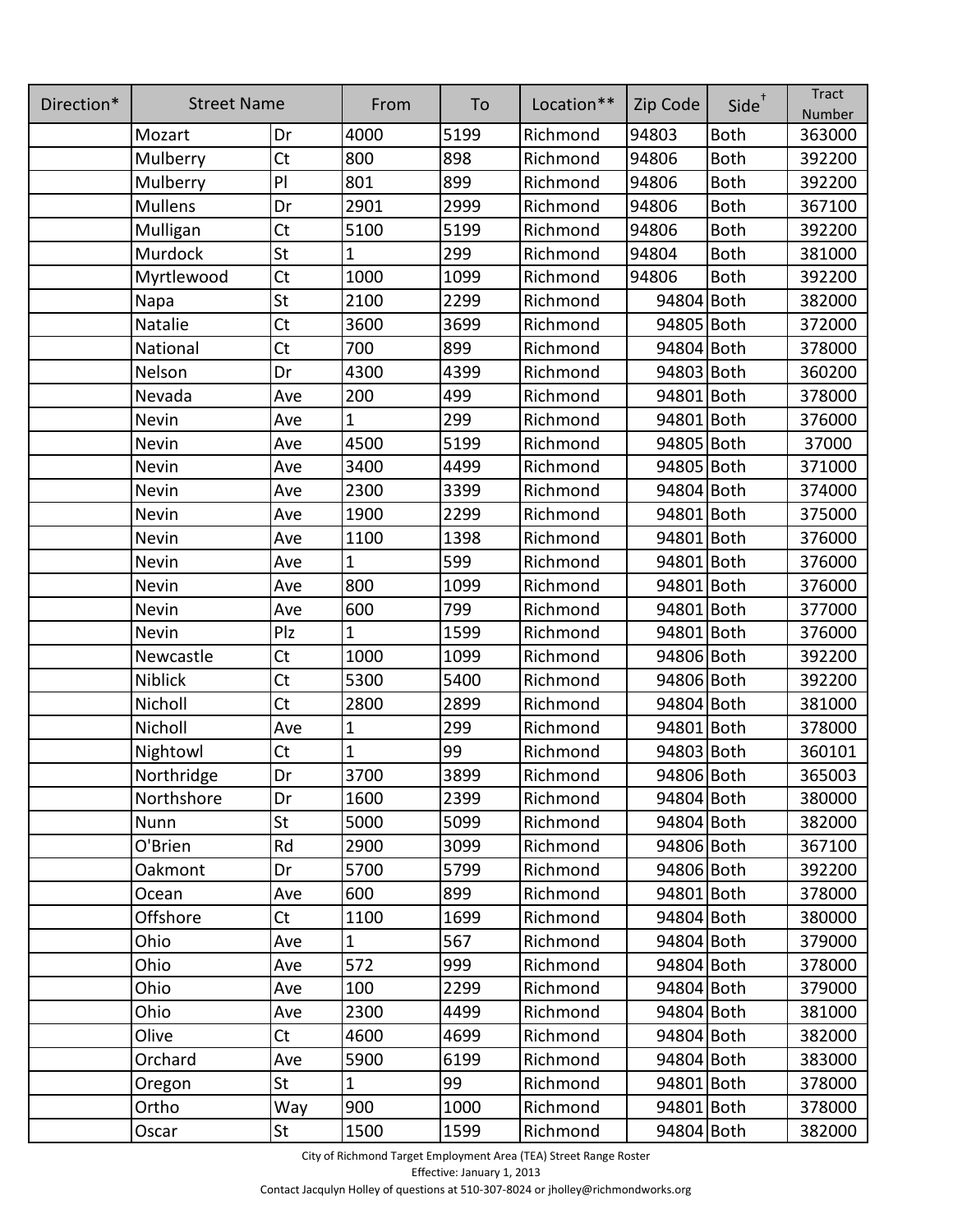| Direction* | Street Name | | From | To | Location** | Zip Code | Side† | Tract Number |
|---|---|---|---|---|---|---|---|---|
| | Mozart | Dr | 4000 | 5199 | Richmond | 94803 | Both | 363000 |
| | Mulberry | Ct | 800 | 898 | Richmond | 94806 | Both | 392200 |
| | Mulberry | Pl | 801 | 899 | Richmond | 94806 | Both | 392200 |
| | Mullens | Dr | 2901 | 2999 | Richmond | 94806 | Both | 367100 |
| | Mulligan | Ct | 5100 | 5199 | Richmond | 94806 | Both | 392200 |
| | Murdock | St | 1 | 299 | Richmond | 94804 | Both | 381000 |
| | Myrtlewood | Ct | 1000 | 1099 | Richmond | 94806 | Both | 392200 |
| | Napa | St | 2100 | 2299 | Richmond | 94804 | Both | 382000 |
| | Natalie | Ct | 3600 | 3699 | Richmond | 94805 | Both | 372000 |
| | National | Ct | 700 | 899 | Richmond | 94804 | Both | 378000 |
| | Nelson | Dr | 4300 | 4399 | Richmond | 94803 | Both | 360200 |
| | Nevada | Ave | 200 | 499 | Richmond | 94801 | Both | 378000 |
| | Nevin | Ave | 1 | 299 | Richmond | 94801 | Both | 376000 |
| | Nevin | Ave | 4500 | 5199 | Richmond | 94805 | Both | 37000 |
| | Nevin | Ave | 3400 | 4499 | Richmond | 94805 | Both | 371000 |
| | Nevin | Ave | 2300 | 3399 | Richmond | 94804 | Both | 374000 |
| | Nevin | Ave | 1900 | 2299 | Richmond | 94801 | Both | 375000 |
| | Nevin | Ave | 1100 | 1398 | Richmond | 94801 | Both | 376000 |
| | Nevin | Ave | 1 | 599 | Richmond | 94801 | Both | 376000 |
| | Nevin | Ave | 800 | 1099 | Richmond | 94801 | Both | 376000 |
| | Nevin | Ave | 600 | 799 | Richmond | 94801 | Both | 377000 |
| | Nevin | Plz | 1 | 1599 | Richmond | 94801 | Both | 376000 |
| | Newcastle | Ct | 1000 | 1099 | Richmond | 94806 | Both | 392200 |
| | Niblick | Ct | 5300 | 5400 | Richmond | 94806 | Both | 392200 |
| | Nicholl | Ct | 2800 | 2899 | Richmond | 94804 | Both | 381000 |
| | Nicholl | Ave | 1 | 299 | Richmond | 94801 | Both | 378000 |
| | Nightowl | Ct | 1 | 99 | Richmond | 94803 | Both | 360101 |
| | Northridge | Dr | 3700 | 3899 | Richmond | 94806 | Both | 365003 |
| | Northshore | Dr | 1600 | 2399 | Richmond | 94804 | Both | 380000 |
| | Nunn | St | 5000 | 5099 | Richmond | 94804 | Both | 382000 |
| | O'Brien | Rd | 2900 | 3099 | Richmond | 94806 | Both | 367100 |
| | Oakmont | Dr | 5700 | 5799 | Richmond | 94806 | Both | 392200 |
| | Ocean | Ave | 600 | 899 | Richmond | 94801 | Both | 378000 |
| | Offshore | Ct | 1100 | 1699 | Richmond | 94804 | Both | 380000 |
| | Ohio | Ave | 1 | 567 | Richmond | 94804 | Both | 379000 |
| | Ohio | Ave | 572 | 999 | Richmond | 94804 | Both | 378000 |
| | Ohio | Ave | 100 | 2299 | Richmond | 94804 | Both | 379000 |
| | Ohio | Ave | 2300 | 4499 | Richmond | 94804 | Both | 381000 |
| | Olive | Ct | 4600 | 4699 | Richmond | 94804 | Both | 382000 |
| | Orchard | Ave | 5900 | 6199 | Richmond | 94804 | Both | 383000 |
| | Oregon | St | 1 | 99 | Richmond | 94801 | Both | 378000 |
| | Ortho | Way | 900 | 1000 | Richmond | 94801 | Both | 378000 |
| | Oscar | St | 1500 | 1599 | Richmond | 94804 | Both | 382000 |

City of Richmond Target Employment Area (TEA) Street Range Roster
Effective: January 1, 2013
Contact Jacqulyn Holley of questions at 510-307-8024 or jholley@richmondworks.org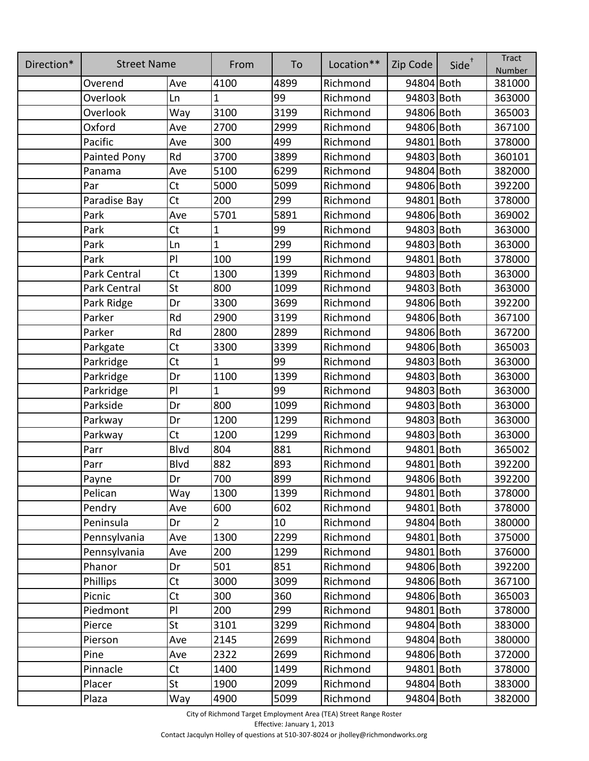| Direction* | Street Name | | From | To | Location** | Zip Code | Side† | Tract Number |
|---|---|---|---|---|---|---|---|---|
| | Overend | Ave | 4100 | 4899 | Richmond | 94804 | Both | 381000 |
| | Overlook | Ln | 1 | 99 | Richmond | 94803 | Both | 363000 |
| | Overlook | Way | 3100 | 3199 | Richmond | 94806 | Both | 365003 |
| | Oxford | Ave | 2700 | 2999 | Richmond | 94806 | Both | 367100 |
| | Pacific | Ave | 300 | 499 | Richmond | 94801 | Both | 378000 |
| | Painted Pony | Rd | 3700 | 3899 | Richmond | 94803 | Both | 360101 |
| | Panama | Ave | 5100 | 6299 | Richmond | 94804 | Both | 382000 |
| | Par | Ct | 5000 | 5099 | Richmond | 94806 | Both | 392200 |
| | Paradise Bay | Ct | 200 | 299 | Richmond | 94801 | Both | 378000 |
| | Park | Ave | 5701 | 5891 | Richmond | 94806 | Both | 369002 |
| | Park | Ct | 1 | 99 | Richmond | 94803 | Both | 363000 |
| | Park | Ln | 1 | 299 | Richmond | 94803 | Both | 363000 |
| | Park | Pl | 100 | 199 | Richmond | 94801 | Both | 378000 |
| | Park Central | Ct | 1300 | 1399 | Richmond | 94803 | Both | 363000 |
| | Park Central | St | 800 | 1099 | Richmond | 94803 | Both | 363000 |
| | Park Ridge | Dr | 3300 | 3699 | Richmond | 94806 | Both | 392200 |
| | Parker | Rd | 2900 | 3199 | Richmond | 94806 | Both | 367100 |
| | Parker | Rd | 2800 | 2899 | Richmond | 94806 | Both | 367200 |
| | Parkgate | Ct | 3300 | 3399 | Richmond | 94806 | Both | 365003 |
| | Parkridge | Ct | 1 | 99 | Richmond | 94803 | Both | 363000 |
| | Parkridge | Dr | 1100 | 1399 | Richmond | 94803 | Both | 363000 |
| | Parkridge | Pl | 1 | 99 | Richmond | 94803 | Both | 363000 |
| | Parkside | Dr | 800 | 1099 | Richmond | 94803 | Both | 363000 |
| | Parkway | Dr | 1200 | 1299 | Richmond | 94803 | Both | 363000 |
| | Parkway | Ct | 1200 | 1299 | Richmond | 94803 | Both | 363000 |
| | Parr | Blvd | 804 | 881 | Richmond | 94801 | Both | 365002 |
| | Parr | Blvd | 882 | 893 | Richmond | 94801 | Both | 392200 |
| | Payne | Dr | 700 | 899 | Richmond | 94806 | Both | 392200 |
| | Pelican | Way | 1300 | 1399 | Richmond | 94801 | Both | 378000 |
| | Pendry | Ave | 600 | 602 | Richmond | 94801 | Both | 378000 |
| | Peninsula | Dr | 2 | 10 | Richmond | 94804 | Both | 380000 |
| | Pennsylvania | Ave | 1300 | 2299 | Richmond | 94801 | Both | 375000 |
| | Pennsylvania | Ave | 200 | 1299 | Richmond | 94801 | Both | 376000 |
| | Phanor | Dr | 501 | 851 | Richmond | 94806 | Both | 392200 |
| | Phillips | Ct | 3000 | 3099 | Richmond | 94806 | Both | 367100 |
| | Picnic | Ct | 300 | 360 | Richmond | 94806 | Both | 365003 |
| | Piedmont | Pl | 200 | 299 | Richmond | 94801 | Both | 378000 |
| | Pierce | St | 3101 | 3299 | Richmond | 94804 | Both | 383000 |
| | Pierson | Ave | 2145 | 2699 | Richmond | 94804 | Both | 380000 |
| | Pine | Ave | 2322 | 2699 | Richmond | 94806 | Both | 372000 |
| | Pinnacle | Ct | 1400 | 1499 | Richmond | 94801 | Both | 378000 |
| | Placer | St | 1900 | 2099 | Richmond | 94804 | Both | 383000 |
| | Plaza | Way | 4900 | 5099 | Richmond | 94804 | Both | 382000 |

City of Richmond Target Employment Area (TEA) Street Range Roster
Effective: January 1, 2013
Contact Jacqulyn Holley of questions at 510-307-8024 or jholley@richmondworks.org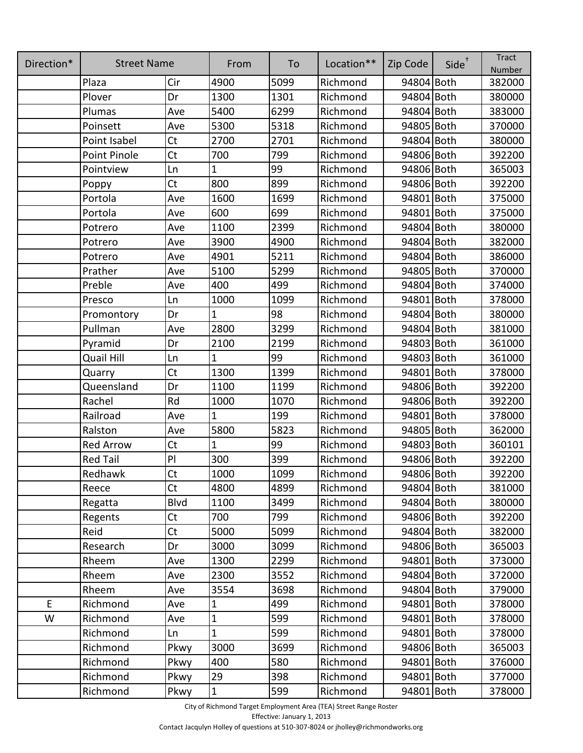| Direction* | Street Name | | From | To | Location** | Zip Code | Side† | Tract Number |
|---|---|---|---|---|---|---|---|---|
| | Plaza | Cir | 4900 | 5099 | Richmond | 94804 | Both | 382000 |
| | Plover | Dr | 1300 | 1301 | Richmond | 94804 | Both | 380000 |
| | Plumas | Ave | 5400 | 6299 | Richmond | 94804 | Both | 383000 |
| | Poinsett | Ave | 5300 | 5318 | Richmond | 94805 | Both | 370000 |
| | Point Isabel | Ct | 2700 | 2701 | Richmond | 94804 | Both | 380000 |
| | Point Pinole | Ct | 700 | 799 | Richmond | 94806 | Both | 392200 |
| | Pointview | Ln | 1 | 99 | Richmond | 94806 | Both | 365003 |
| | Poppy | Ct | 800 | 899 | Richmond | 94806 | Both | 392200 |
| | Portola | Ave | 1600 | 1699 | Richmond | 94801 | Both | 375000 |
| | Portola | Ave | 600 | 699 | Richmond | 94801 | Both | 375000 |
| | Potrero | Ave | 1100 | 2399 | Richmond | 94804 | Both | 380000 |
| | Potrero | Ave | 3900 | 4900 | Richmond | 94804 | Both | 382000 |
| | Potrero | Ave | 4901 | 5211 | Richmond | 94804 | Both | 386000 |
| | Prather | Ave | 5100 | 5299 | Richmond | 94805 | Both | 370000 |
| | Preble | Ave | 400 | 499 | Richmond | 94804 | Both | 374000 |
| | Presco | Ln | 1000 | 1099 | Richmond | 94801 | Both | 378000 |
| | Promontory | Dr | 1 | 98 | Richmond | 94804 | Both | 380000 |
| | Pullman | Ave | 2800 | 3299 | Richmond | 94804 | Both | 381000 |
| | Pyramid | Dr | 2100 | 2199 | Richmond | 94803 | Both | 361000 |
| | Quail Hill | Ln | 1 | 99 | Richmond | 94803 | Both | 361000 |
| | Quarry | Ct | 1300 | 1399 | Richmond | 94801 | Both | 378000 |
| | Queensland | Dr | 1100 | 1199 | Richmond | 94806 | Both | 392200 |
| | Rachel | Rd | 1000 | 1070 | Richmond | 94806 | Both | 392200 |
| | Railroad | Ave | 1 | 199 | Richmond | 94801 | Both | 378000 |
| | Ralston | Ave | 5800 | 5823 | Richmond | 94805 | Both | 362000 |
| | Red Arrow | Ct | 1 | 99 | Richmond | 94803 | Both | 360101 |
| | Red Tail | Pl | 300 | 399 | Richmond | 94806 | Both | 392200 |
| | Redhawk | Ct | 1000 | 1099 | Richmond | 94806 | Both | 392200 |
| | Reece | Ct | 4800 | 4899 | Richmond | 94804 | Both | 381000 |
| | Regatta | Blvd | 1100 | 3499 | Richmond | 94804 | Both | 380000 |
| | Regents | Ct | 700 | 799 | Richmond | 94806 | Both | 392200 |
| | Reid | Ct | 5000 | 5099 | Richmond | 94804 | Both | 382000 |
| | Research | Dr | 3000 | 3099 | Richmond | 94806 | Both | 365003 |
| | Rheem | Ave | 1300 | 2299 | Richmond | 94801 | Both | 373000 |
| | Rheem | Ave | 2300 | 3552 | Richmond | 94804 | Both | 372000 |
| | Rheem | Ave | 3554 | 3698 | Richmond | 94804 | Both | 379000 |
| E | Richmond | Ave | 1 | 499 | Richmond | 94801 | Both | 378000 |
| W | Richmond | Ave | 1 | 599 | Richmond | 94801 | Both | 378000 |
| | Richmond | Ln | 1 | 599 | Richmond | 94801 | Both | 378000 |
| | Richmond | Pkwy | 3000 | 3699 | Richmond | 94806 | Both | 365003 |
| | Richmond | Pkwy | 400 | 580 | Richmond | 94801 | Both | 376000 |
| | Richmond | Pkwy | 29 | 398 | Richmond | 94801 | Both | 377000 |
| | Richmond | Pkwy | 1 | 599 | Richmond | 94801 | Both | 378000 |

City of Richmond Target Employment Area (TEA) Street Range Roster
Effective: January 1, 2013
Contact Jacqulyn Holley of questions at 510-307-8024 or jholley@richmondworks.org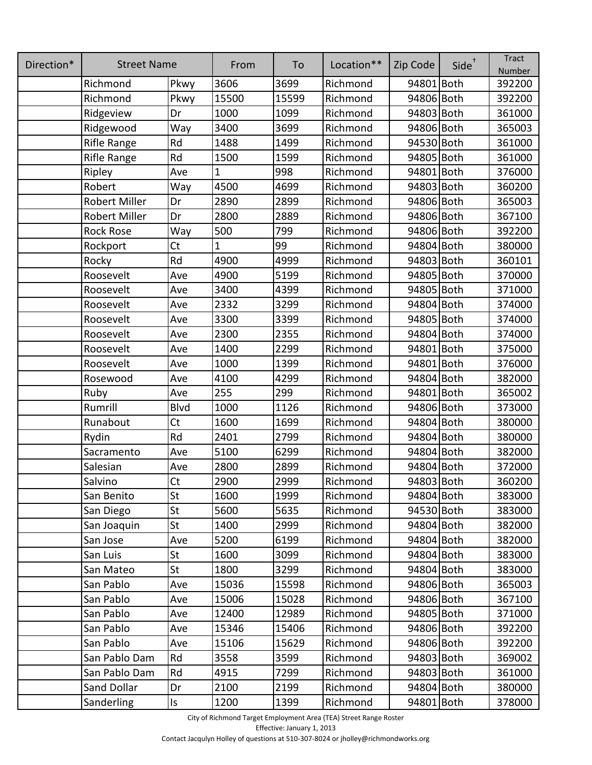| Direction* | Street Name | | From | To | Location** | Zip Code | Side† | Tract Number |
|---|---|---|---|---|---|---|---|---|
| | Richmond | Pkwy | 3606 | 3699 | Richmond | 94801 | Both | 392200 |
| | Richmond | Pkwy | 15500 | 15599 | Richmond | 94806 | Both | 392200 |
| | Ridgeview | Dr | 1000 | 1099 | Richmond | 94803 | Both | 361000 |
| | Ridgewood | Way | 3400 | 3699 | Richmond | 94806 | Both | 365003 |
| | Rifle Range | Rd | 1488 | 1499 | Richmond | 94530 | Both | 361000 |
| | Rifle Range | Rd | 1500 | 1599 | Richmond | 94805 | Both | 361000 |
| | Ripley | Ave | 1 | 998 | Richmond | 94801 | Both | 376000 |
| | Robert | Way | 4500 | 4699 | Richmond | 94803 | Both | 360200 |
| | Robert Miller | Dr | 2890 | 2899 | Richmond | 94806 | Both | 365003 |
| | Robert Miller | Dr | 2800 | 2889 | Richmond | 94806 | Both | 367100 |
| | Rock Rose | Way | 500 | 799 | Richmond | 94806 | Both | 392200 |
| | Rockport | Ct | 1 | 99 | Richmond | 94804 | Both | 380000 |
| | Rocky | Rd | 4900 | 4999 | Richmond | 94803 | Both | 360101 |
| | Roosevelt | Ave | 4900 | 5199 | Richmond | 94805 | Both | 370000 |
| | Roosevelt | Ave | 3400 | 4399 | Richmond | 94805 | Both | 371000 |
| | Roosevelt | Ave | 2332 | 3299 | Richmond | 94804 | Both | 374000 |
| | Roosevelt | Ave | 3300 | 3399 | Richmond | 94805 | Both | 374000 |
| | Roosevelt | Ave | 2300 | 2355 | Richmond | 94804 | Both | 374000 |
| | Roosevelt | Ave | 1400 | 2299 | Richmond | 94801 | Both | 375000 |
| | Roosevelt | Ave | 1000 | 1399 | Richmond | 94801 | Both | 376000 |
| | Rosewood | Ave | 4100 | 4299 | Richmond | 94804 | Both | 382000 |
| | Ruby | Ave | 255 | 299 | Richmond | 94801 | Both | 365002 |
| | Rumrill | Blvd | 1000 | 1126 | Richmond | 94806 | Both | 373000 |
| | Runabout | Ct | 1600 | 1699 | Richmond | 94804 | Both | 380000 |
| | Rydin | Rd | 2401 | 2799 | Richmond | 94804 | Both | 380000 |
| | Sacramento | Ave | 5100 | 6299 | Richmond | 94804 | Both | 382000 |
| | Salesian | Ave | 2800 | 2899 | Richmond | 94804 | Both | 372000 |
| | Salvino | Ct | 2900 | 2999 | Richmond | 94803 | Both | 360200 |
| | San Benito | St | 1600 | 1999 | Richmond | 94804 | Both | 383000 |
| | San Diego | St | 5600 | 5635 | Richmond | 94530 | Both | 383000 |
| | San Joaquin | St | 1400 | 2999 | Richmond | 94804 | Both | 382000 |
| | San Jose | Ave | 5200 | 6199 | Richmond | 94804 | Both | 382000 |
| | San Luis | St | 1600 | 3099 | Richmond | 94804 | Both | 383000 |
| | San Mateo | St | 1800 | 3299 | Richmond | 94804 | Both | 383000 |
| | San Pablo | Ave | 15036 | 15598 | Richmond | 94806 | Both | 365003 |
| | San Pablo | Ave | 15006 | 15028 | Richmond | 94806 | Both | 367100 |
| | San Pablo | Ave | 12400 | 12989 | Richmond | 94805 | Both | 371000 |
| | San Pablo | Ave | 15346 | 15406 | Richmond | 94806 | Both | 392200 |
| | San Pablo | Ave | 15106 | 15629 | Richmond | 94806 | Both | 392200 |
| | San Pablo Dam | Rd | 3558 | 3599 | Richmond | 94803 | Both | 369002 |
| | San Pablo Dam | Rd | 4915 | 7299 | Richmond | 94803 | Both | 361000 |
| | Sand Dollar | Dr | 2100 | 2199 | Richmond | 94804 | Both | 380000 |
| | Sanderling | Is | 1200 | 1399 | Richmond | 94801 | Both | 378000 |

City of Richmond Target Employment Area (TEA) Street Range Roster
Effective: January 1, 2013
Contact Jacqulyn Holley of questions at 510-307-8024 or jholley@richmondworks.org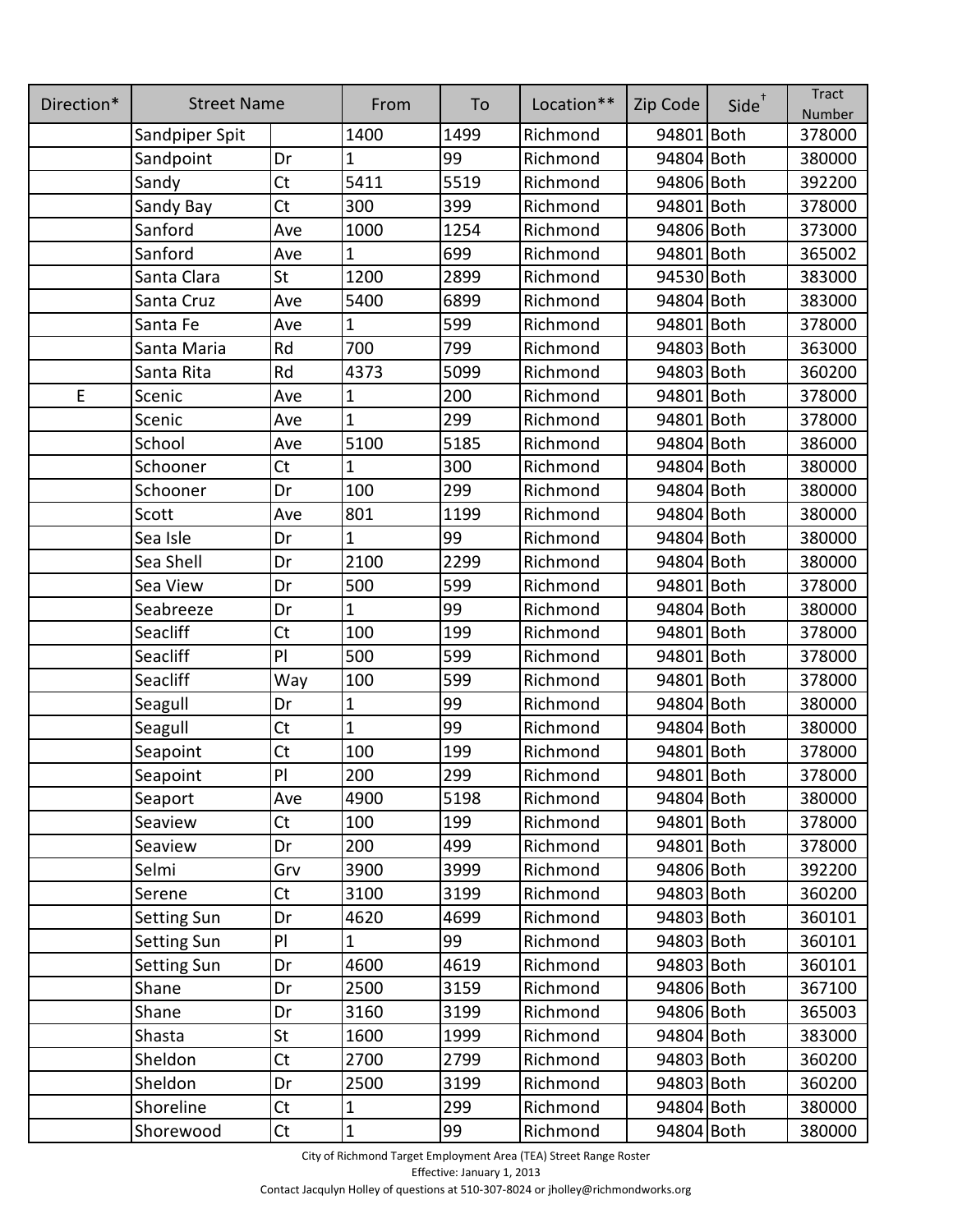| Direction* | Street Name | | From | To | Location** | Zip Code | Side† | Tract Number |
|---|---|---|---|---|---|---|---|---|
| | Sandpiper Spit | | 1400 | 1499 | Richmond | 94801 | Both | 378000 |
| | Sandpoint | Dr | 1 | 99 | Richmond | 94804 | Both | 380000 |
| | Sandy | Ct | 5411 | 5519 | Richmond | 94806 | Both | 392200 |
| | Sandy Bay | Ct | 300 | 399 | Richmond | 94801 | Both | 378000 |
| | Sanford | Ave | 1000 | 1254 | Richmond | 94806 | Both | 373000 |
| | Sanford | Ave | 1 | 699 | Richmond | 94801 | Both | 365002 |
| | Santa Clara | St | 1200 | 2899 | Richmond | 94530 | Both | 383000 |
| | Santa Cruz | Ave | 5400 | 6899 | Richmond | 94804 | Both | 383000 |
| | Santa Fe | Ave | 1 | 599 | Richmond | 94801 | Both | 378000 |
| | Santa Maria | Rd | 700 | 799 | Richmond | 94803 | Both | 363000 |
| | Santa Rita | Rd | 4373 | 5099 | Richmond | 94803 | Both | 360200 |
| E | Scenic | Ave | 1 | 200 | Richmond | 94801 | Both | 378000 |
| | Scenic | Ave | 1 | 299 | Richmond | 94801 | Both | 378000 |
| | School | Ave | 5100 | 5185 | Richmond | 94804 | Both | 386000 |
| | Schooner | Ct | 1 | 300 | Richmond | 94804 | Both | 380000 |
| | Schooner | Dr | 100 | 299 | Richmond | 94804 | Both | 380000 |
| | Scott | Ave | 801 | 1199 | Richmond | 94804 | Both | 380000 |
| | Sea Isle | Dr | 1 | 99 | Richmond | 94804 | Both | 380000 |
| | Sea Shell | Dr | 2100 | 2299 | Richmond | 94804 | Both | 380000 |
| | Sea View | Dr | 500 | 599 | Richmond | 94801 | Both | 378000 |
| | Seabreeze | Dr | 1 | 99 | Richmond | 94804 | Both | 380000 |
| | Seacliff | Ct | 100 | 199 | Richmond | 94801 | Both | 378000 |
| | Seacliff | Pl | 500 | 599 | Richmond | 94801 | Both | 378000 |
| | Seacliff | Way | 100 | 599 | Richmond | 94801 | Both | 378000 |
| | Seagull | Dr | 1 | 99 | Richmond | 94804 | Both | 380000 |
| | Seagull | Ct | 1 | 99 | Richmond | 94804 | Both | 380000 |
| | Seapoint | Ct | 100 | 199 | Richmond | 94801 | Both | 378000 |
| | Seapoint | Pl | 200 | 299 | Richmond | 94801 | Both | 378000 |
| | Seaport | Ave | 4900 | 5198 | Richmond | 94804 | Both | 380000 |
| | Seaview | Ct | 100 | 199 | Richmond | 94801 | Both | 378000 |
| | Seaview | Dr | 200 | 499 | Richmond | 94801 | Both | 378000 |
| | Selmi | Grv | 3900 | 3999 | Richmond | 94806 | Both | 392200 |
| | Serene | Ct | 3100 | 3199 | Richmond | 94803 | Both | 360200 |
| | Setting Sun | Dr | 4620 | 4699 | Richmond | 94803 | Both | 360101 |
| | Setting Sun | Pl | 1 | 99 | Richmond | 94803 | Both | 360101 |
| | Setting Sun | Dr | 4600 | 4619 | Richmond | 94803 | Both | 360101 |
| | Shane | Dr | 2500 | 3159 | Richmond | 94806 | Both | 367100 |
| | Shane | Dr | 3160 | 3199 | Richmond | 94806 | Both | 365003 |
| | Shasta | St | 1600 | 1999 | Richmond | 94804 | Both | 383000 |
| | Sheldon | Ct | 2700 | 2799 | Richmond | 94803 | Both | 360200 |
| | Sheldon | Dr | 2500 | 3199 | Richmond | 94803 | Both | 360200 |
| | Shoreline | Ct | 1 | 299 | Richmond | 94804 | Both | 380000 |
| | Shorewood | Ct | 1 | 99 | Richmond | 94804 | Both | 380000 |

City of Richmond Target Employment Area (TEA) Street Range Roster
Effective: January 1, 2013
Contact Jacqulyn Holley of questions at 510-307-8024 or jholley@richmondworks.org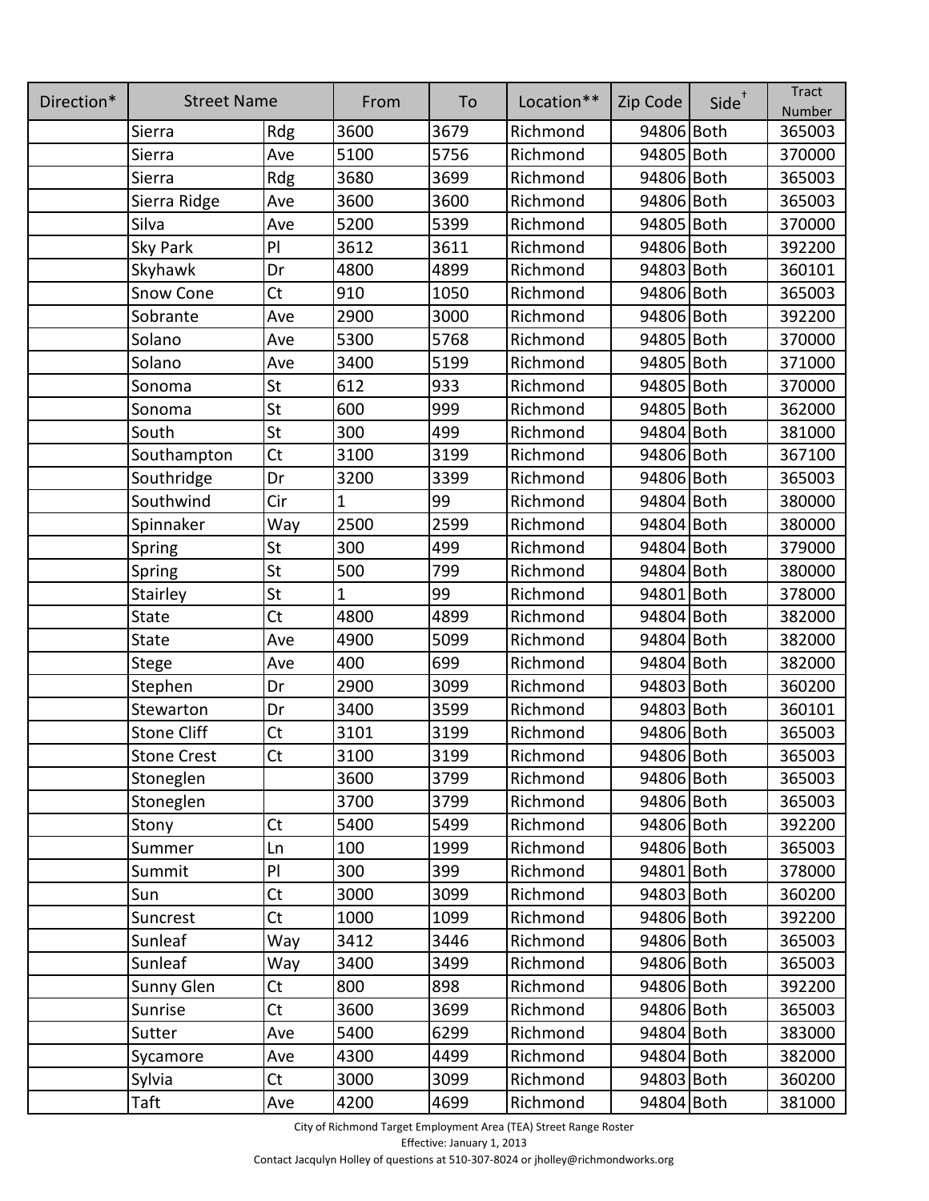| Direction* | Street Name | | From | To | Location** | Zip Code | Side† | Tract Number |
|---|---|---|---|---|---|---|---|---|
| | Sierra | Rdg | 3600 | 3679 | Richmond | 94806 | Both | 365003 |
| | Sierra | Ave | 5100 | 5756 | Richmond | 94805 | Both | 370000 |
| | Sierra | Rdg | 3680 | 3699 | Richmond | 94806 | Both | 365003 |
| | Sierra Ridge | Ave | 3600 | 3600 | Richmond | 94806 | Both | 365003 |
| | Silva | Ave | 5200 | 5399 | Richmond | 94805 | Both | 370000 |
| | Sky Park | Pl | 3612 | 3611 | Richmond | 94806 | Both | 392200 |
| | Skyhawk | Dr | 4800 | 4899 | Richmond | 94803 | Both | 360101 |
| | Snow Cone | Ct | 910 | 1050 | Richmond | 94806 | Both | 365003 |
| | Sobrante | Ave | 2900 | 3000 | Richmond | 94806 | Both | 392200 |
| | Solano | Ave | 5300 | 5768 | Richmond | 94805 | Both | 370000 |
| | Solano | Ave | 3400 | 5199 | Richmond | 94805 | Both | 371000 |
| | Sonoma | St | 612 | 933 | Richmond | 94805 | Both | 370000 |
| | Sonoma | St | 600 | 999 | Richmond | 94805 | Both | 362000 |
| | South | St | 300 | 499 | Richmond | 94804 | Both | 381000 |
| | Southampton | Ct | 3100 | 3199 | Richmond | 94806 | Both | 367100 |
| | Southridge | Dr | 3200 | 3399 | Richmond | 94806 | Both | 365003 |
| | Southwind | Cir | 1 | 99 | Richmond | 94804 | Both | 380000 |
| | Spinnaker | Way | 2500 | 2599 | Richmond | 94804 | Both | 380000 |
| | Spring | St | 300 | 499 | Richmond | 94804 | Both | 379000 |
| | Spring | St | 500 | 799 | Richmond | 94804 | Both | 380000 |
| | Stairley | St | 1 | 99 | Richmond | 94801 | Both | 378000 |
| | State | Ct | 4800 | 4899 | Richmond | 94804 | Both | 382000 |
| | State | Ave | 4900 | 5099 | Richmond | 94804 | Both | 382000 |
| | Stege | Ave | 400 | 699 | Richmond | 94804 | Both | 382000 |
| | Stephen | Dr | 2900 | 3099 | Richmond | 94803 | Both | 360200 |
| | Stewarton | Dr | 3400 | 3599 | Richmond | 94803 | Both | 360101 |
| | Stone Cliff | Ct | 3101 | 3199 | Richmond | 94806 | Both | 365003 |
| | Stone Crest | Ct | 3100 | 3199 | Richmond | 94806 | Both | 365003 |
| | Stoneglen | | 3600 | 3799 | Richmond | 94806 | Both | 365003 |
| | Stoneglen | | 3700 | 3799 | Richmond | 94806 | Both | 365003 |
| | Stony | Ct | 5400 | 5499 | Richmond | 94806 | Both | 392200 |
| | Summer | Ln | 100 | 1999 | Richmond | 94806 | Both | 365003 |
| | Summit | Pl | 300 | 399 | Richmond | 94801 | Both | 378000 |
| | Sun | Ct | 3000 | 3099 | Richmond | 94803 | Both | 360200 |
| | Suncrest | Ct | 1000 | 1099 | Richmond | 94806 | Both | 392200 |
| | Sunleaf | Way | 3412 | 3446 | Richmond | 94806 | Both | 365003 |
| | Sunleaf | Way | 3400 | 3499 | Richmond | 94806 | Both | 365003 |
| | Sunny Glen | Ct | 800 | 898 | Richmond | 94806 | Both | 392200 |
| | Sunrise | Ct | 3600 | 3699 | Richmond | 94806 | Both | 365003 |
| | Sutter | Ave | 5400 | 6299 | Richmond | 94804 | Both | 383000 |
| | Sycamore | Ave | 4300 | 4499 | Richmond | 94804 | Both | 382000 |
| | Sylvia | Ct | 3000 | 3099 | Richmond | 94803 | Both | 360200 |
| | Taft | Ave | 4200 | 4699 | Richmond | 94804 | Both | 381000 |

City of Richmond Target Employment Area (TEA) Street Range Roster

Effective: January 1, 2013

Contact Jacqulyn Holley of questions at 510-307-8024 or jholley@richmondworks.org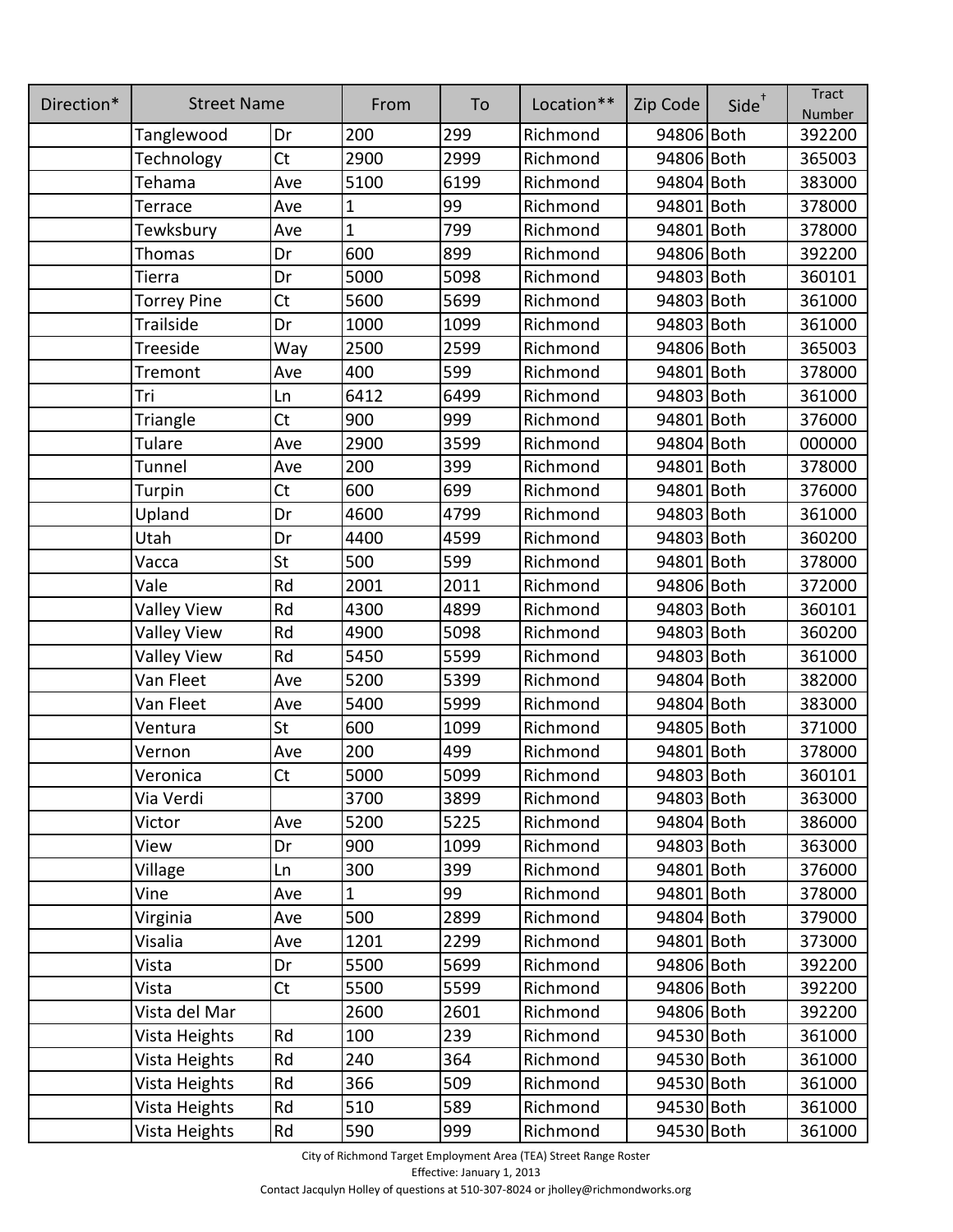| Direction* | Street Name | | From | To | Location** | Zip Code | Side† | Tract Number |
|---|---|---|---|---|---|---|---|---|
| | Tanglewood | Dr | 200 | 299 | Richmond | 94806 | Both | 392200 |
| | Technology | Ct | 2900 | 2999 | Richmond | 94806 | Both | 365003 |
| | Tehama | Ave | 5100 | 6199 | Richmond | 94804 | Both | 383000 |
| | Terrace | Ave | 1 | 99 | Richmond | 94801 | Both | 378000 |
| | Tewksbury | Ave | 1 | 799 | Richmond | 94801 | Both | 378000 |
| | Thomas | Dr | 600 | 899 | Richmond | 94806 | Both | 392200 |
| | Tierra | Dr | 5000 | 5098 | Richmond | 94803 | Both | 360101 |
| | Torrey Pine | Ct | 5600 | 5699 | Richmond | 94803 | Both | 361000 |
| | Trailside | Dr | 1000 | 1099 | Richmond | 94803 | Both | 361000 |
| | Treeside | Way | 2500 | 2599 | Richmond | 94806 | Both | 365003 |
| | Tremont | Ave | 400 | 599 | Richmond | 94801 | Both | 378000 |
| | Tri | Ln | 6412 | 6499 | Richmond | 94803 | Both | 361000 |
| | Triangle | Ct | 900 | 999 | Richmond | 94801 | Both | 376000 |
| | Tulare | Ave | 2900 | 3599 | Richmond | 94804 | Both | 000000 |
| | Tunnel | Ave | 200 | 399 | Richmond | 94801 | Both | 378000 |
| | Turpin | Ct | 600 | 699 | Richmond | 94801 | Both | 376000 |
| | Upland | Dr | 4600 | 4799 | Richmond | 94803 | Both | 361000 |
| | Utah | Dr | 4400 | 4599 | Richmond | 94803 | Both | 360200 |
| | Vacca | St | 500 | 599 | Richmond | 94801 | Both | 378000 |
| | Vale | Rd | 2001 | 2011 | Richmond | 94806 | Both | 372000 |
| | Valley View | Rd | 4300 | 4899 | Richmond | 94803 | Both | 360101 |
| | Valley View | Rd | 4900 | 5098 | Richmond | 94803 | Both | 360200 |
| | Valley View | Rd | 5450 | 5599 | Richmond | 94803 | Both | 361000 |
| | Van Fleet | Ave | 5200 | 5399 | Richmond | 94804 | Both | 382000 |
| | Van Fleet | Ave | 5400 | 5999 | Richmond | 94804 | Both | 383000 |
| | Ventura | St | 600 | 1099 | Richmond | 94805 | Both | 371000 |
| | Vernon | Ave | 200 | 499 | Richmond | 94801 | Both | 378000 |
| | Veronica | Ct | 5000 | 5099 | Richmond | 94803 | Both | 360101 |
| | Via Verdi | | 3700 | 3899 | Richmond | 94803 | Both | 363000 |
| | Victor | Ave | 5200 | 5225 | Richmond | 94804 | Both | 386000 |
| | View | Dr | 900 | 1099 | Richmond | 94803 | Both | 363000 |
| | Village | Ln | 300 | 399 | Richmond | 94801 | Both | 376000 |
| | Vine | Ave | 1 | 99 | Richmond | 94801 | Both | 378000 |
| | Virginia | Ave | 500 | 2899 | Richmond | 94804 | Both | 379000 |
| | Visalia | Ave | 1201 | 2299 | Richmond | 94801 | Both | 373000 |
| | Vista | Dr | 5500 | 5699 | Richmond | 94806 | Both | 392200 |
| | Vista | Ct | 5500 | 5599 | Richmond | 94806 | Both | 392200 |
| | Vista del Mar | | 2600 | 2601 | Richmond | 94806 | Both | 392200 |
| | Vista Heights | Rd | 100 | 239 | Richmond | 94530 | Both | 361000 |
| | Vista Heights | Rd | 240 | 364 | Richmond | 94530 | Both | 361000 |
| | Vista Heights | Rd | 366 | 509 | Richmond | 94530 | Both | 361000 |
| | Vista Heights | Rd | 510 | 589 | Richmond | 94530 | Both | 361000 |
| | Vista Heights | Rd | 590 | 999 | Richmond | 94530 | Both | 361000 |

City of Richmond Target Employment Area (TEA) Street Range Roster

Effective: January 1, 2013

Contact Jacqulyn Holley of questions at 510-307-8024 or jholley@richmondworks.org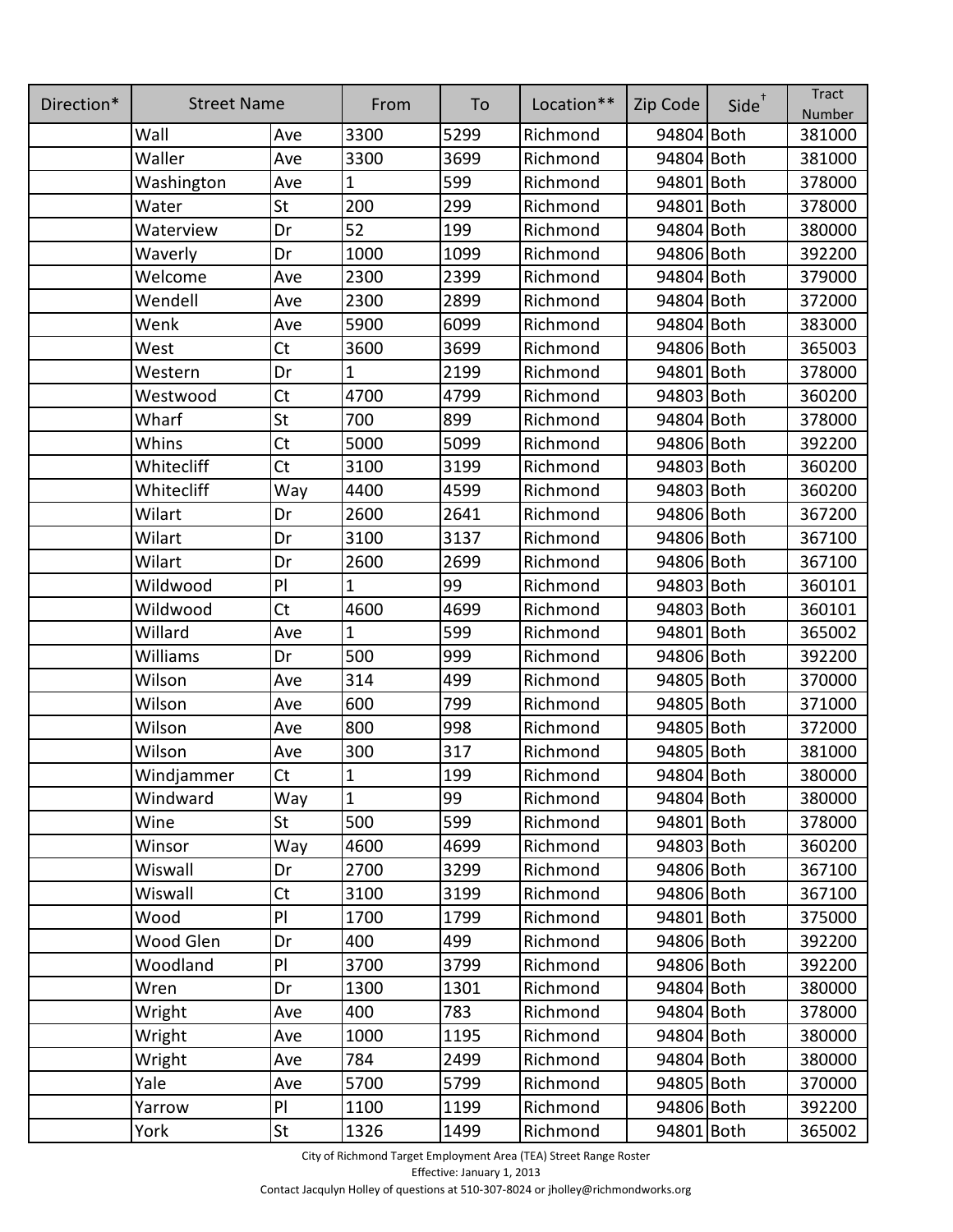| Direction* | Street Name | | From | To | Location** | Zip Code | Side† | Tract Number |
|---|---|---|---|---|---|---|---|---|
| | Wall | Ave | 3300 | 5299 | Richmond | 94804 | Both | 381000 |
| | Waller | Ave | 3300 | 3699 | Richmond | 94804 | Both | 381000 |
| | Washington | Ave | 1 | 599 | Richmond | 94801 | Both | 378000 |
| | Water | St | 200 | 299 | Richmond | 94801 | Both | 378000 |
| | Waterview | Dr | 52 | 199 | Richmond | 94804 | Both | 380000 |
| | Waverly | Dr | 1000 | 1099 | Richmond | 94806 | Both | 392200 |
| | Welcome | Ave | 2300 | 2399 | Richmond | 94804 | Both | 379000 |
| | Wendell | Ave | 2300 | 2899 | Richmond | 94804 | Both | 372000 |
| | Wenk | Ave | 5900 | 6099 | Richmond | 94804 | Both | 383000 |
| | West | Ct | 3600 | 3699 | Richmond | 94806 | Both | 365003 |
| | Western | Dr | 1 | 2199 | Richmond | 94801 | Both | 378000 |
| | Westwood | Ct | 4700 | 4799 | Richmond | 94803 | Both | 360200 |
| | Wharf | St | 700 | 899 | Richmond | 94804 | Both | 378000 |
| | Whins | Ct | 5000 | 5099 | Richmond | 94806 | Both | 392200 |
| | Whitecliff | Ct | 3100 | 3199 | Richmond | 94803 | Both | 360200 |
| | Whitecliff | Way | 4400 | 4599 | Richmond | 94803 | Both | 360200 |
| | Wilart | Dr | 2600 | 2641 | Richmond | 94806 | Both | 367200 |
| | Wilart | Dr | 3100 | 3137 | Richmond | 94806 | Both | 367100 |
| | Wilart | Dr | 2600 | 2699 | Richmond | 94806 | Both | 367100 |
| | Wildwood | Pl | 1 | 99 | Richmond | 94803 | Both | 360101 |
| | Wildwood | Ct | 4600 | 4699 | Richmond | 94803 | Both | 360101 |
| | Willard | Ave | 1 | 599 | Richmond | 94801 | Both | 365002 |
| | Williams | Dr | 500 | 999 | Richmond | 94806 | Both | 392200 |
| | Wilson | Ave | 314 | 499 | Richmond | 94805 | Both | 370000 |
| | Wilson | Ave | 600 | 799 | Richmond | 94805 | Both | 371000 |
| | Wilson | Ave | 800 | 998 | Richmond | 94805 | Both | 372000 |
| | Wilson | Ave | 300 | 317 | Richmond | 94805 | Both | 381000 |
| | Windjammer | Ct | 1 | 199 | Richmond | 94804 | Both | 380000 |
| | Windward | Way | 1 | 99 | Richmond | 94804 | Both | 380000 |
| | Wine | St | 500 | 599 | Richmond | 94801 | Both | 378000 |
| | Winsor | Way | 4600 | 4699 | Richmond | 94803 | Both | 360200 |
| | Wiswall | Dr | 2700 | 3299 | Richmond | 94806 | Both | 367100 |
| | Wiswall | Ct | 3100 | 3199 | Richmond | 94806 | Both | 367100 |
| | Wood | Pl | 1700 | 1799 | Richmond | 94801 | Both | 375000 |
| | Wood Glen | Dr | 400 | 499 | Richmond | 94806 | Both | 392200 |
| | Woodland | Pl | 3700 | 3799 | Richmond | 94806 | Both | 392200 |
| | Wren | Dr | 1300 | 1301 | Richmond | 94804 | Both | 380000 |
| | Wright | Ave | 400 | 783 | Richmond | 94804 | Both | 378000 |
| | Wright | Ave | 1000 | 1195 | Richmond | 94804 | Both | 380000 |
| | Wright | Ave | 784 | 2499 | Richmond | 94804 | Both | 380000 |
| | Yale | Ave | 5700 | 5799 | Richmond | 94805 | Both | 370000 |
| | Yarrow | Pl | 1100 | 1199 | Richmond | 94806 | Both | 392200 |
| | York | St | 1326 | 1499 | Richmond | 94801 | Both | 365002 |

City of Richmond Target Employment Area (TEA) Street Range Roster
Effective: January 1, 2013
Contact Jacqulyn Holley of questions at 510-307-8024 or jholley@richmondworks.org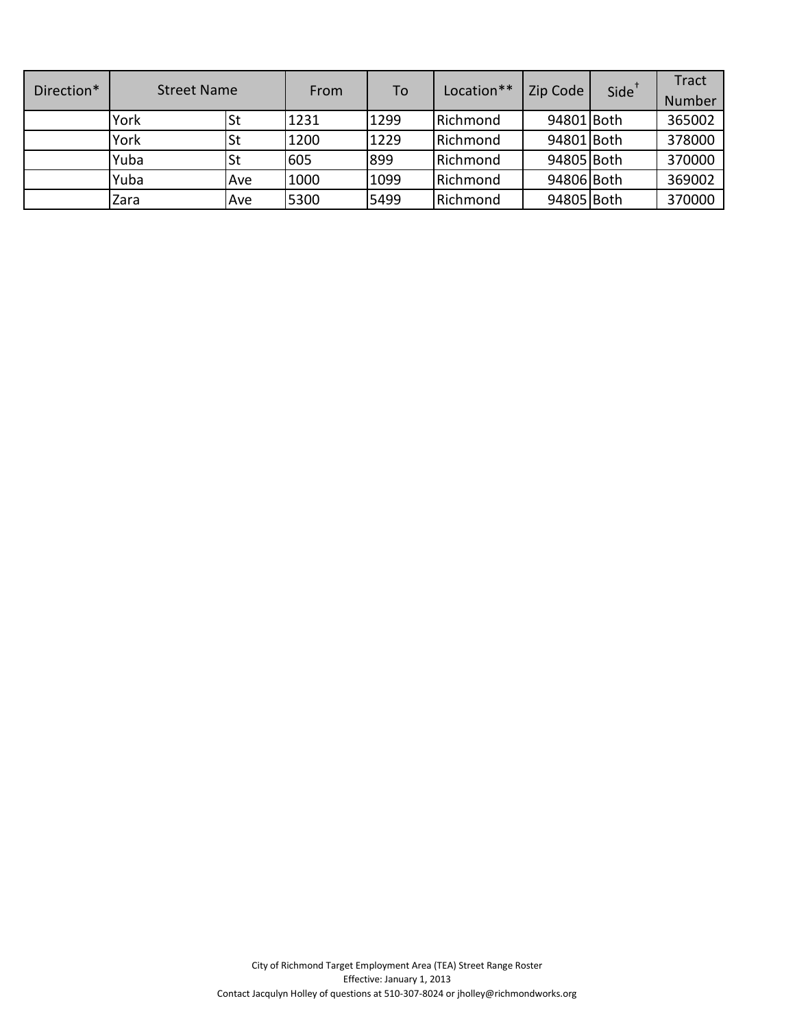| Direction* | Street Name | | From | To | Location** | Zip Code | Side[†] | Tract Number |
|---|---|---|---|---|---|---|---|---|
| | York | St | 1231 | 1299 | Richmond | 94801 | Both | 365002 |
| | York | St | 1200 | 1229 | Richmond | 94801 | Both | 378000 |
| | Yuba | St | 605 | 899 | Richmond | 94805 | Both | 370000 |
| | Yuba | Ave | 1000 | 1099 | Richmond | 94806 | Both | 369002 |
| | Zara | Ave | 5300 | 5499 | Richmond | 94805 | Both | 370000 |